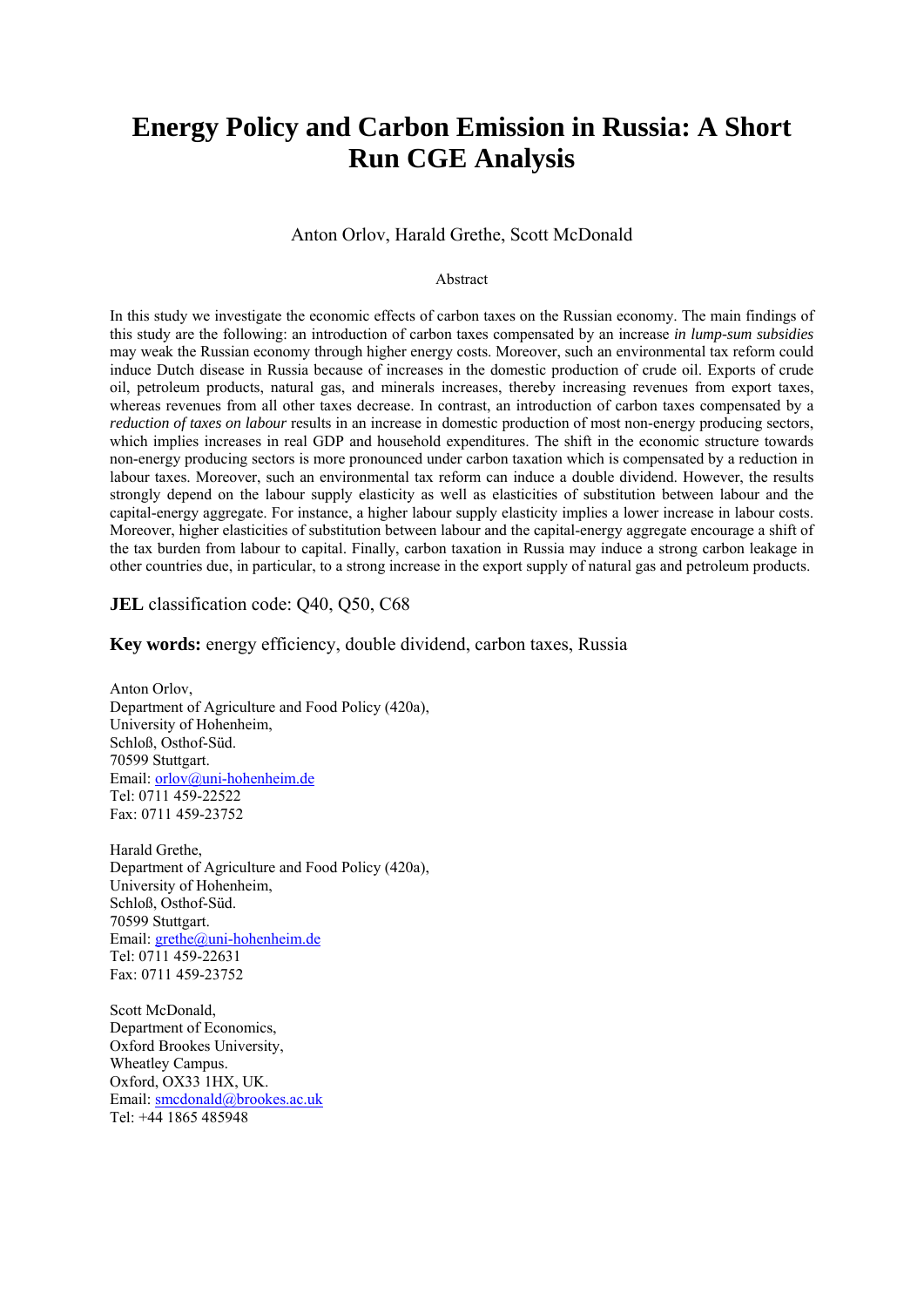# Energy Policy and Carbon Emission in Russia: A Short Run CGE Analysis

Anton Orlov, Harald Grethe, Scott McDonald

Abstract

In this study we investigate the economic effects of carbon taxes on the Russian economy. The main findings of this study are the following: an introduction of carbon taxes compensated by an increase *in lump-sum subsidies* may weak the Russian economy through higher energy costs. Moreover, such an environmental tax reform could induce Dutch disease in Russia because of increases in the domestic production of crude oil. Exports of crude oil, petroleum products, natural gas, and minerals increases, thereby increasing revenues from export taxes, whereas revenues from all other taxes decrease. In contrast, an introduction of carbon taxes compensated by a *reduction of taxes on labour* results in an increase in domestic production of most non-energy producing sectors, which implies increases in real GDP and household expenditures. The shift in the economic structure towards non-energy producing sectors is more pronounced under carbon taxation which is compensated by a reduction in labour taxes. Moreover, such an environmental tax reform can induce a double dividend. However, the results strongly depend on the labour supply elasticity as well as elasticities of substitution between labour and the capital-energy aggregate. For instance, a higher labour supply elasticity implies a lower increase in labour costs. Moreover, higher elasticities of substitution between labour and the capital-energy aggregate encourage a shift of the tax burden from labour to capital. Finally, carbon taxation in Russia may induce a strong carbon leakage in other countries due, in particular, to a strong increase in the export supply of natural gas and petroleum products.

**JEL** classification code: Q40, Q50, C68

**Key words:** energy efficiency, double dividend, carbon taxes, Russia

Anton Orlov,
Department of Agriculture and Food Policy (420a),
University of Hohenheim,
Schloß, Osthof-Süd.
70599 Stuttgart.
Email: orlov@uni-hohenheim.de
Tel: 0711 459-22522
Fax: 0711 459-23752

Harald Grethe,
Department of Agriculture and Food Policy (420a),
University of Hohenheim,
Schloß, Osthof-Süd.
70599 Stuttgart.
Email: grethe@uni-hohenheim.de
Tel: 0711 459-22631
Fax: 0711 459-23752

Scott McDonald,
Department of Economics,
Oxford Brookes University,
Wheatley Campus.
Oxford, OX33 1HX, UK.
Email: smcdonald@brookes.ac.uk
Tel: +44 1865 485948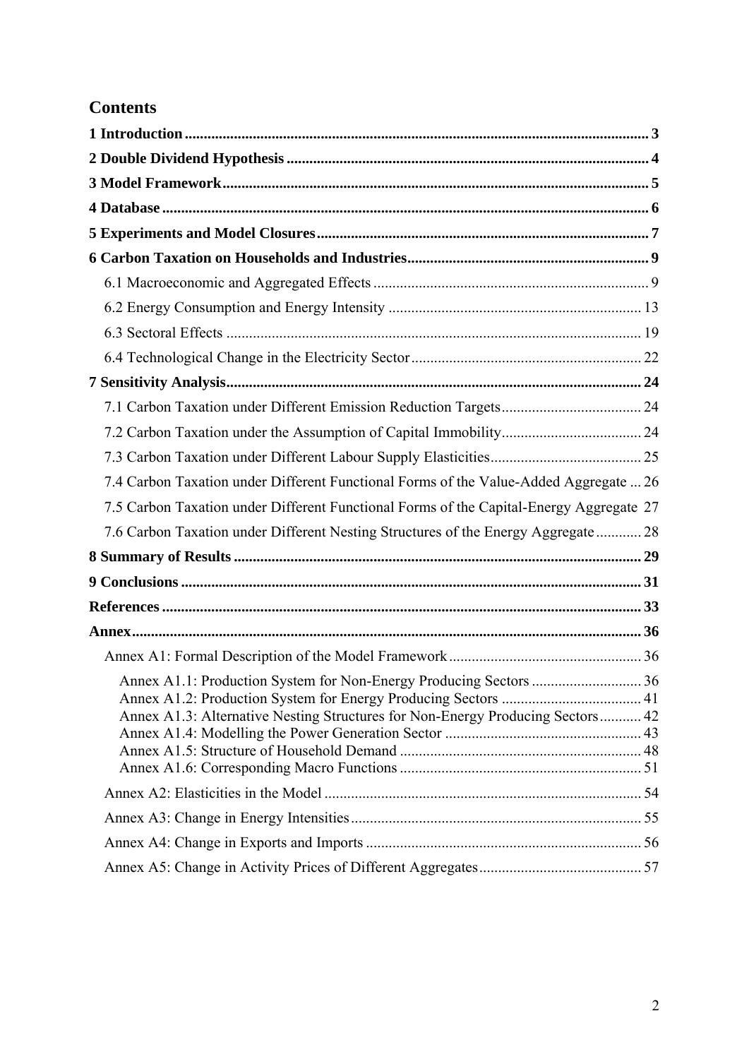# Contents

**1 Introduction** 3

**2 Double Dividend Hypothesis** 4

**3 Model Framework** 5

**4 Database** 6

**5 Experiments and Model Closures** 7

**6 Carbon Taxation on Households and Industries** 9

- 6.1 Macroeconomic and Aggregated Effects 9
- 6.2 Energy Consumption and Energy Intensity 13
- 6.3 Sectoral Effects 19
- 6.4 Technological Change in the Electricity Sector 22

**7 Sensitivity Analysis** 24

- 7.1 Carbon Taxation under Different Emission Reduction Targets 24
- 7.2 Carbon Taxation under the Assumption of Capital Immobility 24
- 7.3 Carbon Taxation under Different Labour Supply Elasticities 25
- 7.4 Carbon Taxation under Different Functional Forms of the Value-Added Aggregate 26
- 7.5 Carbon Taxation under Different Functional Forms of the Capital-Energy Aggregate 27
- 7.6 Carbon Taxation under Different Nesting Structures of the Energy Aggregate 28

**8 Summary of Results** 29

**9 Conclusions** 31

**References** 33

**Annex** 36

- Annex A1: Formal Description of the Model Framework 36
  - Annex A1.1: Production System for Non-Energy Producing Sectors 36
  - Annex A1.2: Production System for Energy Producing Sectors 41
  - Annex A1.3: Alternative Nesting Structures for Non-Energy Producing Sectors 42
  - Annex A1.4: Modelling the Power Generation Sector 43
  - Annex A1.5: Structure of Household Demand 48
  - Annex A1.6: Corresponding Macro Functions 51
- Annex A2: Elasticities in the Model 54
- Annex A3: Change in Energy Intensities 55
- Annex A4: Change in Exports and Imports 56
- Annex A5: Change in Activity Prices of Different Aggregates 57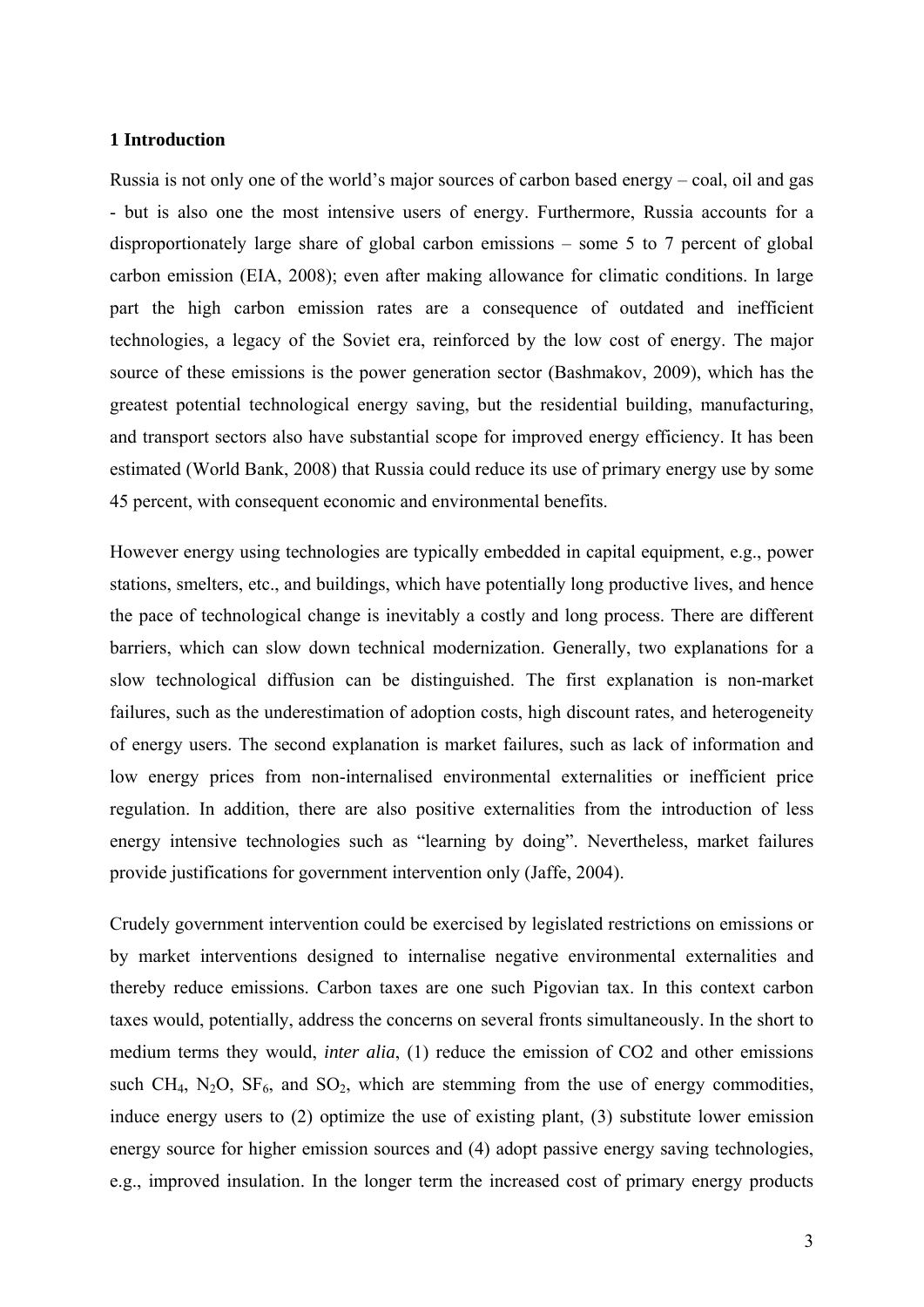## 1 Introduction

Russia is not only one of the world's major sources of carbon based energy – coal, oil and gas - but is also one the most intensive users of energy. Furthermore, Russia accounts for a disproportionately large share of global carbon emissions – some 5 to 7 percent of global carbon emission (EIA, 2008); even after making allowance for climatic conditions. In large part the high carbon emission rates are a consequence of outdated and inefficient technologies, a legacy of the Soviet era, reinforced by the low cost of energy. The major source of these emissions is the power generation sector (Bashmakov, 2009), which has the greatest potential technological energy saving, but the residential building, manufacturing, and transport sectors also have substantial scope for improved energy efficiency. It has been estimated (World Bank, 2008) that Russia could reduce its use of primary energy use by some 45 percent, with consequent economic and environmental benefits.

However energy using technologies are typically embedded in capital equipment, e.g., power stations, smelters, etc., and buildings, which have potentially long productive lives, and hence the pace of technological change is inevitably a costly and long process. There are different barriers, which can slow down technical modernization. Generally, two explanations for a slow technological diffusion can be distinguished. The first explanation is non-market failures, such as the underestimation of adoption costs, high discount rates, and heterogeneity of energy users. The second explanation is market failures, such as lack of information and low energy prices from non-internalised environmental externalities or inefficient price regulation. In addition, there are also positive externalities from the introduction of less energy intensive technologies such as "learning by doing". Nevertheless, market failures provide justifications for government intervention only (Jaffe, 2004).

Crudely government intervention could be exercised by legislated restrictions on emissions or by market interventions designed to internalise negative environmental externalities and thereby reduce emissions. Carbon taxes are one such Pigovian tax. In this context carbon taxes would, potentially, address the concerns on several fronts simultaneously. In the short to medium terms they would, *inter alia*, (1) reduce the emission of CO2 and other emissions such $CH_4$, $N_2O$, $SF_6$, and $SO_2$, which are stemming from the use of energy commodities, induce energy users to (2) optimize the use of existing plant, (3) substitute lower emission energy source for higher emission sources and (4) adopt passive energy saving technologies, e.g., improved insulation. In the longer term the increased cost of primary energy products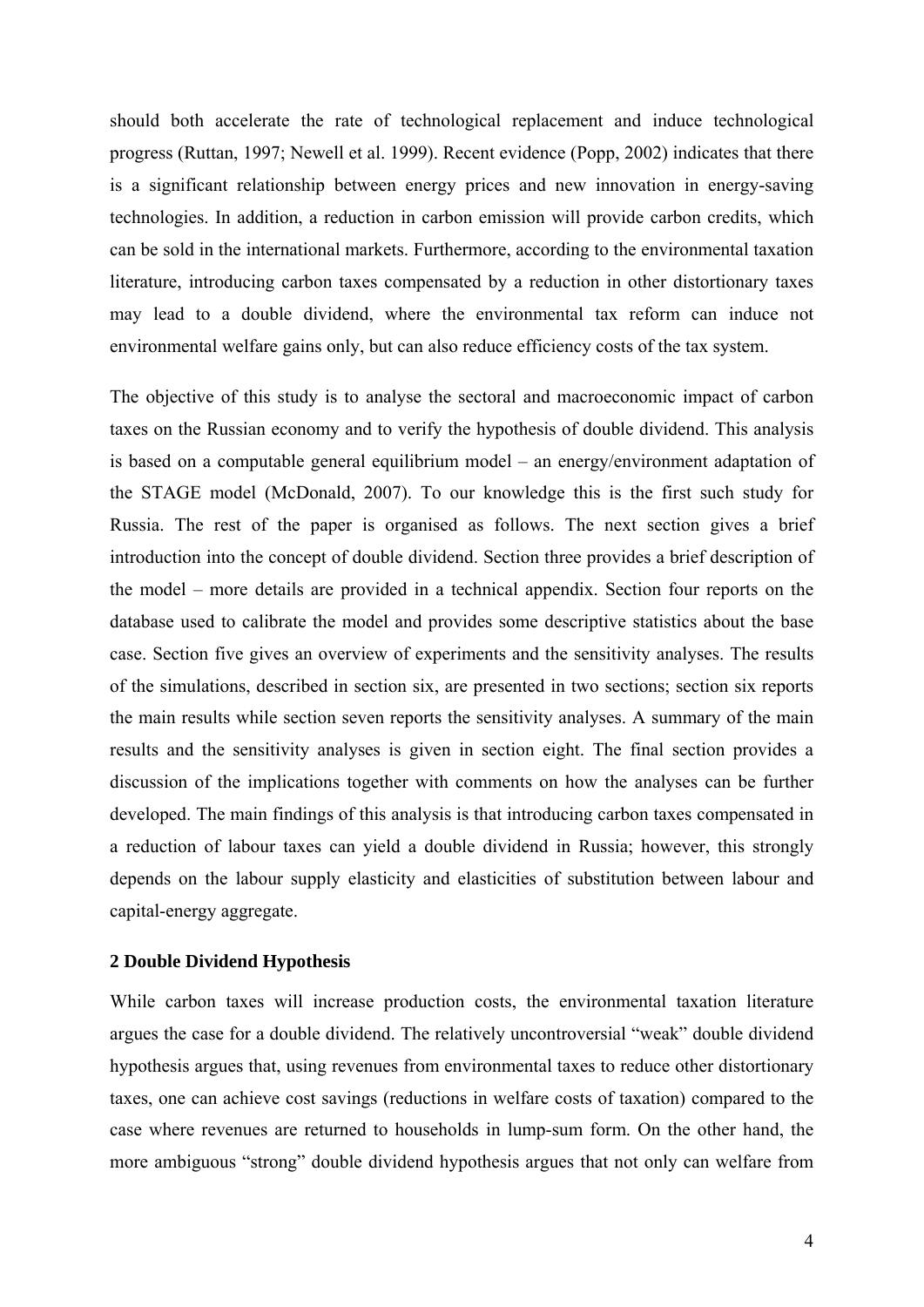should both accelerate the rate of technological replacement and induce technological progress (Ruttan, 1997; Newell et al. 1999). Recent evidence (Popp, 2002) indicates that there is a significant relationship between energy prices and new innovation in energy-saving technologies. In addition, a reduction in carbon emission will provide carbon credits, which can be sold in the international markets. Furthermore, according to the environmental taxation literature, introducing carbon taxes compensated by a reduction in other distortionary taxes may lead to a double dividend, where the environmental tax reform can induce not environmental welfare gains only, but can also reduce efficiency costs of the tax system.

The objective of this study is to analyse the sectoral and macroeconomic impact of carbon taxes on the Russian economy and to verify the hypothesis of double dividend. This analysis is based on a computable general equilibrium model – an energy/environment adaptation of the STAGE model (McDonald, 2007). To our knowledge this is the first such study for Russia. The rest of the paper is organised as follows. The next section gives a brief introduction into the concept of double dividend. Section three provides a brief description of the model – more details are provided in a technical appendix. Section four reports on the database used to calibrate the model and provides some descriptive statistics about the base case. Section five gives an overview of experiments and the sensitivity analyses. The results of the simulations, described in section six, are presented in two sections; section six reports the main results while section seven reports the sensitivity analyses. A summary of the main results and the sensitivity analyses is given in section eight. The final section provides a discussion of the implications together with comments on how the analyses can be further developed. The main findings of this analysis is that introducing carbon taxes compensated in a reduction of labour taxes can yield a double dividend in Russia; however, this strongly depends on the labour supply elasticity and elasticities of substitution between labour and capital-energy aggregate.

## 2 Double Dividend Hypothesis

While carbon taxes will increase production costs, the environmental taxation literature argues the case for a double dividend. The relatively uncontroversial "weak" double dividend hypothesis argues that, using revenues from environmental taxes to reduce other distortionary taxes, one can achieve cost savings (reductions in welfare costs of taxation) compared to the case where revenues are returned to households in lump-sum form. On the other hand, the more ambiguous "strong" double dividend hypothesis argues that not only can welfare from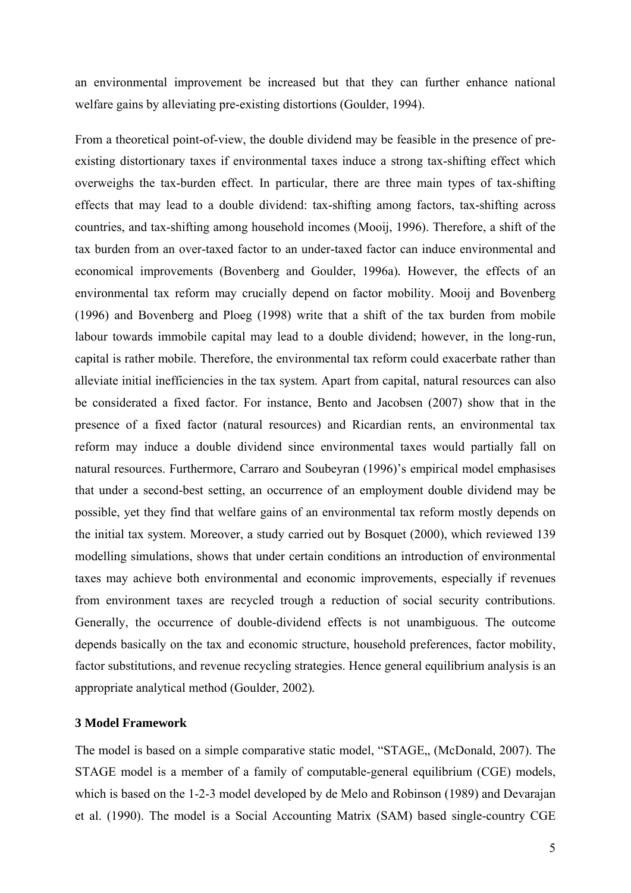an environmental improvement be increased but that they can further enhance national welfare gains by alleviating pre-existing distortions (Goulder, 1994).

From a theoretical point-of-view, the double dividend may be feasible in the presence of pre-existing distortionary taxes if environmental taxes induce a strong tax-shifting effect which overweighs the tax-burden effect. In particular, there are three main types of tax-shifting effects that may lead to a double dividend: tax-shifting among factors, tax-shifting across countries, and tax-shifting among household incomes (Mooij, 1996). Therefore, a shift of the tax burden from an over-taxed factor to an under-taxed factor can induce environmental and economical improvements (Bovenberg and Goulder, 1996a). However, the effects of an environmental tax reform may crucially depend on factor mobility. Mooij and Bovenberg (1996) and Bovenberg and Ploeg (1998) write that a shift of the tax burden from mobile labour towards immobile capital may lead to a double dividend; however, in the long-run, capital is rather mobile. Therefore, the environmental tax reform could exacerbate rather than alleviate initial inefficiencies in the tax system. Apart from capital, natural resources can also be considerated a fixed factor. For instance, Bento and Jacobsen (2007) show that in the presence of a fixed factor (natural resources) and Ricardian rents, an environmental tax reform may induce a double dividend since environmental taxes would partially fall on natural resources. Furthermore, Carraro and Soubeyran (1996)'s empirical model emphasises that under a second-best setting, an occurrence of an employment double dividend may be possible, yet they find that welfare gains of an environmental tax reform mostly depends on the initial tax system. Moreover, a study carried out by Bosquet (2000), which reviewed 139 modelling simulations, shows that under certain conditions an introduction of environmental taxes may achieve both environmental and economic improvements, especially if revenues from environment taxes are recycled trough a reduction of social security contributions. Generally, the occurrence of double-dividend effects is not unambiguous. The outcome depends basically on the tax and economic structure, household preferences, factor mobility, factor substitutions, and revenue recycling strategies. Hence general equilibrium analysis is an appropriate analytical method (Goulder, 2002).

### 3 Model Framework

The model is based on a simple comparative static model, "STAGE„ (McDonald, 2007). The STAGE model is a member of a family of computable-general equilibrium (CGE) models, which is based on the 1-2-3 model developed by de Melo and Robinson (1989) and Devarajan et al. (1990). The model is a Social Accounting Matrix (SAM) based single-country CGE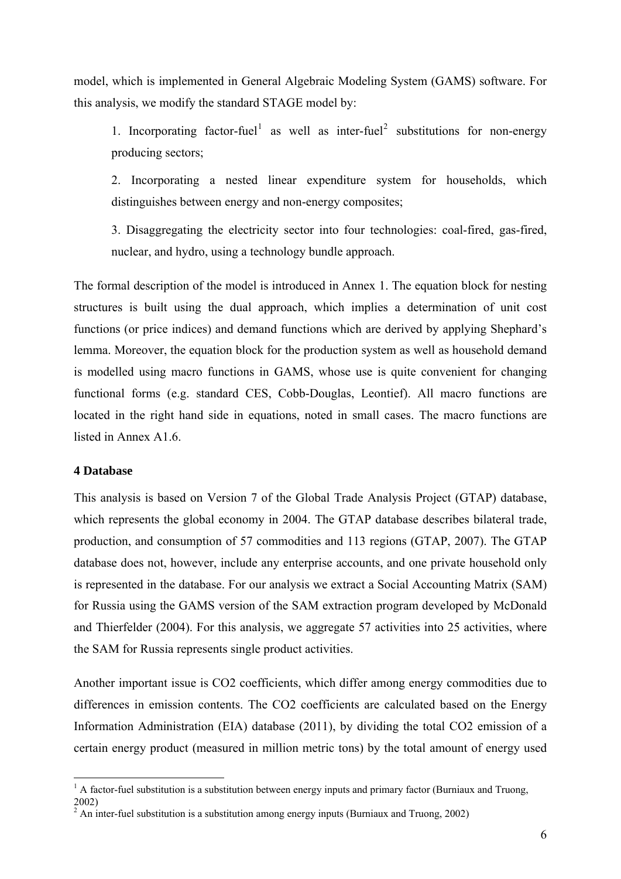model, which is implemented in General Algebraic Modeling System (GAMS) software. For this analysis, we modify the standard STAGE model by:

1. Incorporating factor-fuel[1] as well as inter-fuel[2] substitutions for non-energy producing sectors;

2. Incorporating a nested linear expenditure system for households, which distinguishes between energy and non-energy composites;

3. Disaggregating the electricity sector into four technologies: coal-fired, gas-fired, nuclear, and hydro, using a technology bundle approach.

The formal description of the model is introduced in Annex 1. The equation block for nesting structures is built using the dual approach, which implies a determination of unit cost functions (or price indices) and demand functions which are derived by applying Shephard's lemma. Moreover, the equation block for the production system as well as household demand is modelled using macro functions in GAMS, whose use is quite convenient for changing functional forms (e.g. standard CES, Cobb-Douglas, Leontief). All macro functions are located in the right hand side in equations, noted in small cases. The macro functions are listed in Annex A1.6.

## 4 Database

This analysis is based on Version 7 of the Global Trade Analysis Project (GTAP) database, which represents the global economy in 2004. The GTAP database describes bilateral trade, production, and consumption of 57 commodities and 113 regions (GTAP, 2007). The GTAP database does not, however, include any enterprise accounts, and one private household only is represented in the database. For our analysis we extract a Social Accounting Matrix (SAM) for Russia using the GAMS version of the SAM extraction program developed by McDonald and Thierfelder (2004). For this analysis, we aggregate 57 activities into 25 activities, where the SAM for Russia represents single product activities.

Another important issue is $CO_2$ coefficients, which differ among energy commodities due to differences in emission contents. The $CO_2$ coefficients are calculated based on the Energy Information Administration (EIA) database (2011), by dividing the total $CO_2$ emission of a certain energy product (measured in million metric tons) by the total amount of energy used

---

[1] A factor-fuel substitution is a substitution between energy inputs and primary factor (Burniaux and Truong, 2002)

[2] An inter-fuel substitution is a substitution among energy inputs (Burniaux and Truong, 2002)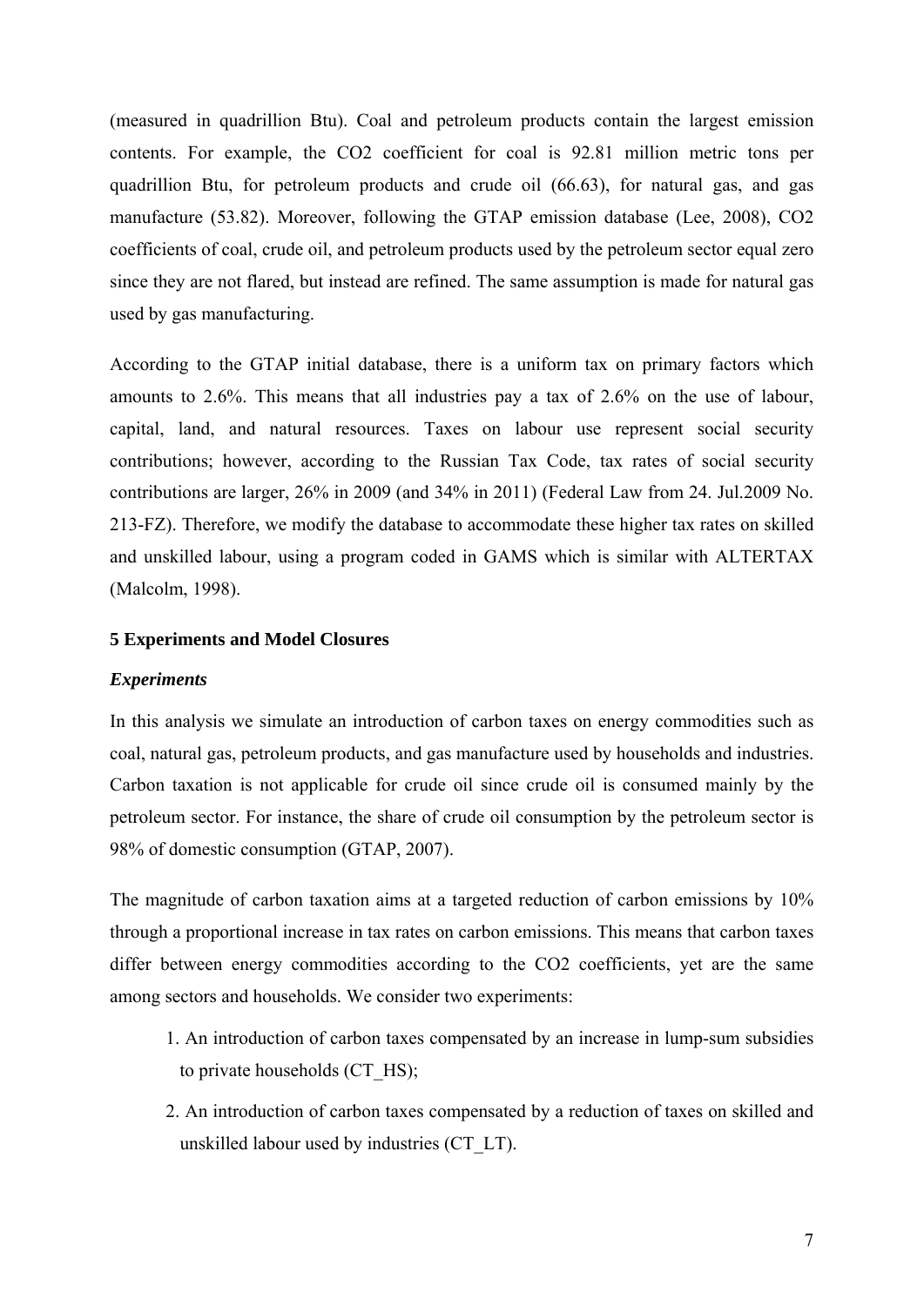(measured in quadrillion Btu). Coal and petroleum products contain the largest emission contents. For example, the $CO_2$ coefficient for coal is 92.81 million metric tons per quadrillion Btu, for petroleum products and crude oil (66.63), for natural gas, and gas manufacture (53.82). Moreover, following the GTAP emission database (Lee, 2008), $CO_2$ coefficients of coal, crude oil, and petroleum products used by the petroleum sector equal zero since they are not flared, but instead are refined. The same assumption is made for natural gas used by gas manufacturing.

According to the GTAP initial database, there is a uniform tax on primary factors which amounts to 2.6%. This means that all industries pay a tax of 2.6% on the use of labour, capital, land, and natural resources. Taxes on labour use represent social security contributions; however, according to the Russian Tax Code, tax rates of social security contributions are larger, 26% in 2009 (and 34% in 2011) (Federal Law from 24. Jul.2009 No. 213-FZ). Therefore, we modify the database to accommodate these higher tax rates on skilled and unskilled labour, using a program coded in GAMS which is similar with ALTERTAX (Malcolm, 1998).

## 5 Experiments and Model Closures

### *Experiments*

In this analysis we simulate an introduction of carbon taxes on energy commodities such as coal, natural gas, petroleum products, and gas manufacture used by households and industries. Carbon taxation is not applicable for crude oil since crude oil is consumed mainly by the petroleum sector. For instance, the share of crude oil consumption by the petroleum sector is 98% of domestic consumption (GTAP, 2007).

The magnitude of carbon taxation aims at a targeted reduction of carbon emissions by 10% through a proportional increase in tax rates on carbon emissions. This means that carbon taxes differ between energy commodities according to the $CO_2$ coefficients, yet are the same among sectors and households. We consider two experiments:

1. An introduction of carbon taxes compensated by an increase in lump-sum subsidies to private households (CT_HS);
2. An introduction of carbon taxes compensated by a reduction of taxes on skilled and unskilled labour used by industries (CT_LT).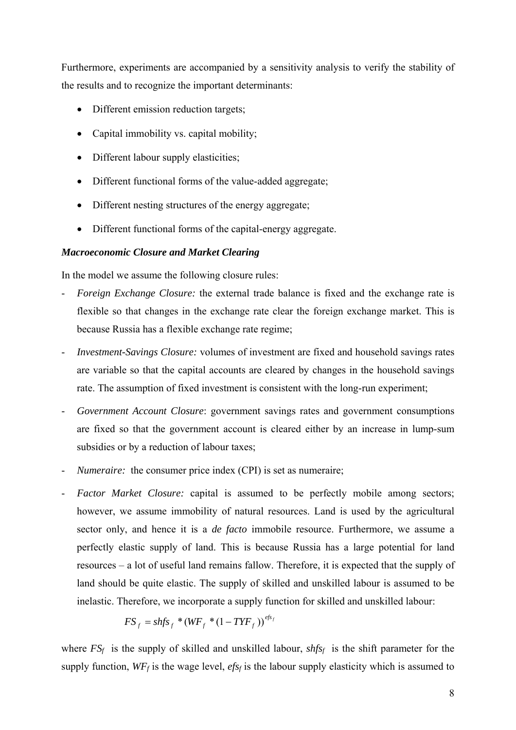Furthermore, experiments are accompanied by a sensitivity analysis to verify the stability of the results and to recognize the important determinants:

- Different emission reduction targets;
- Capital immobility vs. capital mobility;
- Different labour supply elasticities;
- Different functional forms of the value-added aggregate;
- Different nesting structures of the energy aggregate;
- Different functional forms of the capital-energy aggregate.

***Macroeconomic Closure and Market Clearing***

In the model we assume the following closure rules:

- *Foreign Exchange Closure:* the external trade balance is fixed and the exchange rate is flexible so that changes in the exchange rate clear the foreign exchange market. This is because Russia has a flexible exchange rate regime;
- *Investment-Savings Closure:* volumes of investment are fixed and household savings rates are variable so that the capital accounts are cleared by changes in the household savings rate. The assumption of fixed investment is consistent with the long-run experiment;
- *Government Account Closure*: government savings rates and government consumptions are fixed so that the government account is cleared either by an increase in lump-sum subsidies or by a reduction of labour taxes;
- *Numeraire:* the consumer price index (CPI) is set as numeraire;
- *Factor Market Closure:* capital is assumed to be perfectly mobile among sectors; however, we assume immobility of natural resources. Land is used by the agricultural sector only, and hence it is a *de facto* immobile resource. Furthermore, we assume a perfectly elastic supply of land. This is because Russia has a large potential for land resources – a lot of useful land remains fallow. Therefore, it is expected that the supply of land should be quite elastic. The supply of skilled and unskilled labour is assumed to be inelastic. Therefore, we incorporate a supply function for skilled and unskilled labour:

$$FS_f = shfs_f * (WF_f * (1 - TYF_f))^{efs_f}$$

where $FS_f$ is the supply of skilled and unskilled labour, $shfs_f$ is the shift parameter for the supply function, $WF_f$ is the wage level, $efs_f$ is the labour supply elasticity which is assumed to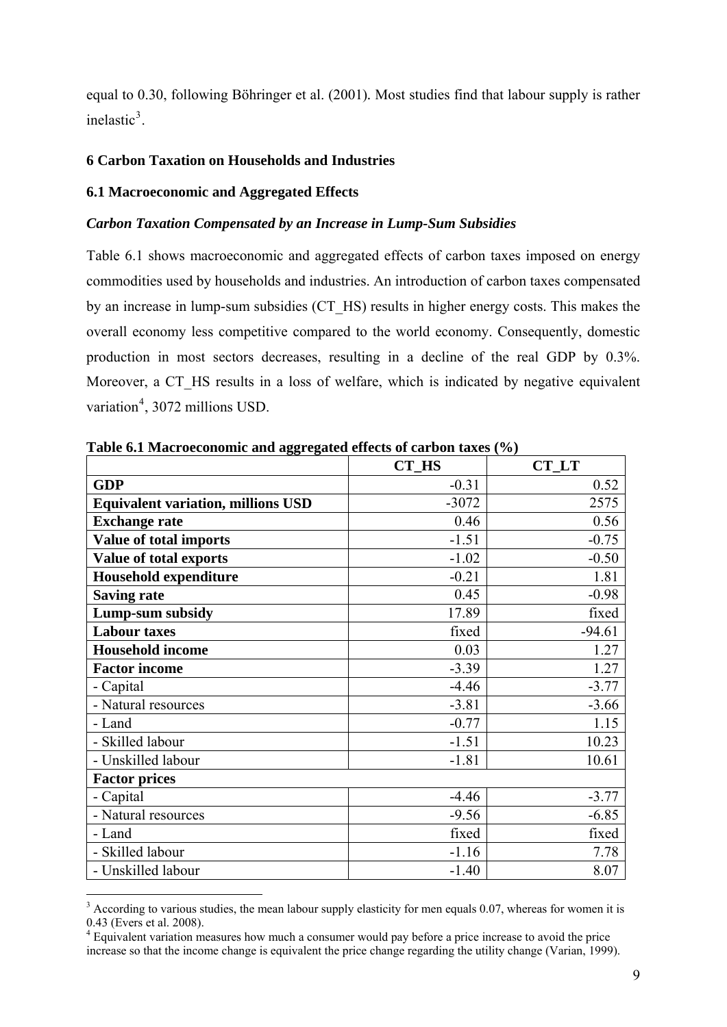equal to 0.30, following Böhringer et al. (2001). Most studies find that labour supply is rather inelastic[3].

### 6 Carbon Taxation on Households and Industries

### 6.1 Macroeconomic and Aggregated Effects

***Carbon Taxation Compensated by an Increase in Lump-Sum Subsidies***

Table 6.1 shows macroeconomic and aggregated effects of carbon taxes imposed on energy commodities used by households and industries. An introduction of carbon taxes compensated by an increase in lump-sum subsidies (CT_HS) results in higher energy costs. This makes the overall economy less competitive compared to the world economy. Consequently, domestic production in most sectors decreases, resulting in a decline of the real GDP by 0.3%. Moreover, a CT_HS results in a loss of welfare, which is indicated by negative equivalent variation[4], 3072 millions USD.

**Table 6.1 Macroeconomic and aggregated effects of carbon taxes (%)**

| | CT_HS | CT_LT |
|---|---|---|
| **GDP** | -0.31 | 0.52 |
| **Equivalent variation, millions USD** | -3072 | 2575 |
| **Exchange rate** | 0.46 | 0.56 |
| **Value of total imports** | -1.51 | -0.75 |
| **Value of total exports** | -1.02 | -0.50 |
| **Household expenditure** | -0.21 | 1.81 |
| **Saving rate** | 0.45 | -0.98 |
| **Lump-sum subsidy** | 17.89 | fixed |
| **Labour taxes** | fixed | -94.61 |
| **Household income** | 0.03 | 1.27 |
| **Factor income** | -3.39 | 1.27 |
| - Capital | -4.46 | -3.77 |
| - Natural resources | -3.81 | -3.66 |
| - Land | -0.77 | 1.15 |
| - Skilled labour | -1.51 | 10.23 |
| - Unskilled labour | -1.81 | 10.61 |
| **Factor prices** | | |
| - Capital | -4.46 | -3.77 |
| - Natural resources | -9.56 | -6.85 |
| - Land | fixed | fixed |
| - Skilled labour | -1.16 | 7.78 |
| - Unskilled labour | -1.40 | 8.07 |

[3] According to various studies, the mean labour supply elasticity for men equals 0.07, whereas for women it is 0.43 (Evers et al. 2008).

[4] Equivalent variation measures how much a consumer would pay before a price increase to avoid the price increase so that the income change is equivalent the price change regarding the utility change (Varian, 1999).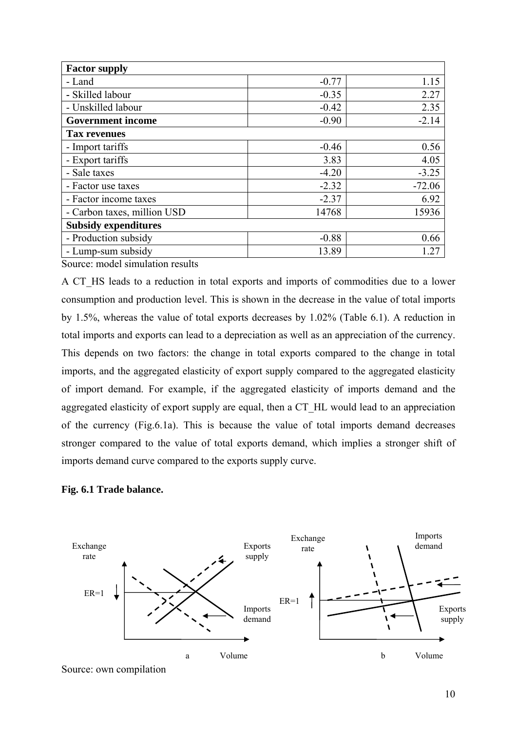| **Factor supply** | | |
|---|---|---|
| - Land | -0.77 | 1.15 |
| - Skilled labour | -0.35 | 2.27 |
| - Unskilled labour | -0.42 | 2.35 |
| **Government income** | -0.90 | -2.14 |
| **Tax revenues** | | |
| - Import tariffs | -0.46 | 0.56 |
| - Export tariffs | 3.83 | 4.05 |
| - Sale taxes | -4.20 | -3.25 |
| - Factor use taxes | -2.32 | -72.06 |
| - Factor income taxes | -2.37 | 6.92 |
| - Carbon taxes, million USD | 14768 | 15936 |
| **Subsidy expenditures** | | |
| - Production subsidy | -0.88 | 0.66 |
| - Lump-sum subsidy | 13.89 | 1.27 |

Source: model simulation results

A CT_HS leads to a reduction in total exports and imports of commodities due to a lower consumption and production level. This is shown in the decrease in the value of total imports by 1.5%, whereas the value of total exports decreases by 1.02% (Table 6.1). A reduction in total imports and exports can lead to a depreciation as well as an appreciation of the currency. This depends on two factors: the change in total exports compared to the change in total imports, and the aggregated elasticity of export supply compared to the aggregated elasticity of import demand. For example, if the aggregated elasticity of imports demand and the aggregated elasticity of export supply are equal, then a CT_HL would lead to an appreciation of the currency (Fig.6.1a). This is because the value of total imports demand decreases stronger compared to the value of total exports demand, which implies a stronger shift of imports demand curve compared to the exports supply curve.

**Fig. 6.1 Trade balance.**

Source: own compilation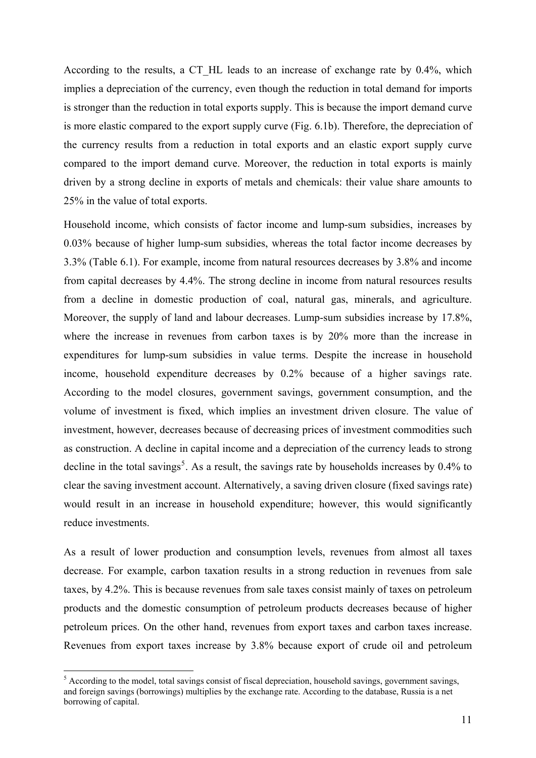According to the results, a CT_HL leads to an increase of exchange rate by 0.4%, which implies a depreciation of the currency, even though the reduction in total demand for imports is stronger than the reduction in total exports supply. This is because the import demand curve is more elastic compared to the export supply curve (Fig. 6.1b). Therefore, the depreciation of the currency results from a reduction in total exports and an elastic export supply curve compared to the import demand curve. Moreover, the reduction in total exports is mainly driven by a strong decline in exports of metals and chemicals: their value share amounts to 25% in the value of total exports.

Household income, which consists of factor income and lump-sum subsidies, increases by 0.03% because of higher lump-sum subsidies, whereas the total factor income decreases by 3.3% (Table 6.1). For example, income from natural resources decreases by 3.8% and income from capital decreases by 4.4%. The strong decline in income from natural resources results from a decline in domestic production of coal, natural gas, minerals, and agriculture. Moreover, the supply of land and labour decreases. Lump-sum subsidies increase by 17.8%, where the increase in revenues from carbon taxes is by 20% more than the increase in expenditures for lump-sum subsidies in value terms. Despite the increase in household income, household expenditure decreases by 0.2% because of a higher savings rate. According to the model closures, government savings, government consumption, and the volume of investment is fixed, which implies an investment driven closure. The value of investment, however, decreases because of decreasing prices of investment commodities such as construction. A decline in capital income and a depreciation of the currency leads to strong decline in the total savings[5]. As a result, the savings rate by households increases by 0.4% to clear the saving investment account. Alternatively, a saving driven closure (fixed savings rate) would result in an increase in household expenditure; however, this would significantly reduce investments.

As a result of lower production and consumption levels, revenues from almost all taxes decrease. For example, carbon taxation results in a strong reduction in revenues from sale taxes, by 4.2%. This is because revenues from sale taxes consist mainly of taxes on petroleum products and the domestic consumption of petroleum products decreases because of higher petroleum prices. On the other hand, revenues from export taxes and carbon taxes increase. Revenues from export taxes increase by 3.8% because export of crude oil and petroleum

[5] According to the model, total savings consist of fiscal depreciation, household savings, government savings, and foreign savings (borrowings) multiplies by the exchange rate. According to the database, Russia is a net borrowing of capital.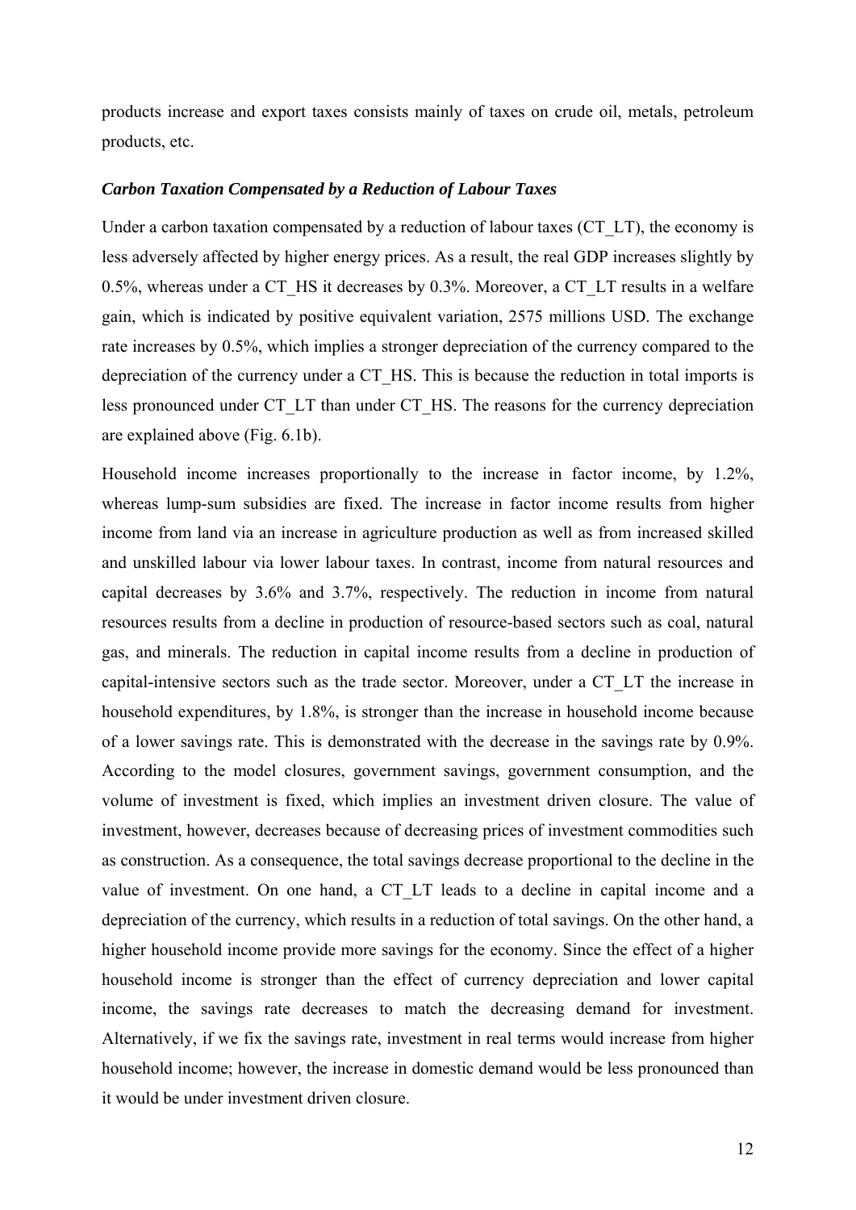products increase and export taxes consists mainly of taxes on crude oil, metals, petroleum products, etc.

### *Carbon Taxation Compensated by a Reduction of Labour Taxes*

Under a carbon taxation compensated by a reduction of labour taxes (CT_LT), the economy is less adversely affected by higher energy prices. As a result, the real GDP increases slightly by 0.5%, whereas under a CT_HS it decreases by 0.3%. Moreover, a CT_LT results in a welfare gain, which is indicated by positive equivalent variation, 2575 millions USD. The exchange rate increases by 0.5%, which implies a stronger depreciation of the currency compared to the depreciation of the currency under a CT_HS. This is because the reduction in total imports is less pronounced under CT_LT than under CT_HS. The reasons for the currency depreciation are explained above (Fig. 6.1b).

Household income increases proportionally to the increase in factor income, by 1.2%, whereas lump-sum subsidies are fixed. The increase in factor income results from higher income from land via an increase in agriculture production as well as from increased skilled and unskilled labour via lower labour taxes. In contrast, income from natural resources and capital decreases by 3.6% and 3.7%, respectively. The reduction in income from natural resources results from a decline in production of resource-based sectors such as coal, natural gas, and minerals. The reduction in capital income results from a decline in production of capital-intensive sectors such as the trade sector. Moreover, under a CT_LT the increase in household expenditures, by 1.8%, is stronger than the increase in household income because of a lower savings rate. This is demonstrated with the decrease in the savings rate by 0.9%. According to the model closures, government savings, government consumption, and the volume of investment is fixed, which implies an investment driven closure. The value of investment, however, decreases because of decreasing prices of investment commodities such as construction. As a consequence, the total savings decrease proportional to the decline in the value of investment. On one hand, a CT_LT leads to a decline in capital income and a depreciation of the currency, which results in a reduction of total savings. On the other hand, a higher household income provide more savings for the economy. Since the effect of a higher household income is stronger than the effect of currency depreciation and lower capital income, the savings rate decreases to match the decreasing demand for investment. Alternatively, if we fix the savings rate, investment in real terms would increase from higher household income; however, the increase in domestic demand would be less pronounced than it would be under investment driven closure.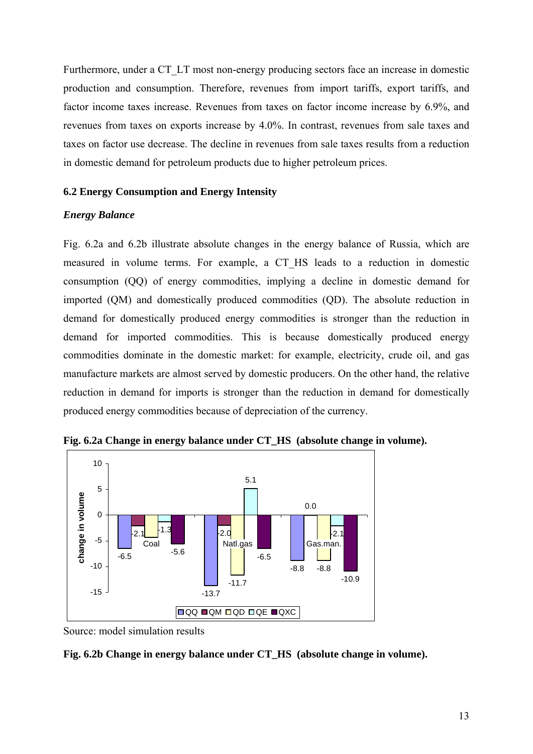Furthermore, under a CT_LT most non-energy producing sectors face an increase in domestic production and consumption. Therefore, revenues from import tariffs, export tariffs, and factor income taxes increase. Revenues from taxes on factor income increase by 6.9%, and revenues from taxes on exports increase by 4.0%. In contrast, revenues from sale taxes and taxes on factor use decrease. The decline in revenues from sale taxes results from a reduction in domestic demand for petroleum products due to higher petroleum prices.

### 6.2 Energy Consumption and Energy Intensity

#### *Energy Balance*

Fig. 6.2a and 6.2b illustrate absolute changes in the energy balance of Russia, which are measured in volume terms. For example, a CT_HS leads to a reduction in domestic consumption (QQ) of energy commodities, implying a decline in domestic demand for imported (QM) and domestically produced commodities (QD). The absolute reduction in demand for domestically produced energy commodities is stronger than the reduction in demand for imported commodities. This is because domestically produced energy commodities dominate in the domestic market: for example, electricity, crude oil, and gas manufacture markets are almost served by domestic producers. On the other hand, the relative reduction in demand for imports is stronger than the reduction in demand for domestically produced energy commodities because of depreciation of the currency.

**Fig. 6.2a Change in energy balance under CT_HS (absolute change in volume).**

| | QQ | QM | QD | QE | QXC |
|---|---|---|---|---|---|
| Coal | -6.5 | -2.1 | | -1.3 | -5.6 |
| Natl.gas | -13.7 | -2.0 | -11.7 | 5.1 | -6.5 |
| Gas.man. | -8.8 | 0.0 | -8.8 | -2.1 | -10.9 |

Source: model simulation results

**Fig. 6.2b Change in energy balance under CT_HS (absolute change in volume).**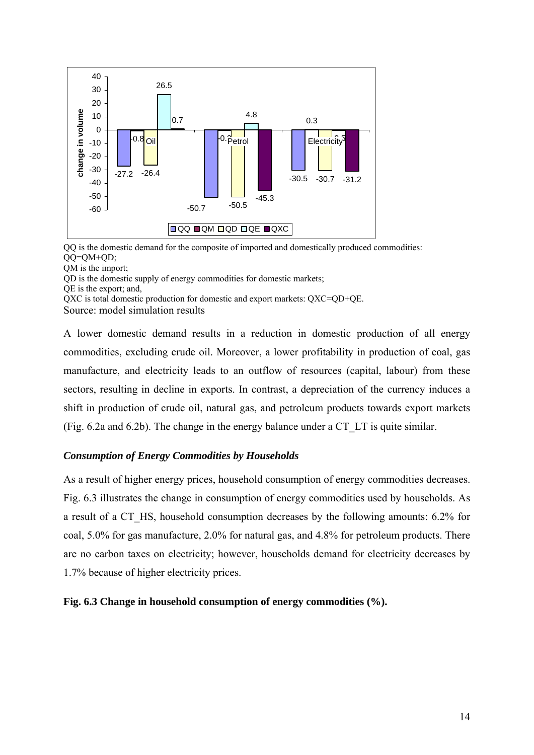QQ is the domestic demand for the composite of imported and domestically produced commodities: QQ=QM+QD;
QM is the import;
QD is the domestic supply of energy commodities for domestic markets;
QE is the export; and,
QXC is total domestic production for domestic and export markets: QXC=QD+QE.
Source: model simulation results

A lower domestic demand results in a reduction in domestic production of all energy commodities, excluding crude oil. Moreover, a lower profitability in production of coal, gas manufacture, and electricity leads to an outflow of resources (capital, labour) from these sectors, resulting in decline in exports. In contrast, a depreciation of the currency induces a shift in production of crude oil, natural gas, and petroleum products towards export markets (Fig. 6.2a and 6.2b). The change in the energy balance under a CT_LT is quite similar.

### *Consumption of Energy Commodities by Households*

As a result of higher energy prices, household consumption of energy commodities decreases. Fig. 6.3 illustrates the change in consumption of energy commodities used by households. As a result of a CT_HS, household consumption decreases by the following amounts: 6.2% for coal, 5.0% for gas manufacture, 2.0% for natural gas, and 4.8% for petroleum products. There are no carbon taxes on electricity; however, households demand for electricity decreases by 1.7% because of higher electricity prices.

**Fig. 6.3 Change in household consumption of energy commodities (%).**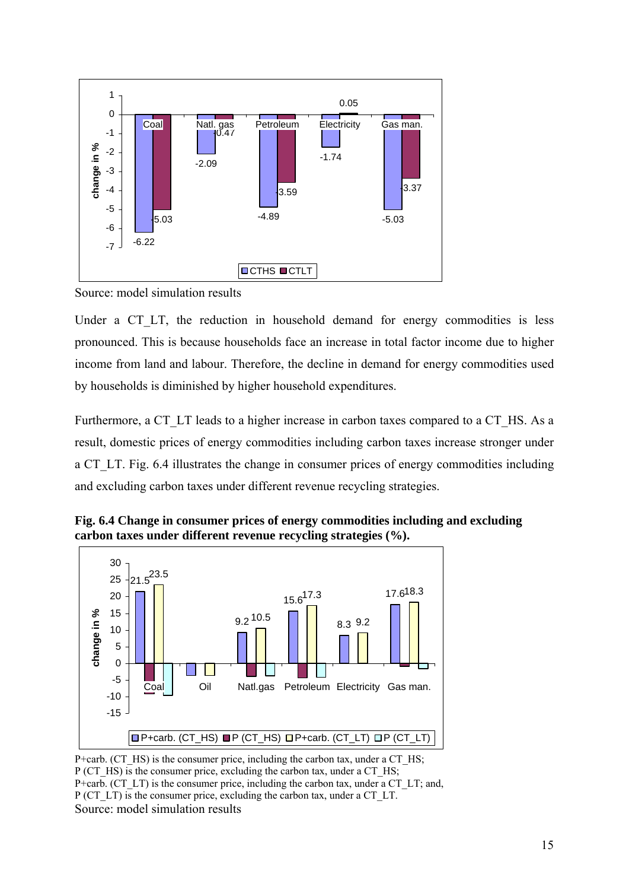Source: model simulation results

Under a CT_LT, the reduction in household demand for energy commodities is less pronounced. This is because households face an increase in total factor income due to higher income from land and labour. Therefore, the decline in demand for energy commodities used by households is diminished by higher household expenditures.

Furthermore, a CT_LT leads to a higher increase in carbon taxes compared to a CT_HS. As a result, domestic prices of energy commodities including carbon taxes increase stronger under a CT_LT. Fig. 6.4 illustrates the change in consumer prices of energy commodities including and excluding carbon taxes under different revenue recycling strategies.

**Fig. 6.4 Change in consumer prices of energy commodities including and excluding carbon taxes under different revenue recycling strategies (%).**

P+carb. (CT_HS) is the consumer price, including the carbon tax, under a CT_HS;
P (CT_HS) is the consumer price, excluding the carbon tax, under a CT_HS;
P+carb. (CT_LT) is the consumer price, including the carbon tax, under a CT_LT; and,
P (CT_LT) is the consumer price, excluding the carbon tax, under a CT_LT.
Source: model simulation results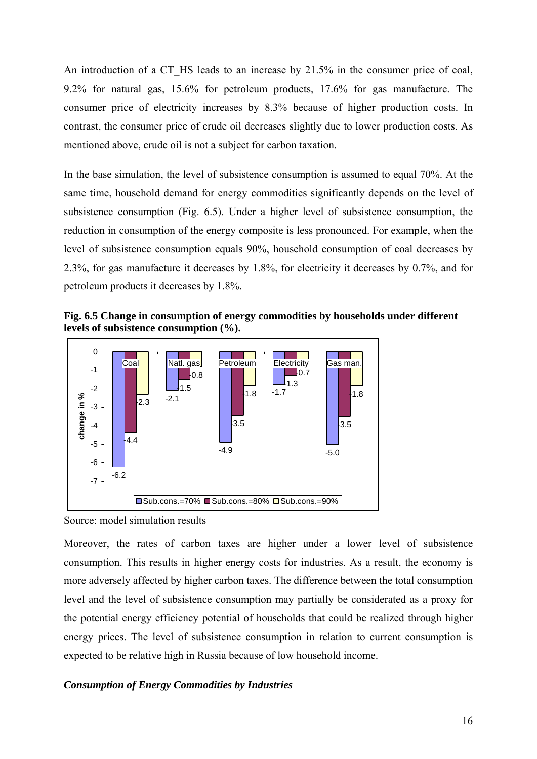An introduction of a CT_HS leads to an increase by 21.5% in the consumer price of coal, 9.2% for natural gas, 15.6% for petroleum products, 17.6% for gas manufacture. The consumer price of electricity increases by 8.3% because of higher production costs. In contrast, the consumer price of crude oil decreases slightly due to lower production costs. As mentioned above, crude oil is not a subject for carbon taxation.

In the base simulation, the level of subsistence consumption is assumed to equal 70%. At the same time, household demand for energy commodities significantly depends on the level of subsistence consumption (Fig. 6.5). Under a higher level of subsistence consumption, the reduction in consumption of the energy composite is less pronounced. For example, when the level of subsistence consumption equals 90%, household consumption of coal decreases by 2.3%, for gas manufacture it decreases by 1.8%, for electricity it decreases by 0.7%, and for petroleum products it decreases by 1.8%.

**Fig. 6.5 Change in consumption of energy commodities by households under different levels of subsistence consumption (%).**

| change in % | Coal | Natl. gas | Petroleum | Electricity | Gas man. |
|---|---|---|---|---|---|
| Sub.cons.=70% | -6.2 | -2.1 | -4.9 | -1.7 | -5.0 |
| Sub.cons.=80% | -4.4 | -1.5 | -3.5 | -1.3 | -3.5 |
| Sub.cons.=90% | -2.3 | -0.8 | -1.8 | -0.7 | -1.8 |

Source: model simulation results

Moreover, the rates of carbon taxes are higher under a lower level of subsistence consumption. This results in higher energy costs for industries. As a result, the economy is more adversely affected by higher carbon taxes. The difference between the total consumption level and the level of subsistence consumption may partially be considerated as a proxy for the potential energy efficiency potential of households that could be realized through higher energy prices. The level of subsistence consumption in relation to current consumption is expected to be relative high in Russia because of low household income.

***Consumption of Energy Commodities by Industries***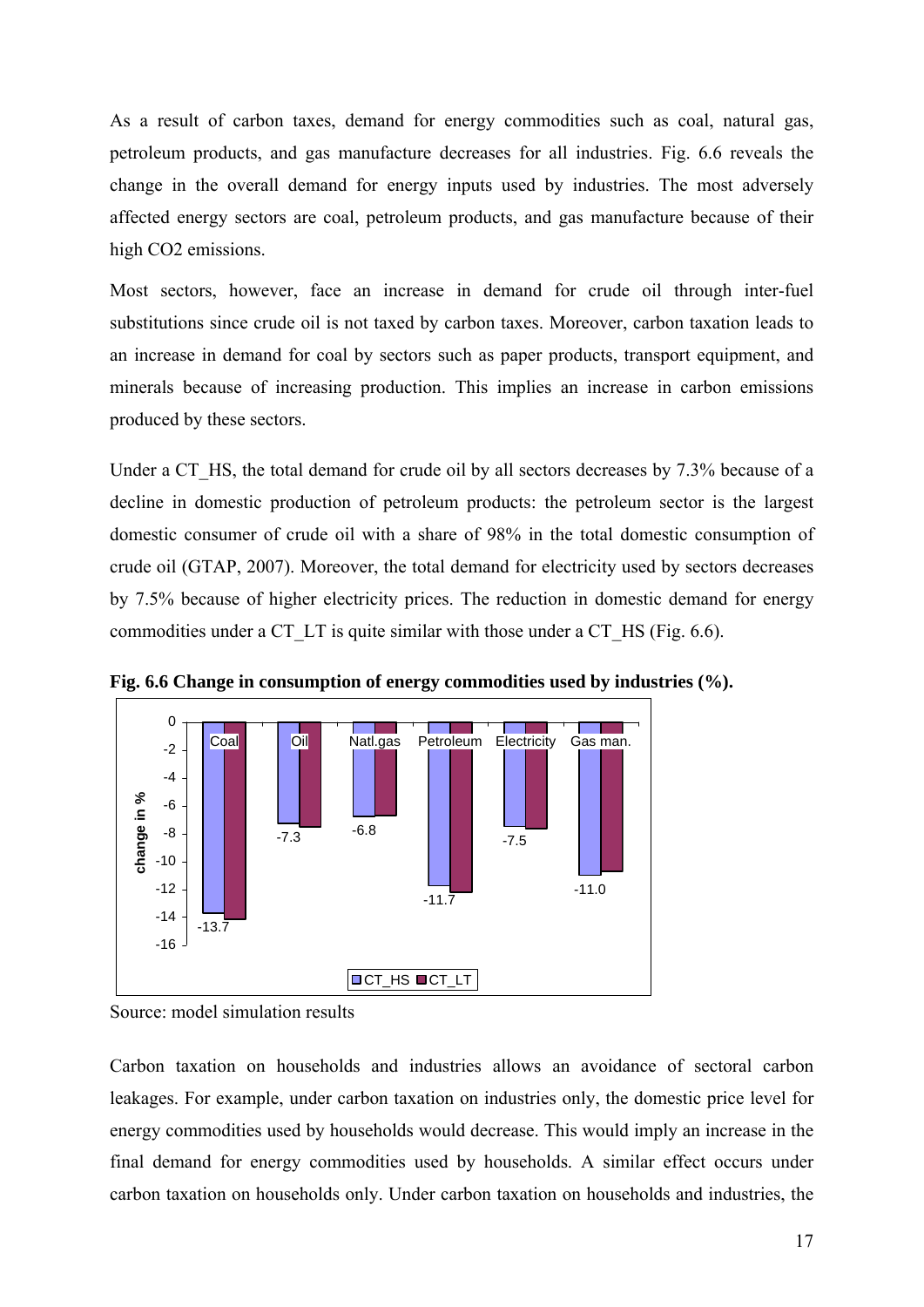As a result of carbon taxes, demand for energy commodities such as coal, natural gas, petroleum products, and gas manufacture decreases for all industries. Fig. 6.6 reveals the change in the overall demand for energy inputs used by industries. The most adversely affected energy sectors are coal, petroleum products, and gas manufacture because of their high $CO_2$ emissions.

Most sectors, however, face an increase in demand for crude oil through inter-fuel substitutions since crude oil is not taxed by carbon taxes. Moreover, carbon taxation leads to an increase in demand for coal by sectors such as paper products, transport equipment, and minerals because of increasing production. This implies an increase in carbon emissions produced by these sectors.

Under a CT_HS, the total demand for crude oil by all sectors decreases by 7.3% because of a decline in domestic production of petroleum products: the petroleum sector is the largest domestic consumer of crude oil with a share of 98% in the total domestic consumption of crude oil (GTAP, 2007). Moreover, the total demand for electricity used by sectors decreases by 7.5% because of higher electricity prices. The reduction in domestic demand for energy commodities under a CT_LT is quite similar with those under a CT_HS (Fig. 6.6).

**Fig. 6.6 Change in consumption of energy commodities used by industries (%).**

| | Coal | Oil | Natl.gas | Petroleum | Electricity | Gas man. |
|---|---|---|---|---|---|---|
| CT_HS | -13.7 | -7.3 | -6.8 | -11.7 | -7.5 | -11.0 |

Source: model simulation results

Carbon taxation on households and industries allows an avoidance of sectoral carbon leakages. For example, under carbon taxation on industries only, the domestic price level for energy commodities used by households would decrease. This would imply an increase in the final demand for energy commodities used by households. A similar effect occurs under carbon taxation on households only. Under carbon taxation on households and industries, the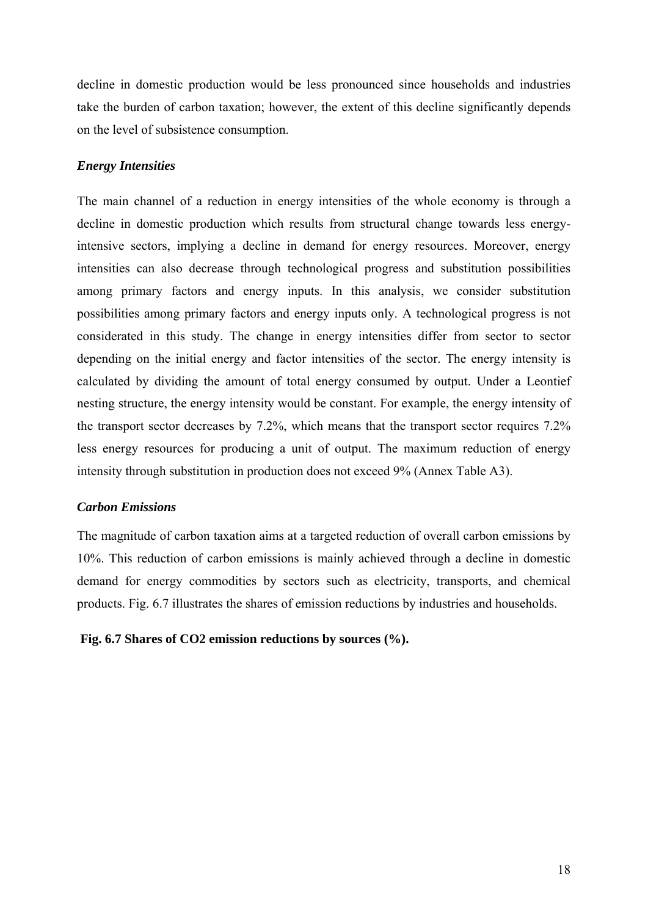decline in domestic production would be less pronounced since households and industries take the burden of carbon taxation; however, the extent of this decline significantly depends on the level of subsistence consumption.

### *Energy Intensities*

The main channel of a reduction in energy intensities of the whole economy is through a decline in domestic production which results from structural change towards less energy-intensive sectors, implying a decline in demand for energy resources. Moreover, energy intensities can also decrease through technological progress and substitution possibilities among primary factors and energy inputs. In this analysis, we consider substitution possibilities among primary factors and energy inputs only. A technological progress is not considerated in this study. The change in energy intensities differ from sector to sector depending on the initial energy and factor intensities of the sector. The energy intensity is calculated by dividing the amount of total energy consumed by output. Under a Leontief nesting structure, the energy intensity would be constant. For example, the energy intensity of the transport sector decreases by 7.2%, which means that the transport sector requires 7.2% less energy resources for producing a unit of output. The maximum reduction of energy intensity through substitution in production does not exceed 9% (Annex Table A3).

### *Carbon Emissions*

The magnitude of carbon taxation aims at a targeted reduction of overall carbon emissions by 10%. This reduction of carbon emissions is mainly achieved through a decline in domestic demand for energy commodities by sectors such as electricity, transports, and chemical products. Fig. 6.7 illustrates the shares of emission reductions by industries and households.

**Fig. 6.7 Shares of $CO_2$ emission reductions by sources (%).**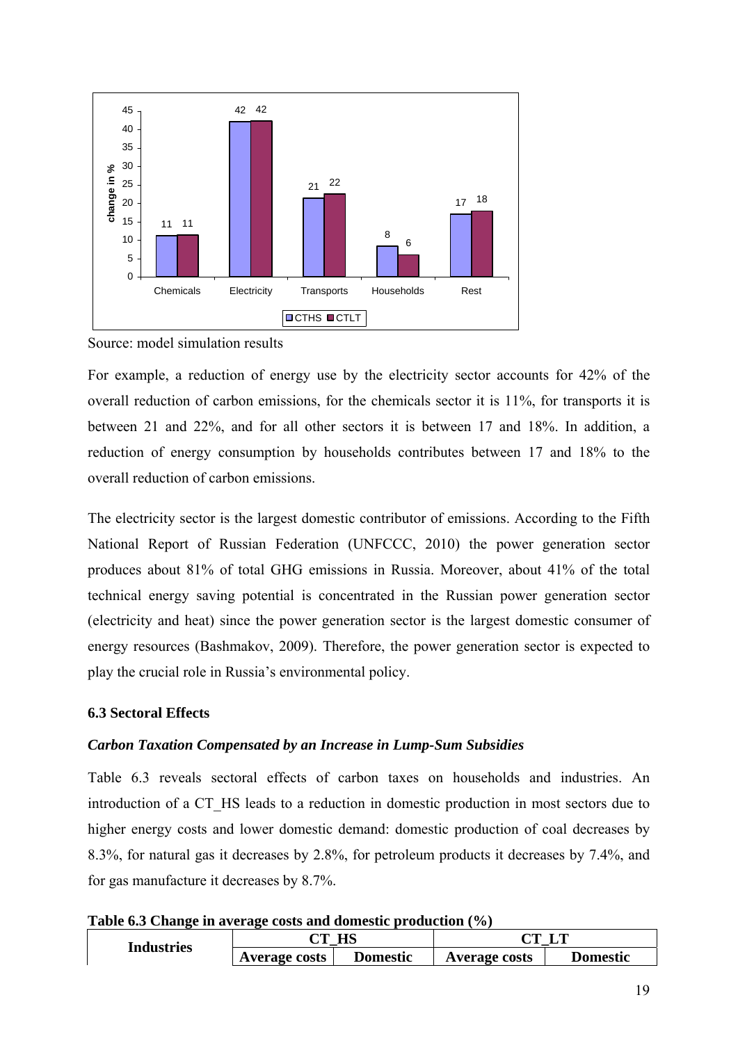Source: model simulation results

For example, a reduction of energy use by the electricity sector accounts for 42% of the overall reduction of carbon emissions, for the chemicals sector it is 11%, for transports it is between 21 and 22%, and for all other sectors it is between 17 and 18%. In addition, a reduction of energy consumption by households contributes between 17 and 18% to the overall reduction of carbon emissions.

The electricity sector is the largest domestic contributor of emissions. According to the Fifth National Report of Russian Federation (UNFCCC, 2010) the power generation sector produces about 81% of total GHG emissions in Russia. Moreover, about 41% of the total technical energy saving potential is concentrated in the Russian power generation sector (electricity and heat) since the power generation sector is the largest domestic consumer of energy resources (Bashmakov, 2009). Therefore, the power generation sector is expected to play the crucial role in Russia's environmental policy.

### 6.3 Sectoral Effects

#### *Carbon Taxation Compensated by an Increase in Lump-Sum Subsidies*

Table 6.3 reveals sectoral effects of carbon taxes on households and industries. An introduction of a CT_HS leads to a reduction in domestic production in most sectors due to higher energy costs and lower domestic demand: domestic production of coal decreases by 8.3%, for natural gas it decreases by 2.8%, for petroleum products it decreases by 7.4%, and for gas manufacture it decreases by 8.7%.

**Table 6.3 Change in average costs and domestic production (%)**

| Industries | CT_HS | | CT_LT | |
|---|---|---|---|---|
| | Average costs | Domestic | Average costs | Domestic |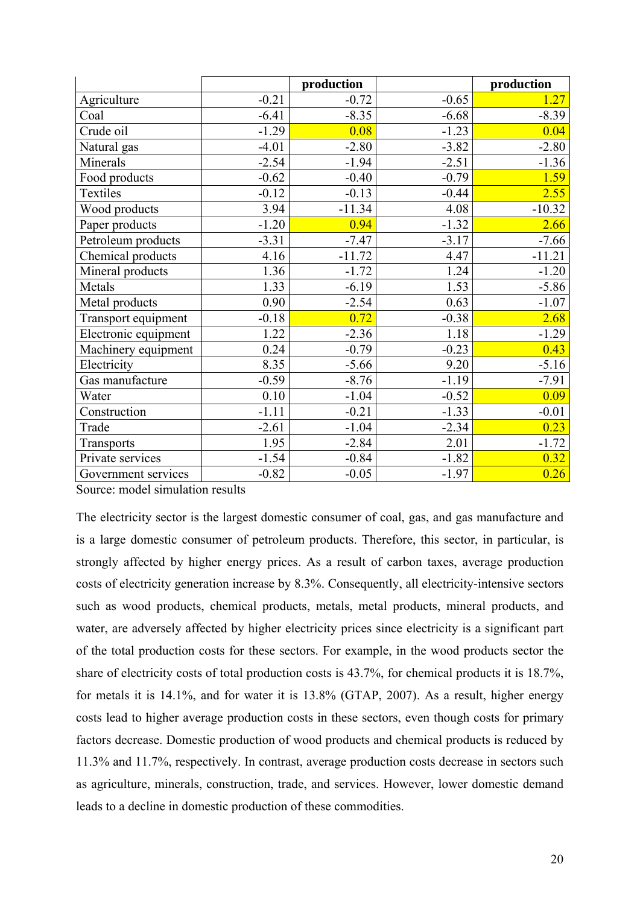| | | production | | production |
|---|---|---|---|---|
| Agriculture | -0.21 | -0.72 | -0.65 | 1.27 |
| Coal | -6.41 | -8.35 | -6.68 | -8.39 |
| Crude oil | -1.29 | 0.08 | -1.23 | 0.04 |
| Natural gas | -4.01 | -2.80 | -3.82 | -2.80 |
| Minerals | -2.54 | -1.94 | -2.51 | -1.36 |
| Food products | -0.62 | -0.40 | -0.79 | 1.59 |
| Textiles | -0.12 | -0.13 | -0.44 | 2.55 |
| Wood products | 3.94 | -11.34 | 4.08 | -10.32 |
| Paper products | -1.20 | 0.94 | -1.32 | 2.66 |
| Petroleum products | -3.31 | -7.47 | -3.17 | -7.66 |
| Chemical products | 4.16 | -11.72 | 4.47 | -11.21 |
| Mineral products | 1.36 | -1.72 | 1.24 | -1.20 |
| Metals | 1.33 | -6.19 | 1.53 | -5.86 |
| Metal products | 0.90 | -2.54 | 0.63 | -1.07 |
| Transport equipment | -0.18 | 0.72 | -0.38 | 2.68 |
| Electronic equipment | 1.22 | -2.36 | 1.18 | -1.29 |
| Machinery equipment | 0.24 | -0.79 | -0.23 | 0.43 |
| Electricity | 8.35 | -5.66 | 9.20 | -5.16 |
| Gas manufacture | -0.59 | -8.76 | -1.19 | -7.91 |
| Water | 0.10 | -1.04 | -0.52 | 0.09 |
| Construction | -1.11 | -0.21 | -1.33 | -0.01 |
| Trade | -2.61 | -1.04 | -2.34 | 0.23 |
| Transports | 1.95 | -2.84 | 2.01 | -1.72 |
| Private services | -1.54 | -0.84 | -1.82 | 0.32 |
| Government services | -0.82 | -0.05 | -1.97 | 0.26 |

Source: model simulation results

The electricity sector is the largest domestic consumer of coal, gas, and gas manufacture and is a large domestic consumer of petroleum products. Therefore, this sector, in particular, is strongly affected by higher energy prices. As a result of carbon taxes, average production costs of electricity generation increase by 8.3%. Consequently, all electricity-intensive sectors such as wood products, chemical products, metals, metal products, mineral products, and water, are adversely affected by higher electricity prices since electricity is a significant part of the total production costs for these sectors. For example, in the wood products sector the share of electricity costs of total production costs is 43.7%, for chemical products it is 18.7%, for metals it is 14.1%, and for water it is 13.8% (GTAP, 2007). As a result, higher energy costs lead to higher average production costs in these sectors, even though costs for primary factors decrease. Domestic production of wood products and chemical products is reduced by 11.3% and 11.7%, respectively. In contrast, average production costs decrease in sectors such as agriculture, minerals, construction, trade, and services. However, lower domestic demand leads to a decline in domestic production of these commodities.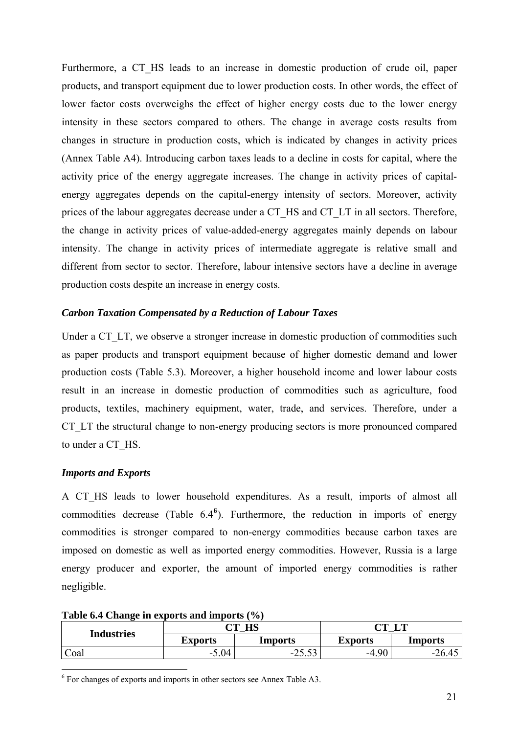Furthermore, a CT_HS leads to an increase in domestic production of crude oil, paper products, and transport equipment due to lower production costs. In other words, the effect of lower factor costs overweighs the effect of higher energy costs due to the lower energy intensity in these sectors compared to others. The change in average costs results from changes in structure in production costs, which is indicated by changes in activity prices (Annex Table A4). Introducing carbon taxes leads to a decline in costs for capital, where the activity price of the energy aggregate increases. The change in activity prices of capital-energy aggregates depends on the capital-energy intensity of sectors. Moreover, activity prices of the labour aggregates decrease under a CT_HS and CT_LT in all sectors. Therefore, the change in activity prices of value-added-energy aggregates mainly depends on labour intensity. The change in activity prices of intermediate aggregate is relative small and different from sector to sector. Therefore, labour intensive sectors have a decline in average production costs despite an increase in energy costs.

### *Carbon Taxation Compensated by a Reduction of Labour Taxes*

Under a CT_LT, we observe a stronger increase in domestic production of commodities such as paper products and transport equipment because of higher domestic demand and lower production costs (Table 5.3). Moreover, a higher household income and lower labour costs result in an increase in domestic production of commodities such as agriculture, food products, textiles, machinery equipment, water, trade, and services. Therefore, under a CT_LT the structural change to non-energy producing sectors is more pronounced compared to under a CT_HS.

### *Imports and Exports*

A CT_HS leads to lower household expenditures. As a result, imports of almost all commodities decrease (Table 6.4[6]). Furthermore, the reduction in imports of energy commodities is stronger compared to non-energy commodities because carbon taxes are imposed on domestic as well as imported energy commodities. However, Russia is a large energy producer and exporter, the amount of imported energy commodities is rather negligible.

**Table 6.4 Change in exports and imports (%)**

| Industries | CT_HS | | CT_LT | |
|---|---|---|---|---|
| | Exports | Imports | Exports | Imports |
| Coal | -5.04 | -25.53 | -4.90 | -26.45 |

[6] For changes of exports and imports in other sectors see Annex Table A3.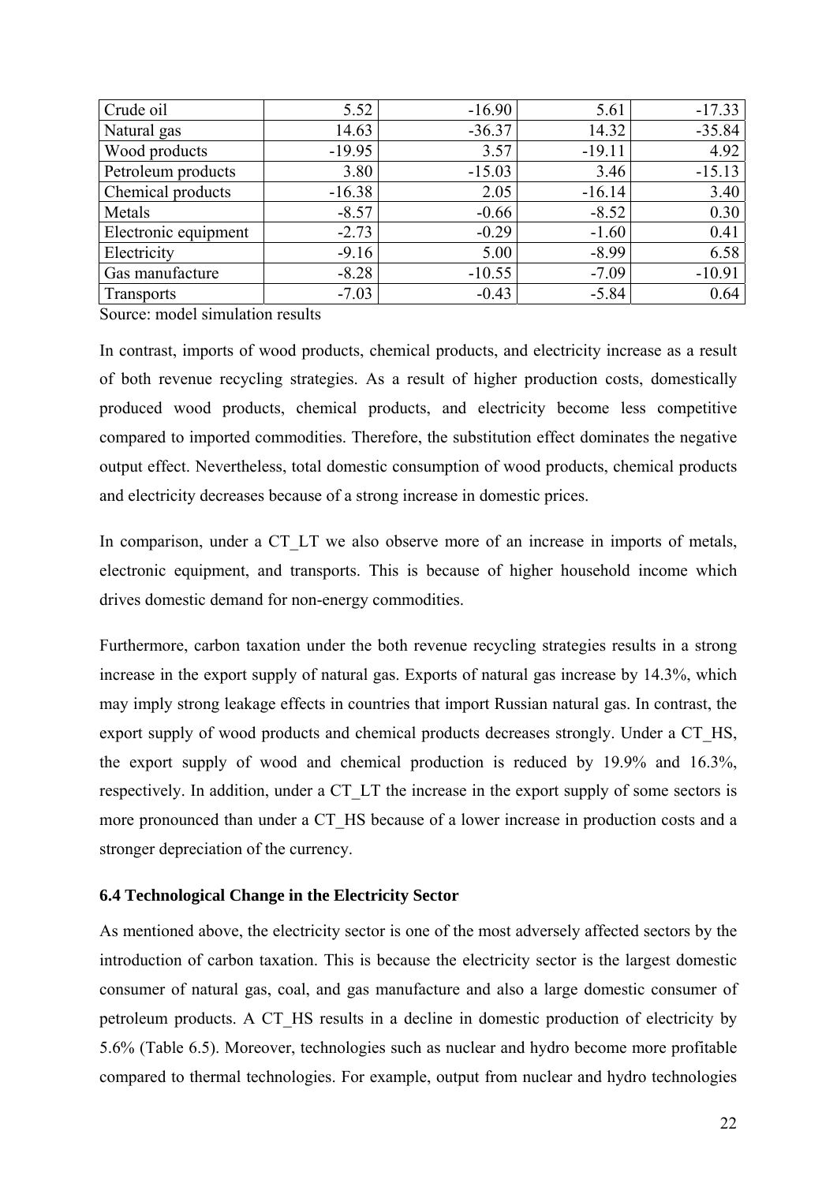| | | | | |
|---|---|---|---|---|
| Crude oil | 5.52 | -16.90 | 5.61 | -17.33 |
| Natural gas | 14.63 | -36.37 | 14.32 | -35.84 |
| Wood products | -19.95 | 3.57 | -19.11 | 4.92 |
| Petroleum products | 3.80 | -15.03 | 3.46 | -15.13 |
| Chemical products | -16.38 | 2.05 | -16.14 | 3.40 |
| Metals | -8.57 | -0.66 | -8.52 | 0.30 |
| Electronic equipment | -2.73 | -0.29 | -1.60 | 0.41 |
| Electricity | -9.16 | 5.00 | -8.99 | 6.58 |
| Gas manufacture | -8.28 | -10.55 | -7.09 | -10.91 |
| Transports | -7.03 | -0.43 | -5.84 | 0.64 |

Source: model simulation results

In contrast, imports of wood products, chemical products, and electricity increase as a result of both revenue recycling strategies. As a result of higher production costs, domestically produced wood products, chemical products, and electricity become less competitive compared to imported commodities. Therefore, the substitution effect dominates the negative output effect. Nevertheless, total domestic consumption of wood products, chemical products and electricity decreases because of a strong increase in domestic prices.

In comparison, under a CT_LT we also observe more of an increase in imports of metals, electronic equipment, and transports. This is because of higher household income which drives domestic demand for non-energy commodities.

Furthermore, carbon taxation under the both revenue recycling strategies results in a strong increase in the export supply of natural gas. Exports of natural gas increase by 14.3%, which may imply strong leakage effects in countries that import Russian natural gas. In contrast, the export supply of wood products and chemical products decreases strongly. Under a CT_HS, the export supply of wood and chemical production is reduced by 19.9% and 16.3%, respectively. In addition, under a CT_LT the increase in the export supply of some sectors is more pronounced than under a CT_HS because of a lower increase in production costs and a stronger depreciation of the currency.

### 6.4 Technological Change in the Electricity Sector

As mentioned above, the electricity sector is one of the most adversely affected sectors by the introduction of carbon taxation. This is because the electricity sector is the largest domestic consumer of natural gas, coal, and gas manufacture and also a large domestic consumer of petroleum products. A CT_HS results in a decline in domestic production of electricity by 5.6% (Table 6.5). Moreover, technologies such as nuclear and hydro become more profitable compared to thermal technologies. For example, output from nuclear and hydro technologies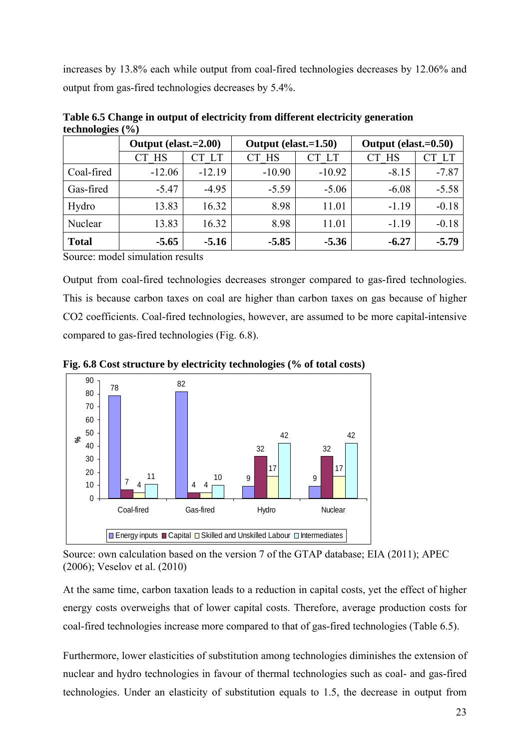increases by 13.8% each while output from coal-fired technologies decreases by 12.06% and output from gas-fired technologies decreases by 5.4%.

**Table 6.5 Change in output of electricity from different electricity generation technologies (%)**

| | Output (elast.=2.00) | | Output (elast.=1.50) | | Output (elast.=0.50) | |
|---|---|---|---|---|---|---|
| | CT_HS | CT_LT | CT_HS | CT_LT | CT_HS | CT_LT |
| Coal-fired | -12.06 | -12.19 | -10.90 | -10.92 | -8.15 | -7.87 |
| Gas-fired | -5.47 | -4.95 | -5.59 | -5.06 | -6.08 | -5.58 |
| Hydro | 13.83 | 16.32 | 8.98 | 11.01 | -1.19 | -0.18 |
| Nuclear | 13.83 | 16.32 | 8.98 | 11.01 | -1.19 | -0.18 |
| **Total** | **-5.65** | **-5.16** | **-5.85** | **-5.36** | **-6.27** | **-5.79** |

Source: model simulation results

Output from coal-fired technologies decreases stronger compared to gas-fired technologies. This is because carbon taxes on coal are higher than carbon taxes on gas because of higher $CO_2$ coefficients. Coal-fired technologies, however, are assumed to be more capital-intensive compared to gas-fired technologies (Fig. 6.8).

**Fig. 6.8 Cost structure by electricity technologies (% of total costs)**

| % | Energy inputs | Capital | Skilled and Unskilled Labour | Intermediates |
|---|---|---|---|---|
| Coal-fired | 78 | 7 | 4 | 11 |
| Gas-fired | 82 | 4 | 4 | 10 |
| Hydro | 9 | 32 | 17 | 42 |
| Nuclear | 9 | 32 | 17 | 42 |

Source: own calculation based on the version 7 of the GTAP database; EIA (2011); APEC (2006); Veselov et al. (2010)

At the same time, carbon taxation leads to a reduction in capital costs, yet the effect of higher energy costs overweighs that of lower capital costs. Therefore, average production costs for coal-fired technologies increase more compared to that of gas-fired technologies (Table 6.5).

Furthermore, lower elasticities of substitution among technologies diminishes the extension of nuclear and hydro technologies in favour of thermal technologies such as coal- and gas-fired technologies. Under an elasticity of substitution equals to 1.5, the decrease in output from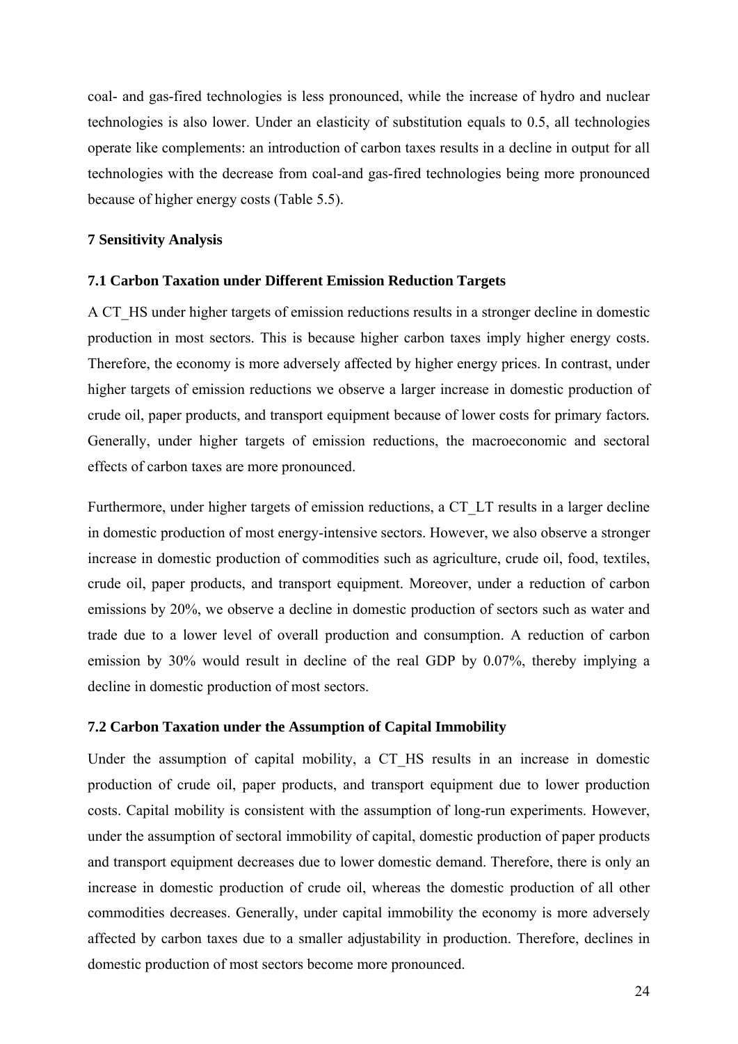coal- and gas-fired technologies is less pronounced, while the increase of hydro and nuclear technologies is also lower. Under an elasticity of substitution equals to 0.5, all technologies operate like complements: an introduction of carbon taxes results in a decline in output for all technologies with the decrease from coal-and gas-fired technologies being more pronounced because of higher energy costs (Table 5.5).

## 7 Sensitivity Analysis

### 7.1 Carbon Taxation under Different Emission Reduction Targets

A CT_HS under higher targets of emission reductions results in a stronger decline in domestic production in most sectors. This is because higher carbon taxes imply higher energy costs. Therefore, the economy is more adversely affected by higher energy prices. In contrast, under higher targets of emission reductions we observe a larger increase in domestic production of crude oil, paper products, and transport equipment because of lower costs for primary factors. Generally, under higher targets of emission reductions, the macroeconomic and sectoral effects of carbon taxes are more pronounced.

Furthermore, under higher targets of emission reductions, a CT_LT results in a larger decline in domestic production of most energy-intensive sectors. However, we also observe a stronger increase in domestic production of commodities such as agriculture, crude oil, food, textiles, crude oil, paper products, and transport equipment. Moreover, under a reduction of carbon emissions by 20%, we observe a decline in domestic production of sectors such as water and trade due to a lower level of overall production and consumption. A reduction of carbon emission by 30% would result in decline of the real GDP by 0.07%, thereby implying a decline in domestic production of most sectors.

### 7.2 Carbon Taxation under the Assumption of Capital Immobility

Under the assumption of capital mobility, a CT_HS results in an increase in domestic production of crude oil, paper products, and transport equipment due to lower production costs. Capital mobility is consistent with the assumption of long-run experiments. However, under the assumption of sectoral immobility of capital, domestic production of paper products and transport equipment decreases due to lower domestic demand. Therefore, there is only an increase in domestic production of crude oil, whereas the domestic production of all other commodities decreases. Generally, under capital immobility the economy is more adversely affected by carbon taxes due to a smaller adjustability in production. Therefore, declines in domestic production of most sectors become more pronounced.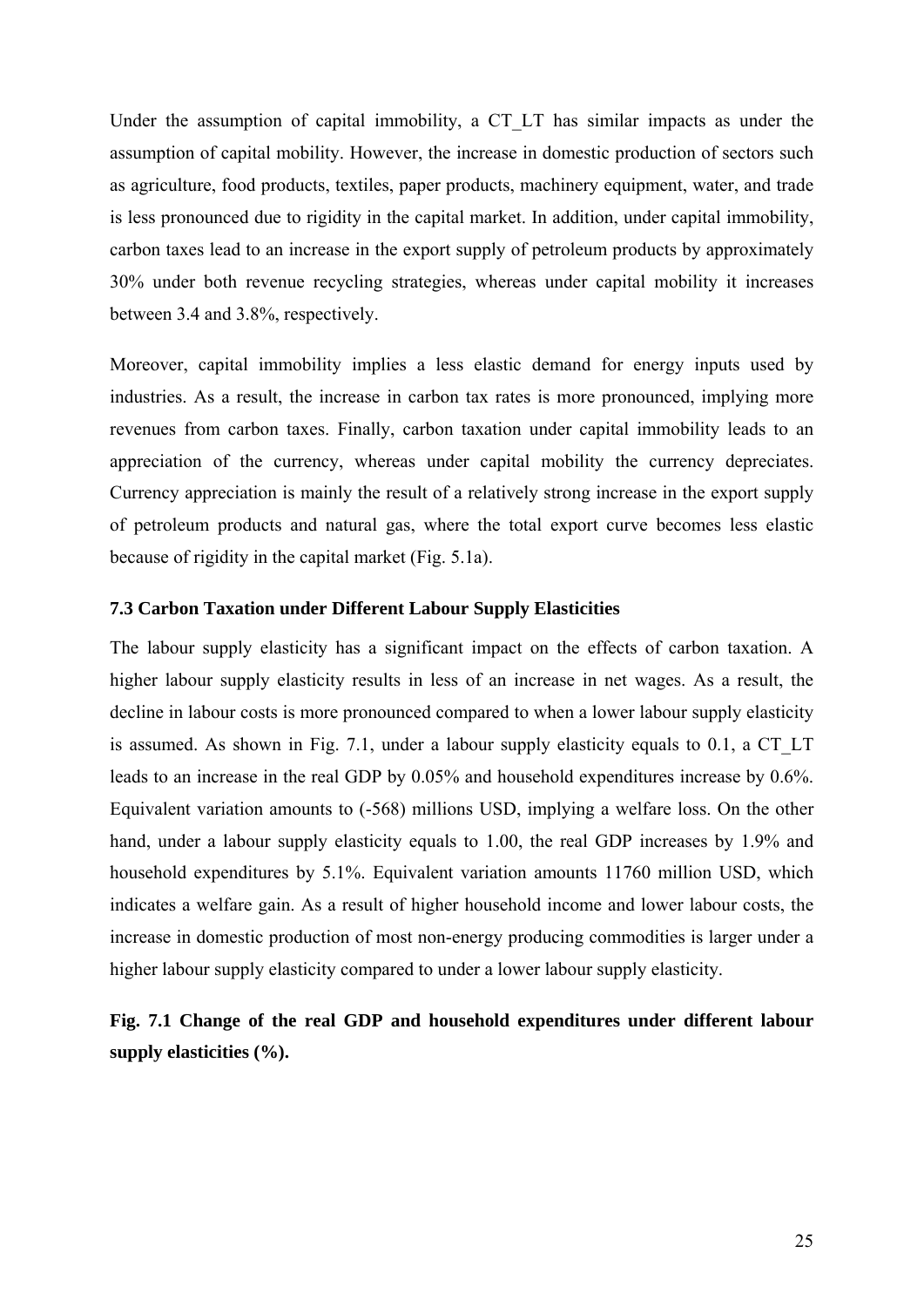Under the assumption of capital immobility, a CT_LT has similar impacts as under the assumption of capital mobility. However, the increase in domestic production of sectors such as agriculture, food products, textiles, paper products, machinery equipment, water, and trade is less pronounced due to rigidity in the capital market. In addition, under capital immobility, carbon taxes lead to an increase in the export supply of petroleum products by approximately 30% under both revenue recycling strategies, whereas under capital mobility it increases between 3.4 and 3.8%, respectively.

Moreover, capital immobility implies a less elastic demand for energy inputs used by industries. As a result, the increase in carbon tax rates is more pronounced, implying more revenues from carbon taxes. Finally, carbon taxation under capital immobility leads to an appreciation of the currency, whereas under capital mobility the currency depreciates. Currency appreciation is mainly the result of a relatively strong increase in the export supply of petroleum products and natural gas, where the total export curve becomes less elastic because of rigidity in the capital market (Fig. 5.1a).

### 7.3 Carbon Taxation under Different Labour Supply Elasticities

The labour supply elasticity has a significant impact on the effects of carbon taxation. A higher labour supply elasticity results in less of an increase in net wages. As a result, the decline in labour costs is more pronounced compared to when a lower labour supply elasticity is assumed. As shown in Fig. 7.1, under a labour supply elasticity equals to 0.1, a CT_LT leads to an increase in the real GDP by 0.05% and household expenditures increase by 0.6%. Equivalent variation amounts to (-568) millions USD, implying a welfare loss. On the other hand, under a labour supply elasticity equals to 1.00, the real GDP increases by 1.9% and household expenditures by 5.1%. Equivalent variation amounts 11760 million USD, which indicates a welfare gain. As a result of higher household income and lower labour costs, the increase in domestic production of most non-energy producing commodities is larger under a higher labour supply elasticity compared to under a lower labour supply elasticity.

**Fig. 7.1 Change of the real GDP and household expenditures under different labour supply elasticities (%).**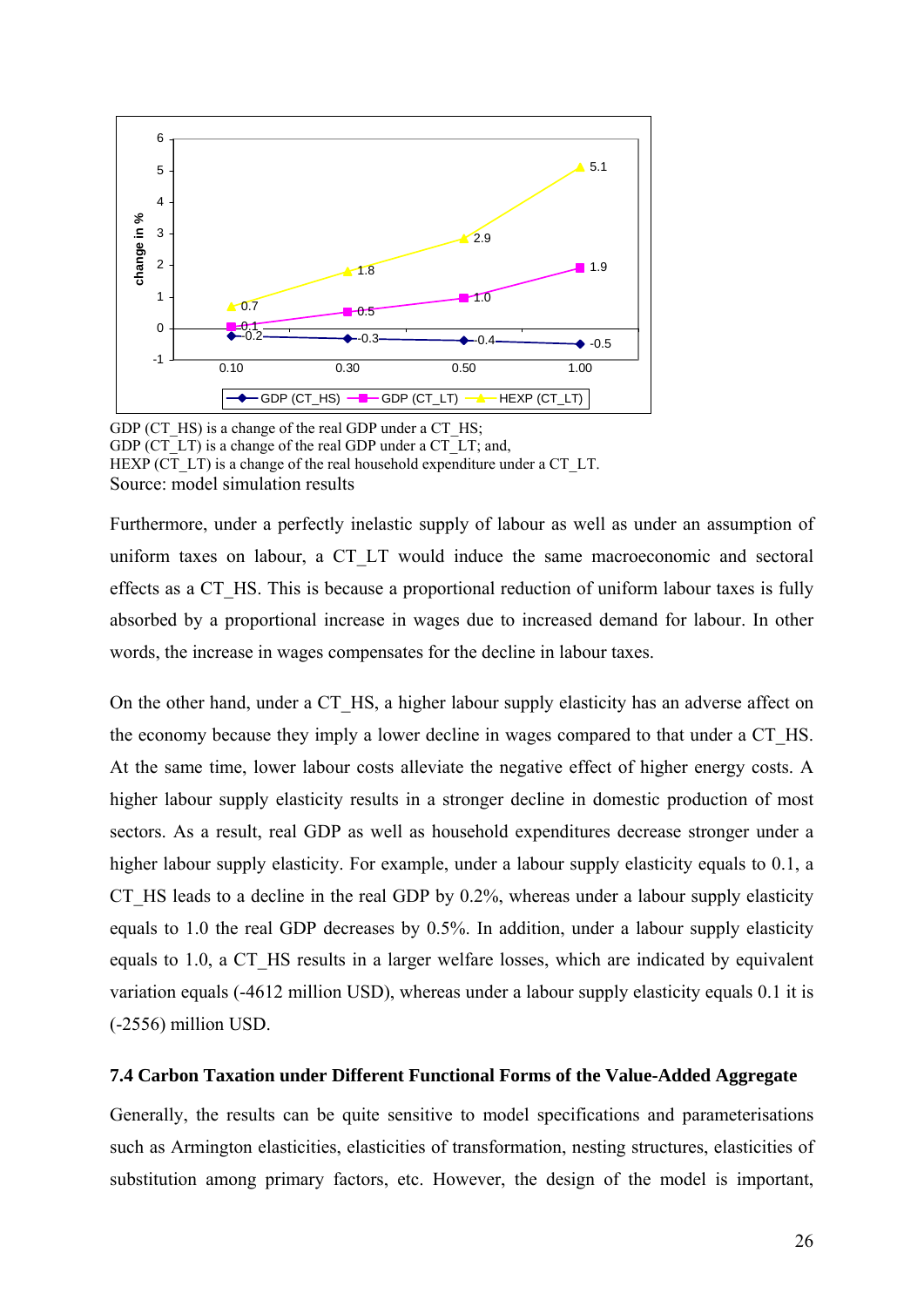GDP (CT_HS) is a change of the real GDP under a CT_HS;
GDP (CT_LT) is a change of the real GDP under a CT_LT; and,
HEXP (CT_LT) is a change of the real household expenditure under a CT_LT.
Source: model simulation results

Furthermore, under a perfectly inelastic supply of labour as well as under an assumption of uniform taxes on labour, a CT_LT would induce the same macroeconomic and sectoral effects as a CT_HS. This is because a proportional reduction of uniform labour taxes is fully absorbed by a proportional increase in wages due to increased demand for labour. In other words, the increase in wages compensates for the decline in labour taxes.

On the other hand, under a CT_HS, a higher labour supply elasticity has an adverse affect on the economy because they imply a lower decline in wages compared to that under a CT_HS. At the same time, lower labour costs alleviate the negative effect of higher energy costs. A higher labour supply elasticity results in a stronger decline in domestic production of most sectors. As a result, real GDP as well as household expenditures decrease stronger under a higher labour supply elasticity. For example, under a labour supply elasticity equals to 0.1, a CT_HS leads to a decline in the real GDP by 0.2%, whereas under a labour supply elasticity equals to 1.0 the real GDP decreases by 0.5%. In addition, under a labour supply elasticity equals to 1.0, a CT_HS results in a larger welfare losses, which are indicated by equivalent variation equals (-4612 million USD), whereas under a labour supply elasticity equals 0.1 it is (-2556) million USD.

### 7.4 Carbon Taxation under Different Functional Forms of the Value-Added Aggregate

Generally, the results can be quite sensitive to model specifications and parameterisations such as Armington elasticities, elasticities of transformation, nesting structures, elasticities of substitution among primary factors, etc. However, the design of the model is important,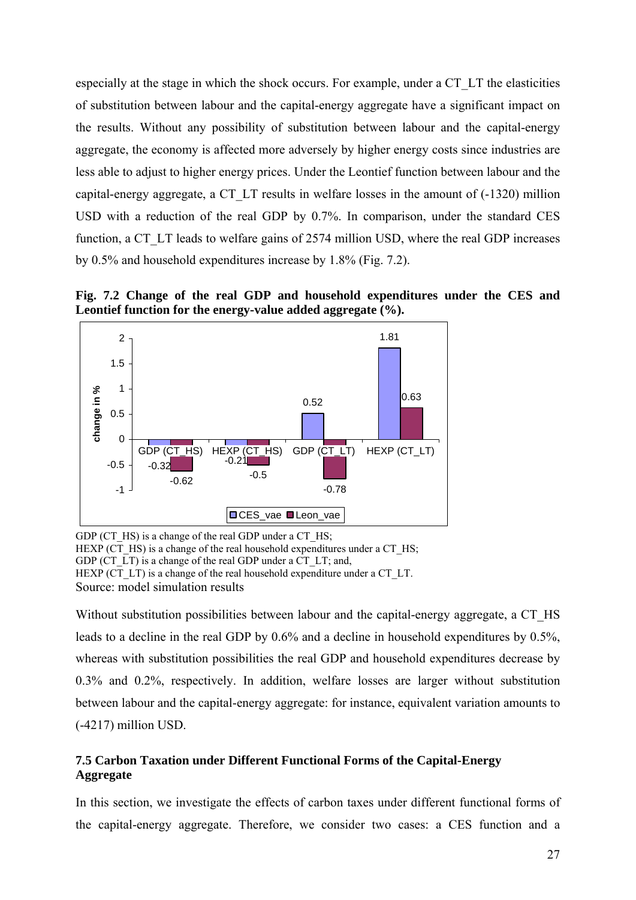especially at the stage in which the shock occurs. For example, under a CT_LT the elasticities of substitution between labour and the capital-energy aggregate have a significant impact on the results. Without any possibility of substitution between labour and the capital-energy aggregate, the economy is affected more adversely by higher energy costs since industries are less able to adjust to higher energy prices. Under the Leontief function between labour and the capital-energy aggregate, a CT_LT results in welfare losses in the amount of (-1320) million USD with a reduction of the real GDP by 0.7%. In comparison, under the standard CES function, a CT_LT leads to welfare gains of 2574 million USD, where the real GDP increases by 0.5% and household expenditures increase by 1.8% (Fig. 7.2).

**Fig. 7.2 Change of the real GDP and household expenditures under the CES and Leontief function for the energy-value added aggregate (%).**

| change in % | CES_vae | Leon_vae |
|---|---|---|
| GDP (CT_HS) | -0.32 | -0.62 |
| HEXP (CT_HS) | -0.21 | -0.5 |
| GDP (CT_LT) | 0.52 | -0.78 |
| HEXP (CT_LT) | 1.81 | 0.63 |

GDP (CT_HS) is a change of the real GDP under a CT_HS;
HEXP (CT_HS) is a change of the real household expenditures under a CT_HS;
GDP (CT_LT) is a change of the real GDP under a CT_LT; and,
HEXP (CT_LT) is a change of the real household expenditure under a CT_LT.
Source: model simulation results

Without substitution possibilities between labour and the capital-energy aggregate, a CT_HS leads to a decline in the real GDP by 0.6% and a decline in household expenditures by 0.5%, whereas with substitution possibilities the real GDP and household expenditures decrease by 0.3% and 0.2%, respectively. In addition, welfare losses are larger without substitution between labour and the capital-energy aggregate: for instance, equivalent variation amounts to (-4217) million USD.

### 7.5 Carbon Taxation under Different Functional Forms of the Capital-Energy Aggregate

In this section, we investigate the effects of carbon taxes under different functional forms of the capital-energy aggregate. Therefore, we consider two cases: a CES function and a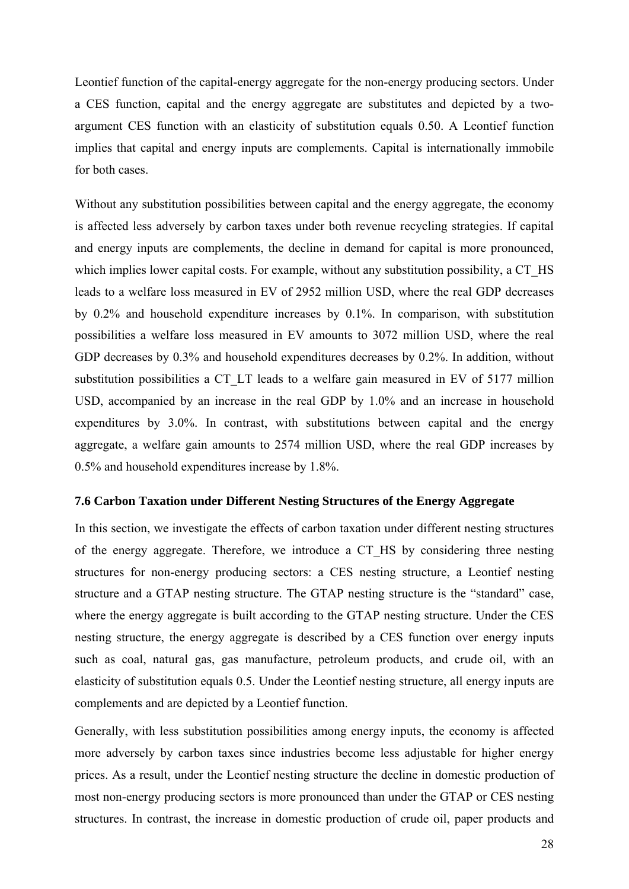Leontief function of the capital-energy aggregate for the non-energy producing sectors. Under a CES function, capital and the energy aggregate are substitutes and depicted by a two-argument CES function with an elasticity of substitution equals 0.50. A Leontief function implies that capital and energy inputs are complements. Capital is internationally immobile for both cases.

Without any substitution possibilities between capital and the energy aggregate, the economy is affected less adversely by carbon taxes under both revenue recycling strategies. If capital and energy inputs are complements, the decline in demand for capital is more pronounced, which implies lower capital costs. For example, without any substitution possibility, a CT_HS leads to a welfare loss measured in EV of 2952 million USD, where the real GDP decreases by 0.2% and household expenditure increases by 0.1%. In comparison, with substitution possibilities a welfare loss measured in EV amounts to 3072 million USD, where the real GDP decreases by 0.3% and household expenditures decreases by 0.2%. In addition, without substitution possibilities a CT_LT leads to a welfare gain measured in EV of 5177 million USD, accompanied by an increase in the real GDP by 1.0% and an increase in household expenditures by 3.0%. In contrast, with substitutions between capital and the energy aggregate, a welfare gain amounts to 2574 million USD, where the real GDP increases by 0.5% and household expenditures increase by 1.8%.

### 7.6 Carbon Taxation under Different Nesting Structures of the Energy Aggregate

In this section, we investigate the effects of carbon taxation under different nesting structures of the energy aggregate. Therefore, we introduce a CT_HS by considering three nesting structures for non-energy producing sectors: a CES nesting structure, a Leontief nesting structure and a GTAP nesting structure. The GTAP nesting structure is the "standard" case, where the energy aggregate is built according to the GTAP nesting structure. Under the CES nesting structure, the energy aggregate is described by a CES function over energy inputs such as coal, natural gas, gas manufacture, petroleum products, and crude oil, with an elasticity of substitution equals 0.5. Under the Leontief nesting structure, all energy inputs are complements and are depicted by a Leontief function.

Generally, with less substitution possibilities among energy inputs, the economy is affected more adversely by carbon taxes since industries become less adjustable for higher energy prices. As a result, under the Leontief nesting structure the decline in domestic production of most non-energy producing sectors is more pronounced than under the GTAP or CES nesting structures. In contrast, the increase in domestic production of crude oil, paper products and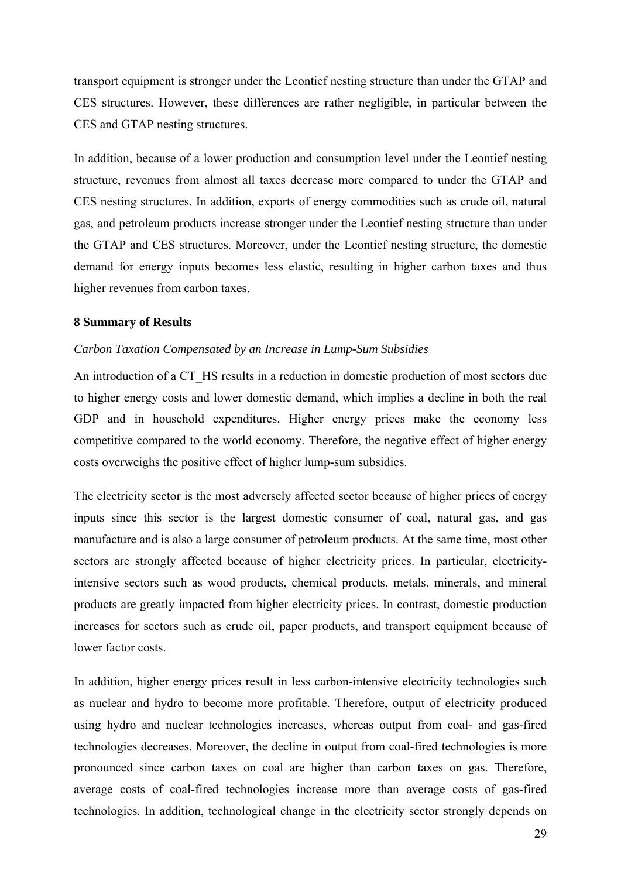transport equipment is stronger under the Leontief nesting structure than under the GTAP and CES structures. However, these differences are rather negligible, in particular between the CES and GTAP nesting structures.

In addition, because of a lower production and consumption level under the Leontief nesting structure, revenues from almost all taxes decrease more compared to under the GTAP and CES nesting structures. In addition, exports of energy commodities such as crude oil, natural gas, and petroleum products increase stronger under the Leontief nesting structure than under the GTAP and CES structures. Moreover, under the Leontief nesting structure, the domestic demand for energy inputs becomes less elastic, resulting in higher carbon taxes and thus higher revenues from carbon taxes.

## 8 Summary of Results

### *Carbon Taxation Compensated by an Increase in Lump-Sum Subsidies*

An introduction of a CT_HS results in a reduction in domestic production of most sectors due to higher energy costs and lower domestic demand, which implies a decline in both the real GDP and in household expenditures. Higher energy prices make the economy less competitive compared to the world economy. Therefore, the negative effect of higher energy costs overweighs the positive effect of higher lump-sum subsidies.

The electricity sector is the most adversely affected sector because of higher prices of energy inputs since this sector is the largest domestic consumer of coal, natural gas, and gas manufacture and is also a large consumer of petroleum products. At the same time, most other sectors are strongly affected because of higher electricity prices. In particular, electricity-intensive sectors such as wood products, chemical products, metals, minerals, and mineral products are greatly impacted from higher electricity prices. In contrast, domestic production increases for sectors such as crude oil, paper products, and transport equipment because of lower factor costs.

In addition, higher energy prices result in less carbon-intensive electricity technologies such as nuclear and hydro to become more profitable. Therefore, output of electricity produced using hydro and nuclear technologies increases, whereas output from coal- and gas-fired technologies decreases. Moreover, the decline in output from coal-fired technologies is more pronounced since carbon taxes on coal are higher than carbon taxes on gas. Therefore, average costs of coal-fired technologies increase more than average costs of gas-fired technologies. In addition, technological change in the electricity sector strongly depends on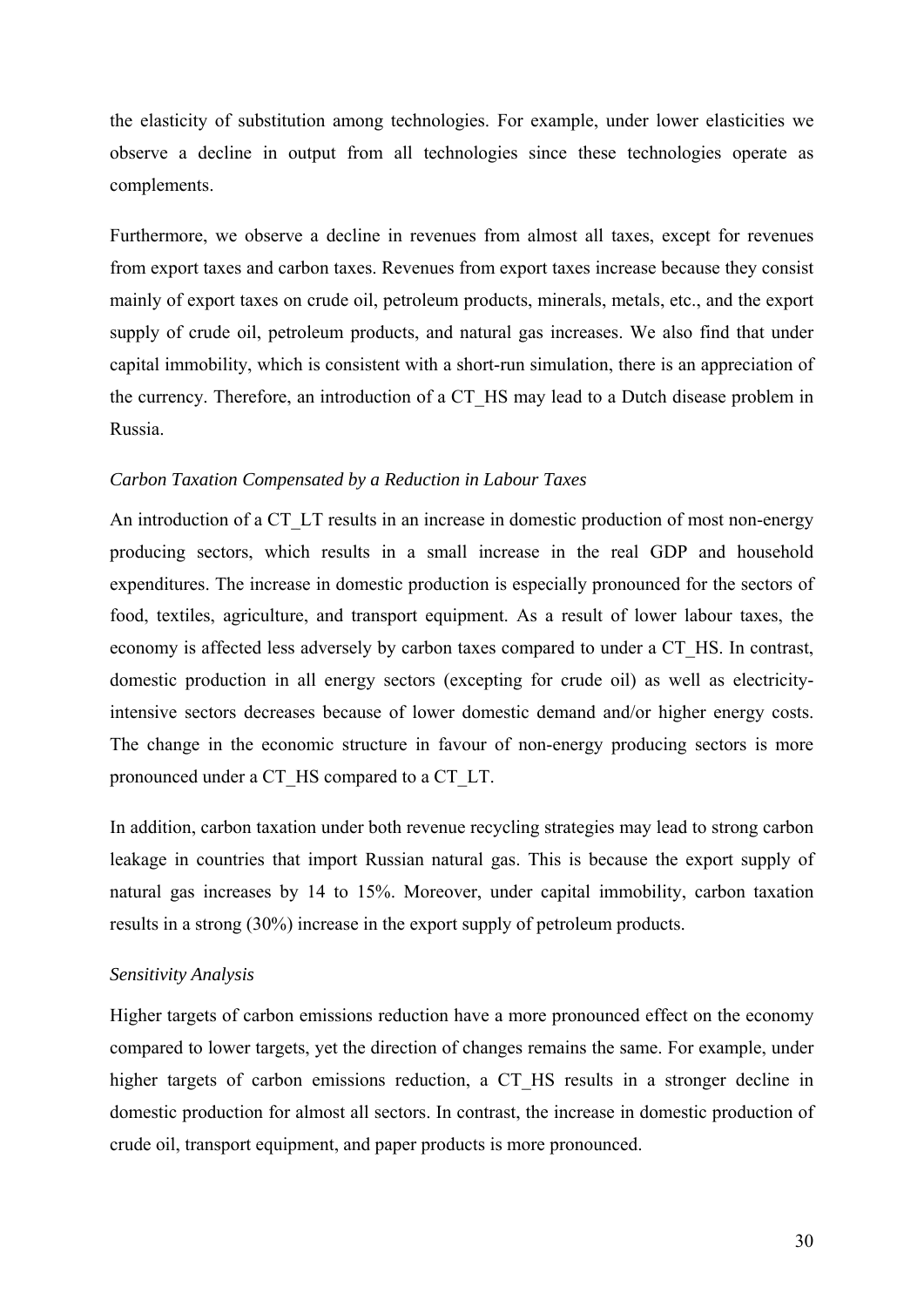the elasticity of substitution among technologies. For example, under lower elasticities we observe a decline in output from all technologies since these technologies operate as complements.

Furthermore, we observe a decline in revenues from almost all taxes, except for revenues from export taxes and carbon taxes. Revenues from export taxes increase because they consist mainly of export taxes on crude oil, petroleum products, minerals, metals, etc., and the export supply of crude oil, petroleum products, and natural gas increases. We also find that under capital immobility, which is consistent with a short-run simulation, there is an appreciation of the currency. Therefore, an introduction of a CT_HS may lead to a Dutch disease problem in Russia.

*Carbon Taxation Compensated by a Reduction in Labour Taxes*

An introduction of a CT_LT results in an increase in domestic production of most non-energy producing sectors, which results in a small increase in the real GDP and household expenditures. The increase in domestic production is especially pronounced for the sectors of food, textiles, agriculture, and transport equipment. As a result of lower labour taxes, the economy is affected less adversely by carbon taxes compared to under a CT_HS. In contrast, domestic production in all energy sectors (excepting for crude oil) as well as electricity-intensive sectors decreases because of lower domestic demand and/or higher energy costs. The change in the economic structure in favour of non-energy producing sectors is more pronounced under a CT_HS compared to a CT_LT.

In addition, carbon taxation under both revenue recycling strategies may lead to strong carbon leakage in countries that import Russian natural gas. This is because the export supply of natural gas increases by 14 to 15%. Moreover, under capital immobility, carbon taxation results in a strong (30%) increase in the export supply of petroleum products.

*Sensitivity Analysis*

Higher targets of carbon emissions reduction have a more pronounced effect on the economy compared to lower targets, yet the direction of changes remains the same. For example, under higher targets of carbon emissions reduction, a CT_HS results in a stronger decline in domestic production for almost all sectors. In contrast, the increase in domestic production of crude oil, transport equipment, and paper products is more pronounced.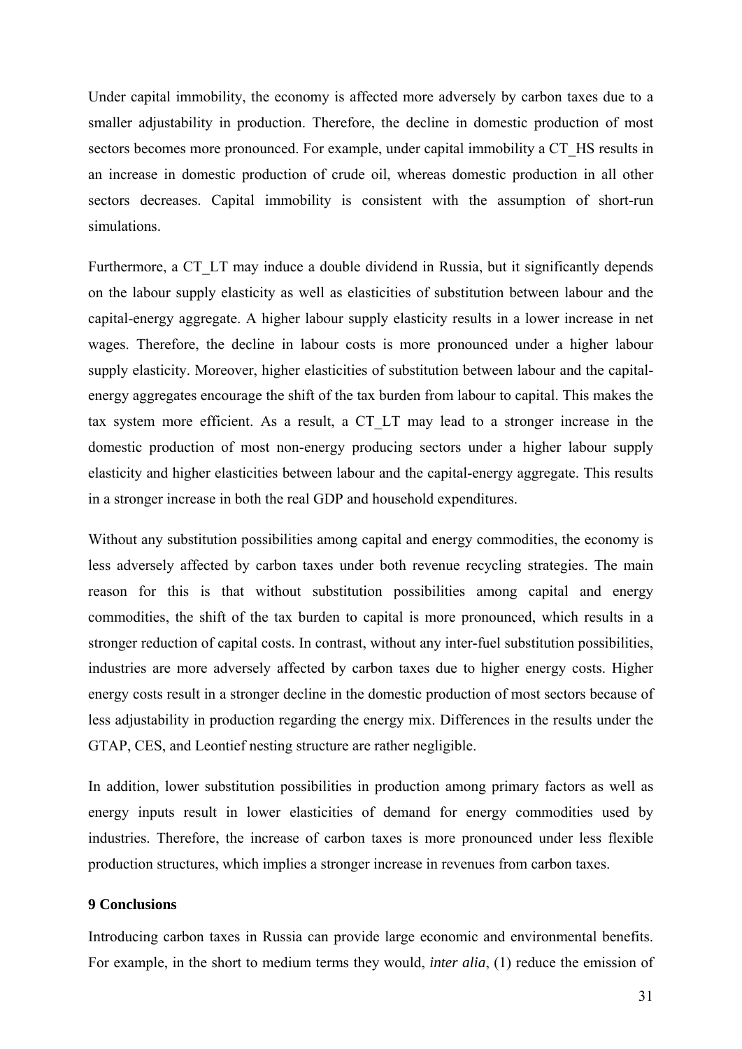Under capital immobility, the economy is affected more adversely by carbon taxes due to a smaller adjustability in production. Therefore, the decline in domestic production of most sectors becomes more pronounced. For example, under capital immobility a CT_HS results in an increase in domestic production of crude oil, whereas domestic production in all other sectors decreases. Capital immobility is consistent with the assumption of short-run simulations.

Furthermore, a CT_LT may induce a double dividend in Russia, but it significantly depends on the labour supply elasticity as well as elasticities of substitution between labour and the capital-energy aggregate. A higher labour supply elasticity results in a lower increase in net wages. Therefore, the decline in labour costs is more pronounced under a higher labour supply elasticity. Moreover, higher elasticities of substitution between labour and the capital-energy aggregates encourage the shift of the tax burden from labour to capital. This makes the tax system more efficient. As a result, a CT_LT may lead to a stronger increase in the domestic production of most non-energy producing sectors under a higher labour supply elasticity and higher elasticities between labour and the capital-energy aggregate. This results in a stronger increase in both the real GDP and household expenditures.

Without any substitution possibilities among capital and energy commodities, the economy is less adversely affected by carbon taxes under both revenue recycling strategies. The main reason for this is that without substitution possibilities among capital and energy commodities, the shift of the tax burden to capital is more pronounced, which results in a stronger reduction of capital costs. In contrast, without any inter-fuel substitution possibilities, industries are more adversely affected by carbon taxes due to higher energy costs. Higher energy costs result in a stronger decline in the domestic production of most sectors because of less adjustability in production regarding the energy mix. Differences in the results under the GTAP, CES, and Leontief nesting structure are rather negligible.

In addition, lower substitution possibilities in production among primary factors as well as energy inputs result in lower elasticities of demand for energy commodities used by industries. Therefore, the increase of carbon taxes is more pronounced under less flexible production structures, which implies a stronger increase in revenues from carbon taxes.

## 9 Conclusions

Introducing carbon taxes in Russia can provide large economic and environmental benefits. For example, in the short to medium terms they would, *inter alia*, (1) reduce the emission of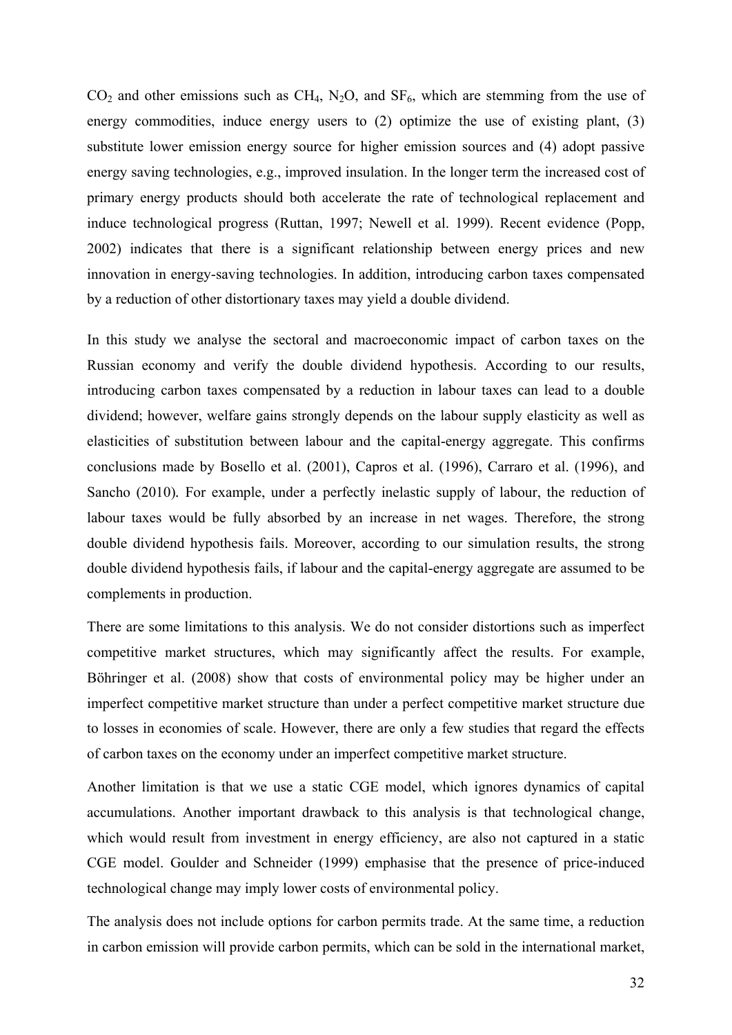$CO_2$ and other emissions such as $CH_4$, $N_2O$, and $SF_6$, which are stemming from the use of energy commodities, induce energy users to (2) optimize the use of existing plant, (3) substitute lower emission energy source for higher emission sources and (4) adopt passive energy saving technologies, e.g., improved insulation. In the longer term the increased cost of primary energy products should both accelerate the rate of technological replacement and induce technological progress (Ruttan, 1997; Newell et al. 1999). Recent evidence (Popp, 2002) indicates that there is a significant relationship between energy prices and new innovation in energy-saving technologies. In addition, introducing carbon taxes compensated by a reduction of other distortionary taxes may yield a double dividend.

In this study we analyse the sectoral and macroeconomic impact of carbon taxes on the Russian economy and verify the double dividend hypothesis. According to our results, introducing carbon taxes compensated by a reduction in labour taxes can lead to a double dividend; however, welfare gains strongly depends on the labour supply elasticity as well as elasticities of substitution between labour and the capital-energy aggregate. This confirms conclusions made by Bosello et al. (2001), Capros et al. (1996), Carraro et al. (1996), and Sancho (2010). For example, under a perfectly inelastic supply of labour, the reduction of labour taxes would be fully absorbed by an increase in net wages. Therefore, the strong double dividend hypothesis fails. Moreover, according to our simulation results, the strong double dividend hypothesis fails, if labour and the capital-energy aggregate are assumed to be complements in production.

There are some limitations to this analysis. We do not consider distortions such as imperfect competitive market structures, which may significantly affect the results. For example, Böhringer et al. (2008) show that costs of environmental policy may be higher under an imperfect competitive market structure than under a perfect competitive market structure due to losses in economies of scale. However, there are only a few studies that regard the effects of carbon taxes on the economy under an imperfect competitive market structure.

Another limitation is that we use a static CGE model, which ignores dynamics of capital accumulations. Another important drawback to this analysis is that technological change, which would result from investment in energy efficiency, are also not captured in a static CGE model. Goulder and Schneider (1999) emphasise that the presence of price-induced technological change may imply lower costs of environmental policy.

The analysis does not include options for carbon permits trade. At the same time, a reduction in carbon emission will provide carbon permits, which can be sold in the international market,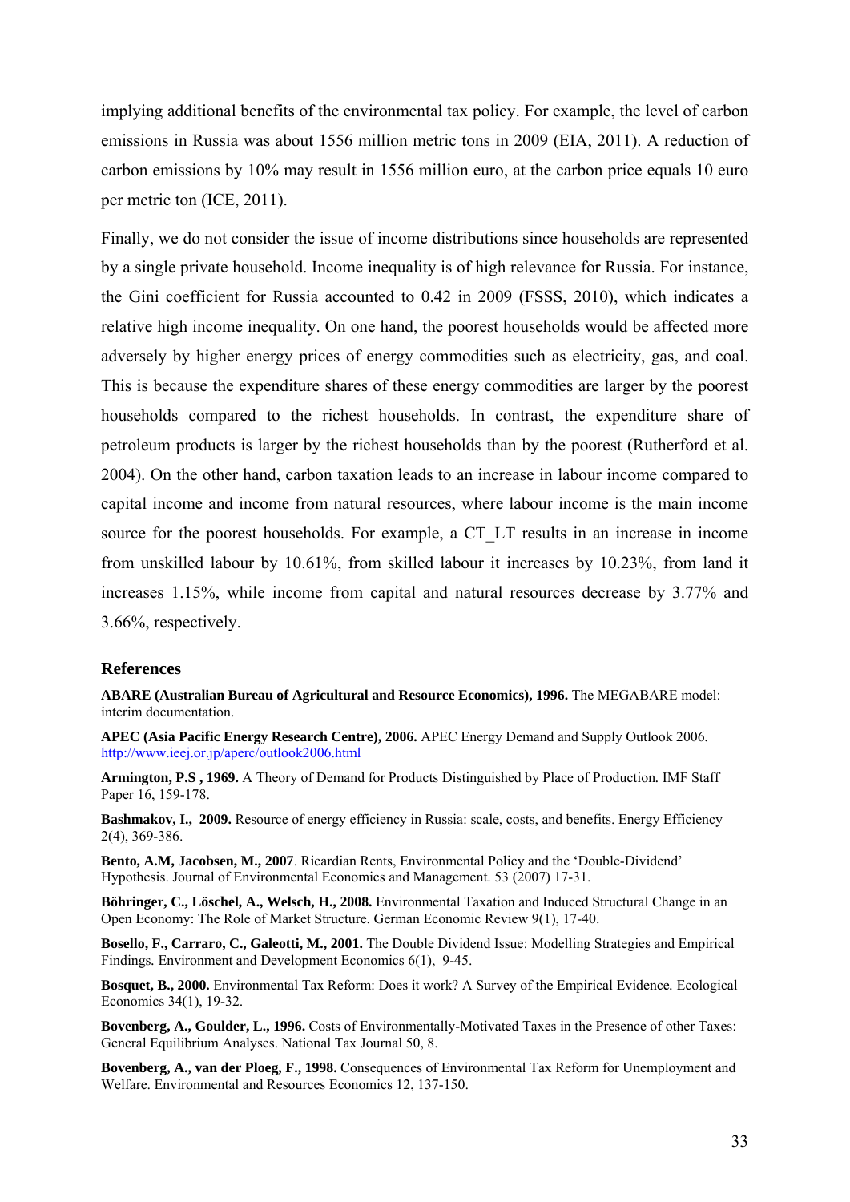implying additional benefits of the environmental tax policy. For example, the level of carbon emissions in Russia was about 1556 million metric tons in 2009 (EIA, 2011). A reduction of carbon emissions by 10% may result in 1556 million euro, at the carbon price equals 10 euro per metric ton (ICE, 2011).

Finally, we do not consider the issue of income distributions since households are represented by a single private household. Income inequality is of high relevance for Russia. For instance, the Gini coefficient for Russia accounted to 0.42 in 2009 (FSSS, 2010), which indicates a relative high income inequality. On one hand, the poorest households would be affected more adversely by higher energy prices of energy commodities such as electricity, gas, and coal. This is because the expenditure shares of these energy commodities are larger by the poorest households compared to the richest households. In contrast, the expenditure share of petroleum products is larger by the richest households than by the poorest (Rutherford et al. 2004). On the other hand, carbon taxation leads to an increase in labour income compared to capital income and income from natural resources, where labour income is the main income source for the poorest households. For example, a CT_LT results in an increase in income from unskilled labour by 10.61%, from skilled labour it increases by 10.23%, from land it increases 1.15%, while income from capital and natural resources decrease by 3.77% and 3.66%, respectively.

## References

**ABARE (Australian Bureau of Agricultural and Resource Economics), 1996.** The MEGABARE model: interim documentation.

**APEC (Asia Pacific Energy Research Centre), 2006.** APEC Energy Demand and Supply Outlook 2006. http://www.ieej.or.jp/aperc/outlook2006.html

**Armington, P.S , 1969.** A Theory of Demand for Products Distinguished by Place of Production. IMF Staff Paper 16, 159-178.

**Bashmakov, I., 2009.** Resource of energy efficiency in Russia: scale, costs, and benefits. Energy Efficiency 2(4), 369-386.

**Bento, A.M, Jacobsen, M., 2007**. Ricardian Rents, Environmental Policy and the 'Double-Dividend' Hypothesis. Journal of Environmental Economics and Management. 53 (2007) 17-31.

**Böhringer, C., Löschel, A., Welsch, H., 2008.** Environmental Taxation and Induced Structural Change in an Open Economy: The Role of Market Structure. German Economic Review 9(1), 17-40.

**Bosello, F., Carraro, C., Galeotti, M., 2001.** The Double Dividend Issue: Modelling Strategies and Empirical Findings. Environment and Development Economics 6(1), 9-45.

**Bosquet, B., 2000.** Environmental Tax Reform: Does it work? A Survey of the Empirical Evidence. Ecological Economics 34(1), 19-32.

**Bovenberg, A., Goulder, L., 1996.** Costs of Environmentally-Motivated Taxes in the Presence of other Taxes: General Equilibrium Analyses. National Tax Journal 50, 8.

**Bovenberg, A., van der Ploeg, F., 1998.** Consequences of Environmental Tax Reform for Unemployment and Welfare. Environmental and Resources Economics 12, 137-150.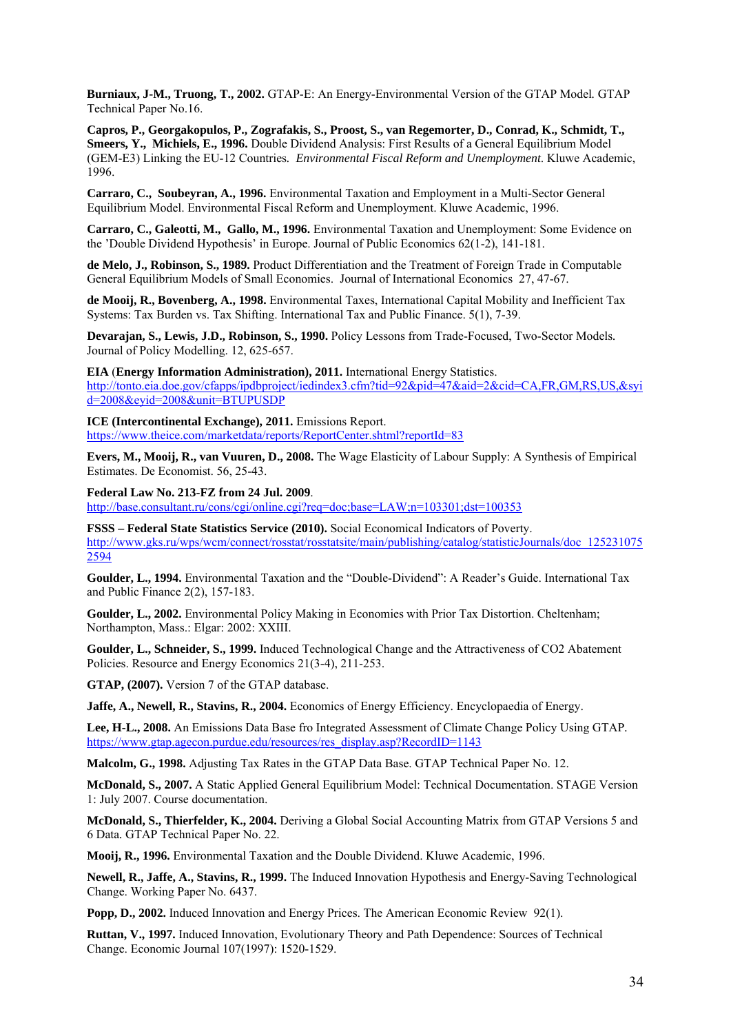**Burniaux, J-M., Truong, T., 2002.** GTAP-E: An Energy-Environmental Version of the GTAP Model. GTAP Technical Paper No.16.

**Capros, P., Georgakopulos, P., Zografakis, S., Proost, S., van Regemorter, D., Conrad, K., Schmidt, T., Smeers, Y., Michiels, E., 1996.** Double Dividend Analysis: First Results of a General Equilibrium Model (GEM-E3) Linking the EU-12 Countries. *Environmental Fiscal Reform and Unemployment*. Kluwe Academic, 1996.

**Carraro, C., Soubeyran, A., 1996.** Environmental Taxation and Employment in a Multi-Sector General Equilibrium Model. Environmental Fiscal Reform and Unemployment. Kluwe Academic, 1996.

**Carraro, C., Galeotti, M., Gallo, M., 1996.** Environmental Taxation and Unemployment: Some Evidence on the 'Double Dividend Hypothesis' in Europe. Journal of Public Economics 62(1-2), 141-181.

**de Melo, J., Robinson, S., 1989.** Product Differentiation and the Treatment of Foreign Trade in Computable General Equilibrium Models of Small Economies. Journal of International Economics 27, 47-67.

**de Mooij, R., Bovenberg, A., 1998.** Environmental Taxes, International Capital Mobility and Inefficient Tax Systems: Tax Burden vs. Tax Shifting. International Tax and Public Finance. 5(1), 7-39.

**Devarajan, S., Lewis, J.D., Robinson, S., 1990.** Policy Lessons from Trade-Focused, Two-Sector Models. Journal of Policy Modelling. 12, 625-657.

**EIA (Energy Information Administration), 2011.** International Energy Statistics. http://tonto.eia.doe.gov/cfapps/ipdbproject/iedindex3.cfm?tid=92&pid=47&aid=2&cid=CA,FR,GM,RS,US,&syid=2008&eyid=2008&unit=BTUPUSDP

**ICE (Intercontinental Exchange), 2011.** Emissions Report. https://www.theice.com/marketdata/reports/ReportCenter.shtml?reportId=83

**Evers, M., Mooij, R., van Vuuren, D., 2008.** The Wage Elasticity of Labour Supply: A Synthesis of Empirical Estimates. De Economist. 56, 25-43.

**Federal Law No. 213-FZ from 24 Jul. 2009**. http://base.consultant.ru/cons/cgi/online.cgi?req=doc;base=LAW;n=103301;dst=100353

**FSSS – Federal State Statistics Service (2010).** Social Economical Indicators of Poverty. http://www.gks.ru/wps/wcm/connect/rosstat/rosstatsite/main/publishing/catalog/statisticJournals/doc_1252310752594

**Goulder, L., 1994.** Environmental Taxation and the "Double-Dividend": A Reader's Guide. International Tax and Public Finance 2(2), 157-183.

**Goulder, L., 2002.** Environmental Policy Making in Economies with Prior Tax Distortion. Cheltenham; Northampton, Mass.: Elgar: 2002: XXIII.

**Goulder, L., Schneider, S., 1999.** Induced Technological Change and the Attractiveness of CO2 Abatement Policies. Resource and Energy Economics 21(3-4), 211-253.

**GTAP, (2007).** Version 7 of the GTAP database.

**Jaffe, A., Newell, R., Stavins, R., 2004.** Economics of Energy Efficiency. Encyclopaedia of Energy.

**Lee, H-L., 2008.** An Emissions Data Base fro Integrated Assessment of Climate Change Policy Using GTAP. https://www.gtap.agecon.purdue.edu/resources/res_display.asp?RecordID=1143

**Malcolm, G., 1998.** Adjusting Tax Rates in the GTAP Data Base. GTAP Technical Paper No. 12.

**McDonald, S., 2007.** A Static Applied General Equilibrium Model: Technical Documentation. STAGE Version 1: July 2007. Course documentation.

**McDonald, S., Thierfelder, K., 2004.** Deriving a Global Social Accounting Matrix from GTAP Versions 5 and 6 Data. GTAP Technical Paper No. 22.

**Mooij, R., 1996.** Environmental Taxation and the Double Dividend. Kluwe Academic, 1996.

**Newell, R., Jaffe, A., Stavins, R., 1999.** The Induced Innovation Hypothesis and Energy-Saving Technological Change. Working Paper No. 6437.

**Popp, D., 2002.** Induced Innovation and Energy Prices. The American Economic Review 92(1).

**Ruttan, V., 1997.** Induced Innovation, Evolutionary Theory and Path Dependence: Sources of Technical Change. Economic Journal 107(1997): 1520-1529.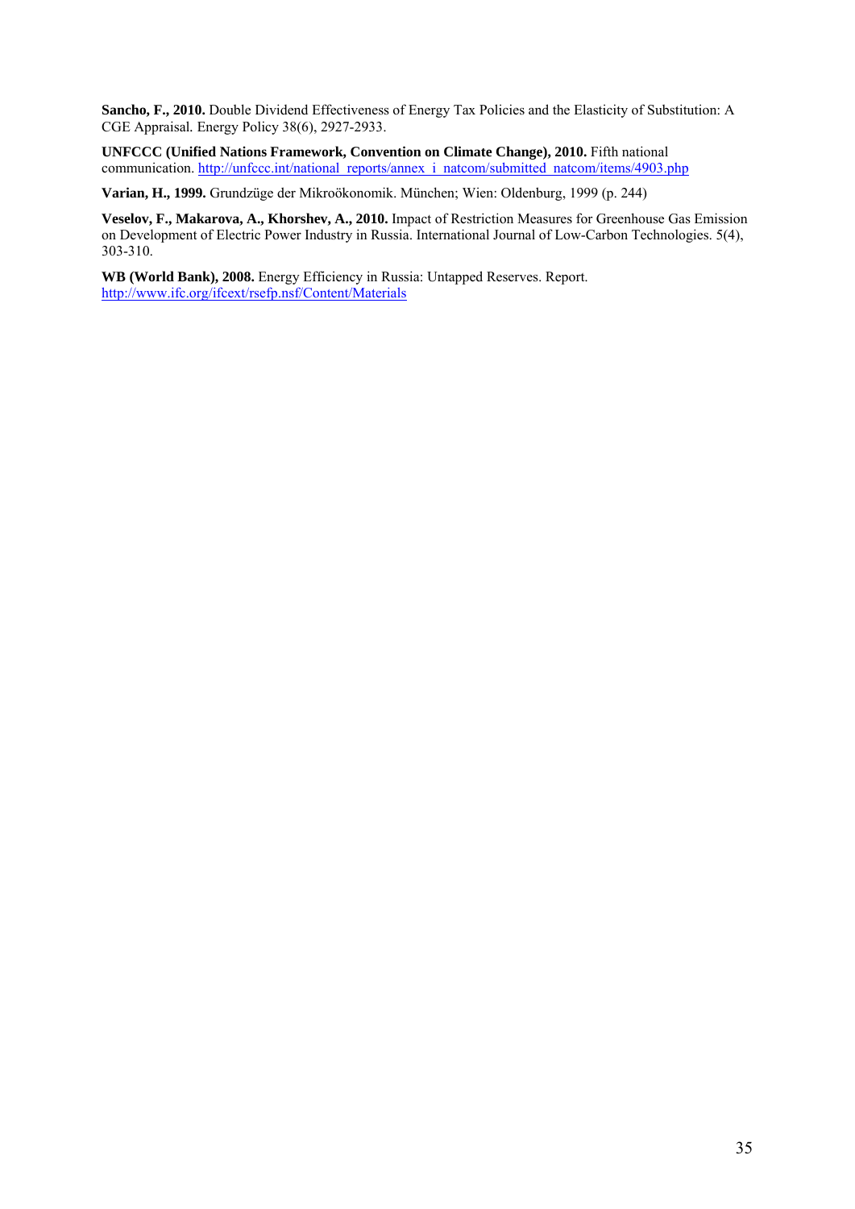**Sancho, F., 2010.** Double Dividend Effectiveness of Energy Tax Policies and the Elasticity of Substitution: A CGE Appraisal. Energy Policy 38(6), 2927-2933.

**UNFCCC (Unified Nations Framework, Convention on Climate Change), 2010.** Fifth national communication. http://unfccc.int/national_reports/annex_i_natcom/submitted_natcom/items/4903.php

**Varian, H., 1999.** Grundzüge der Mikroökonomik. München; Wien: Oldenburg, 1999 (p. 244)

**Veselov, F., Makarova, A., Khorshev, A., 2010.** Impact of Restriction Measures for Greenhouse Gas Emission on Development of Electric Power Industry in Russia. International Journal of Low-Carbon Technologies. 5(4), 303-310.

**WB (World Bank), 2008.** Energy Efficiency in Russia: Untapped Reserves. Report. http://www.ifc.org/ifcext/rsefp.nsf/Content/Materials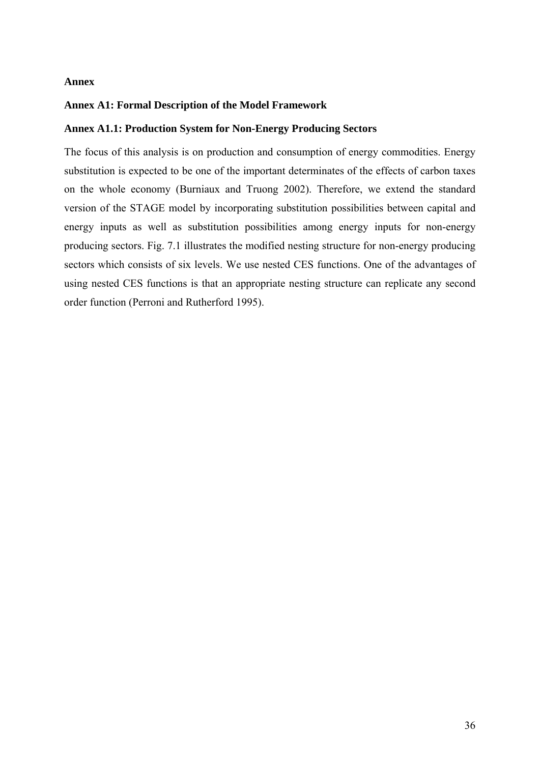# Annex

## Annex A1: Formal Description of the Model Framework

### Annex A1.1: Production System for Non-Energy Producing Sectors

The focus of this analysis is on production and consumption of energy commodities. Energy substitution is expected to be one of the important determinates of the effects of carbon taxes on the whole economy (Burniaux and Truong 2002). Therefore, we extend the standard version of the STAGE model by incorporating substitution possibilities between capital and energy inputs as well as substitution possibilities among energy inputs for non-energy producing sectors. Fig. 7.1 illustrates the modified nesting structure for non-energy producing sectors which consists of six levels. We use nested CES functions. One of the advantages of using nested CES functions is that an appropriate nesting structure can replicate any second order function (Perroni and Rutherford 1995).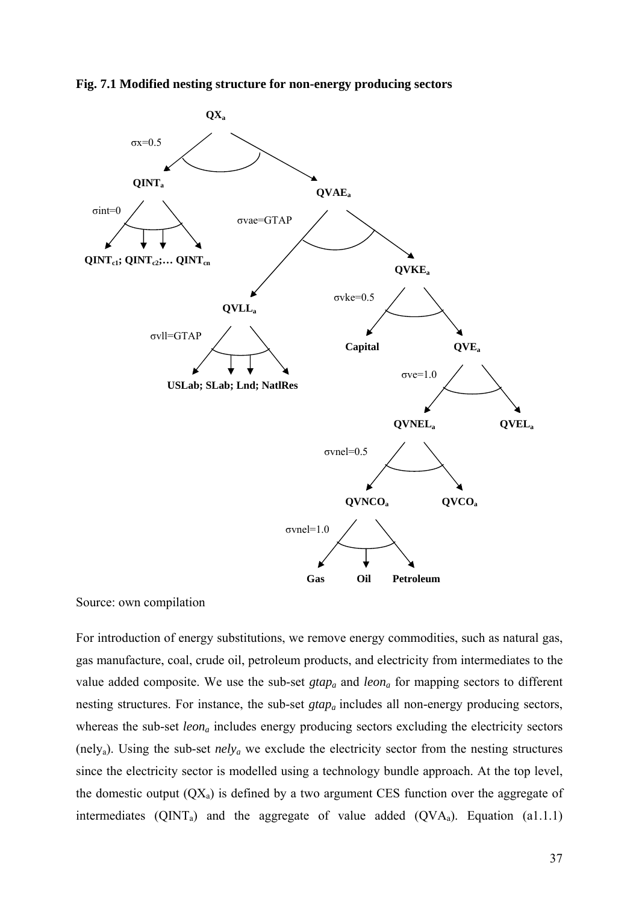**Fig. 7.1 Modified nesting structure for non-energy producing sectors**

$QX_a$

- $\sigma x=0.5$
  - $QINT_a$ ($\sigma int=0$)
    - $QINT_{c1}$; $QINT_{c2}$;… $QINT_{cn}$
  - $QVAE_a$ ($\sigma vae$=GTAP)
    - $QVLL_a$ ($\sigma vll$=GTAP)
      - USLab; SLab; Lnd; NatlRes
    - $QVKE_a$ ($\sigma vke=0.5$)
      - Capital
      - $QVE_a$ ($\sigma ve=1.0$)
        - $QVNEL_a$ ($\sigma vnel=0.5$)
          - $QVNCO_a$ ($\sigma vnel=1.0$)
            - Gas; Oil; Petroleum
          - $QVCO_a$
        - $QVEL_a$

Source: own compilation

For introduction of energy substitutions, we remove energy commodities, such as natural gas, gas manufacture, coal, crude oil, petroleum products, and electricity from intermediates to the value added composite. We use the sub-set $gtap_a$ and $leon_a$ for mapping sectors to different nesting structures. For instance, the sub-set $gtap_a$ includes all non-energy producing sectors, whereas the sub-set $leon_a$ includes energy producing sectors excluding the electricity sectors ($nely_a$). Using the sub-set $nely_a$ we exclude the electricity sector from the nesting structures since the electricity sector is modelled using a technology bundle approach. At the top level, the domestic output ($QX_a$) is defined by a two argument CES function over the aggregate of intermediates ($QINT_a$) and the aggregate of value added ($QVA_a$). Equation (a1.1.1)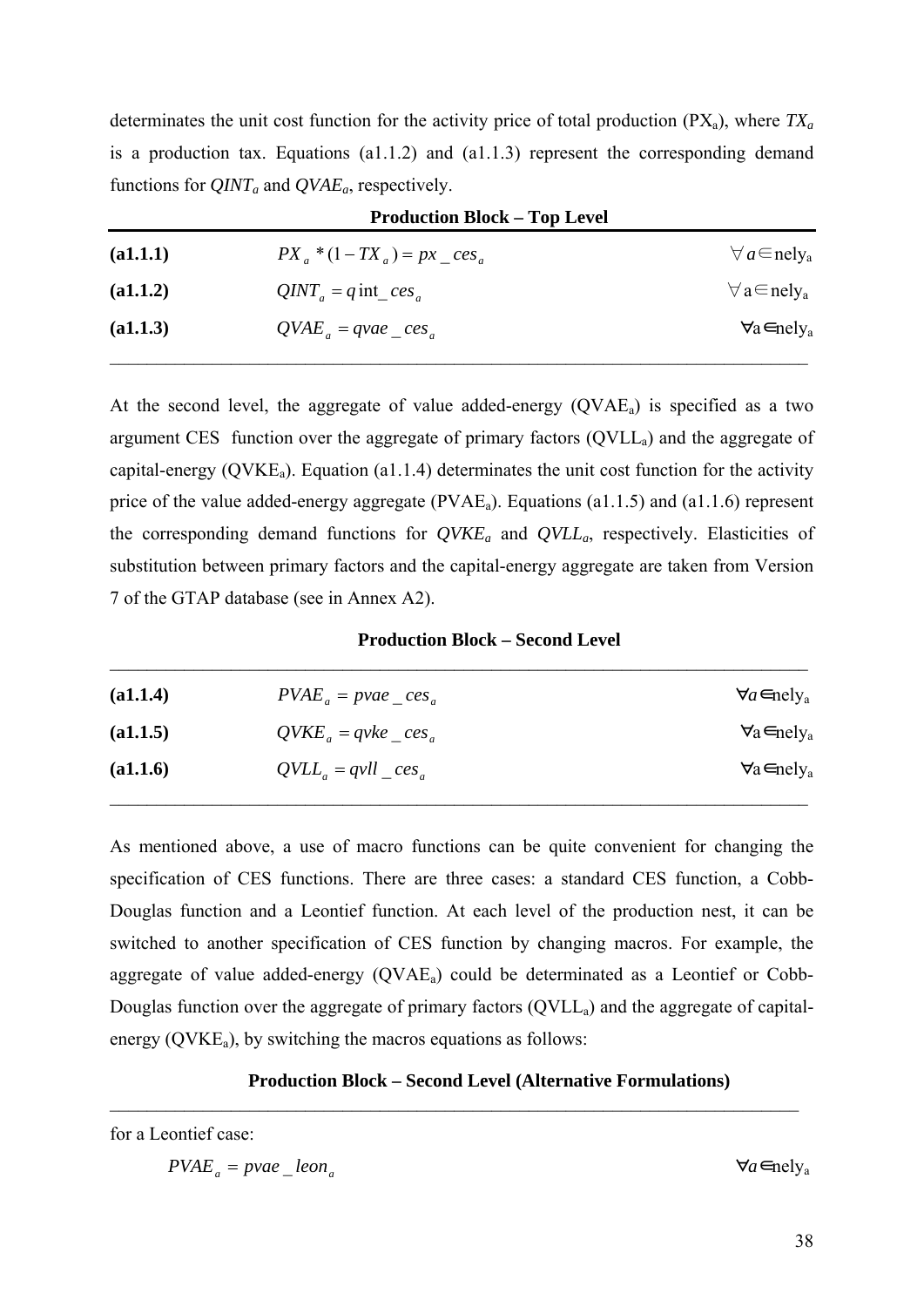determinates the unit cost function for the activity price of total production ($PX_a$), where $TX_a$ is a production tax. Equations (a1.1.2) and (a1.1.3) represent the corresponding demand functions for $QINT_a$ and $QVAE_a$, respectively.

**Production Block – Top Level**

| | | |
|---|---|---|
| **(a1.1.1)** | $PX_a * (1 - TX_a) = px\_ces_a$ | $\forall a \in nely_a$ |
| **(a1.1.2)** | $QINT_a = q\text{int}\_ces_a$ | $\forall a \in nely_a$ |
| **(a1.1.3)** | $QVAE_a = qvae\_ces_a$ | $\forall a \in nely_a$ |

At the second level, the aggregate of value added-energy ($QVAE_a$) is specified as a two argument CES function over the aggregate of primary factors ($QVLL_a$) and the aggregate of capital-energy ($QVKE_a$). Equation (a1.1.4) determinates the unit cost function for the activity price of the value added-energy aggregate ($PVAE_a$). Equations (a1.1.5) and (a1.1.6) represent the corresponding demand functions for $QVKE_a$ and $QVLL_a$, respectively. Elasticities of substitution between primary factors and the capital-energy aggregate are taken from Version 7 of the GTAP database (see in Annex A2).

**Production Block – Second Level**

| | | |
|---|---|---|
| **(a1.1.4)** | $PVAE_a = pvae\_ces_a$ | $\forall a \in nely_a$ |
| **(a1.1.5)** | $QVKE_a = qvke\_ces_a$ | $\forall a \in nely_a$ |
| **(a1.1.6)** | $QVLL_a = qvll\_ces_a$ | $\forall a \in nely_a$ |

As mentioned above, a use of macro functions can be quite convenient for changing the specification of CES functions. There are three cases: a standard CES function, a Cobb-Douglas function and a Leontief function. At each level of the production nest, it can be switched to another specification of CES function by changing macros. For example, the aggregate of value added-energy ($QVAE_a$) could be determinated as a Leontief or Cobb-Douglas function over the aggregate of primary factors ($QVLL_a$) and the aggregate of capital-energy ($QVKE_a$), by switching the macros equations as follows:

**Production Block – Second Level (Alternative Formulations)**

for a Leontief case:

$$PVAE_a = pvae\_leon_a \qquad \forall a \in nely_a$$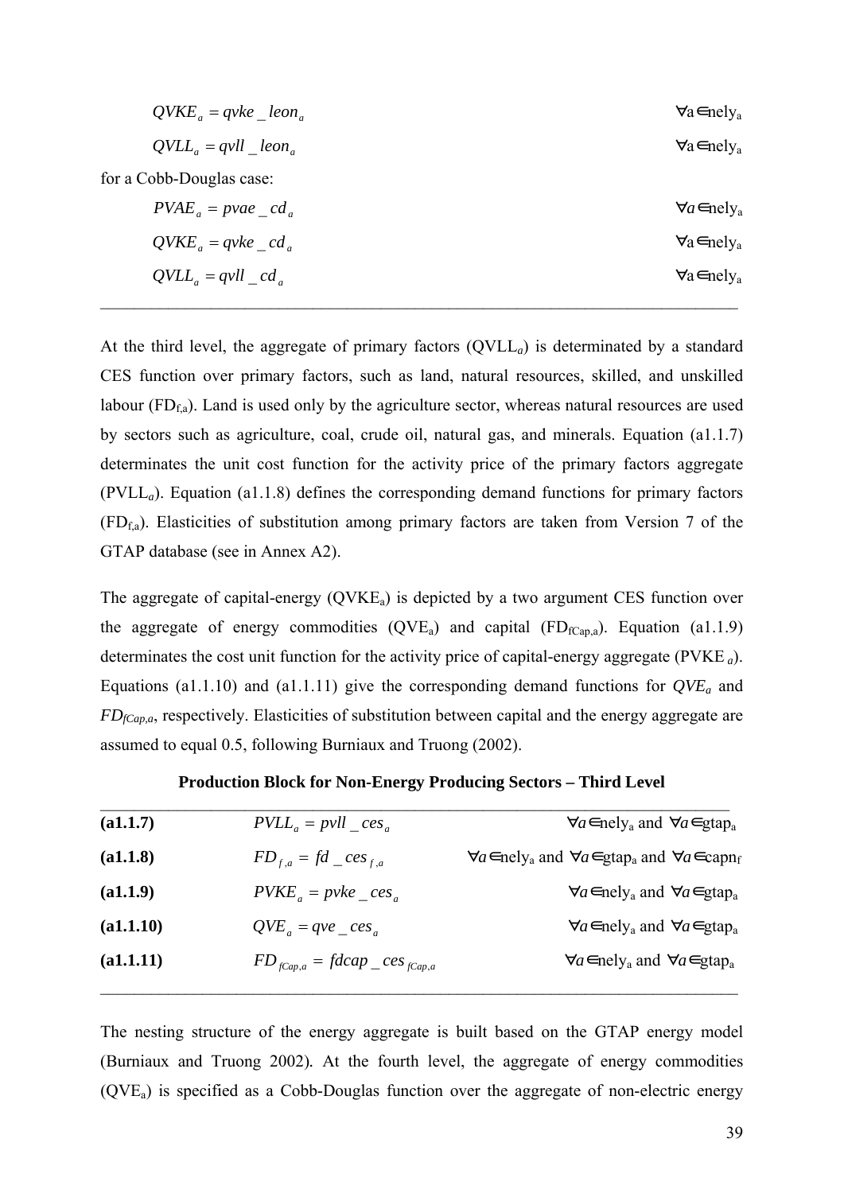$$QVKE_a = qvke\_leon_a \qquad \forall a \in nely_a$$

$$QVLL_a = qvll\_leon_a \qquad \forall a \in nely_a$$

for a Cobb-Douglas case:

$$PVAE_a = pvae\_cd_a \qquad \forall a \in nely_a$$

$$QVKE_a = qvke\_cd_a \qquad \forall a \in nely_a$$

$$QVLL_a = qvll\_cd_a \qquad \forall a \in nely_a$$

---

At the third level, the aggregate of primary factors ($QVLL_a$) is determined by a standard CES function over primary factors, such as land, natural resources, skilled, and unskilled labour ($FD_{f,a}$). Land is used only by the agriculture sector, whereas natural resources are used by sectors such as agriculture, coal, crude oil, natural gas, and minerals. Equation (a1.1.7) determinates the unit cost function for the activity price of the primary factors aggregate ($PVLL_a$). Equation (a1.1.8) defines the corresponding demand functions for primary factors ($FD_{f,a}$). Elasticities of substitution among primary factors are taken from Version 7 of the GTAP database (see in Annex A2).

The aggregate of capital-energy ($QVKE_a$) is depicted by a two argument CES function over the aggregate of energy commodities ($QVE_a$) and capital ($FD_{fCap,a}$). Equation (a1.1.9) determinates the cost unit function for the activity price of capital-energy aggregate ($PVKE_a$). Equations (a1.1.10) and (a1.1.11) give the corresponding demand functions for $QVE_a$ and $FD_{fCap,a}$, respectively. Elasticities of substitution between capital and the energy aggregate are assumed to equal 0.5, following Burniaux and Truong (2002).

**Production Block for Non-Energy Producing Sectors – Third Level**

---

| | | |
|---|---|---|
| **(a1.1.7)** | $PVLL_a = pvll\_ces_a$ | $\forall a \in nely_a$ and $\forall a \in gtap_a$ |
| **(a1.1.8)** | $FD_{f,a} = fd\_ces_{f,a}$ | $\forall a \in nely_a$ and $\forall a \in gtap_a$ and $\forall a \in capn_f$ |
| **(a1.1.9)** | $PVKE_a = pvke\_ces_a$ | $\forall a \in nely_a$ and $\forall a \in gtap_a$ |
| **(a1.1.10)** | $QVE_a = qve\_ces_a$ | $\forall a \in nely_a$ and $\forall a \in gtap_a$ |
| **(a1.1.11)** | $FD_{fCap,a} = fdcap\_ces_{fCap,a}$ | $\forall a \in nely_a$ and $\forall a \in gtap_a$ |

---

The nesting structure of the energy aggregate is built based on the GTAP energy model (Burniaux and Truong 2002). At the fourth level, the aggregate of energy commodities ($QVE_a$) is specified as a Cobb-Douglas function over the aggregate of non-electric energy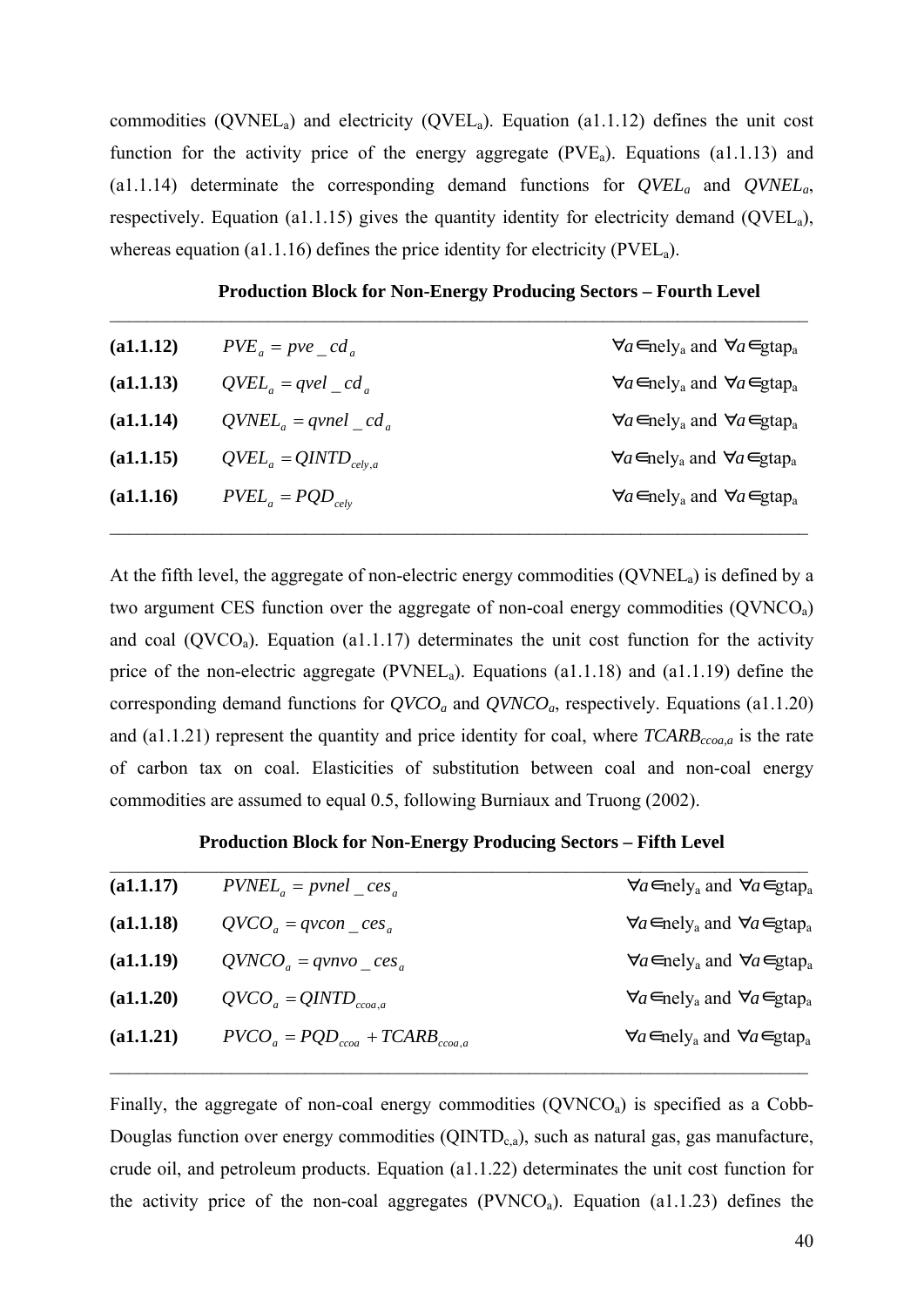commodities ($QVNEL_a$) and electricity ($QVEL_a$). Equation (a1.1.12) defines the unit cost function for the activity price of the energy aggregate ($PVE_a$). Equations (a1.1.13) and (a1.1.14) determinate the corresponding demand functions for $QVEL_a$ and $QVNEL_a$, respectively. Equation (a1.1.15) gives the quantity identity for electricity demand ($QVEL_a$), whereas equation (a1.1.16) defines the price identity for electricity ($PVEL_a$).

**Production Block for Non-Energy Producing Sectors – Fourth Level**

| | | |
|---|---|---|
| **(a1.1.12)** | $PVE_a = pve\_cd_a$ | $\forall a \in$nely$_a$ and $\forall a \in$gtap$_a$ |
| **(a1.1.13)** | $QVEL_a = qvel\_cd_a$ | $\forall a \in$nely$_a$ and $\forall a \in$gtap$_a$ |
| **(a1.1.14)** | $QVNEL_a = qvnel\_cd_a$ | $\forall a \in$nely$_a$ and $\forall a \in$gtap$_a$ |
| **(a1.1.15)** | $QVEL_a = QINTD_{cely,a}$ | $\forall a \in$nely$_a$ and $\forall a \in$gtap$_a$ |
| **(a1.1.16)** | $PVEL_a = PQD_{cely}$ | $\forall a \in$nely$_a$ and $\forall a \in$gtap$_a$ |

At the fifth level, the aggregate of non-electric energy commodities ($QVNEL_a$) is defined by a two argument CES function over the aggregate of non-coal energy commodities ($QVNCO_a$) and coal ($QVCO_a$). Equation (a1.1.17) determinates the unit cost function for the activity price of the non-electric aggregate ($PVNEL_a$). Equations (a1.1.18) and (a1.1.19) define the corresponding demand functions for $QVCO_a$ and $QVNCO_a$, respectively. Equations (a1.1.20) and (a1.1.21) represent the quantity and price identity for coal, where $TCARB_{ccoa,a}$ is the rate of carbon tax on coal. Elasticities of substitution between coal and non-coal energy commodities are assumed to equal 0.5, following Burniaux and Truong (2002).

**Production Block for Non-Energy Producing Sectors – Fifth Level**

| | | |
|---|---|---|
| **(a1.1.17)** | $PVNEL_a = pvnel\_ces_a$ | $\forall a \in$nely$_a$ and $\forall a \in$gtap$_a$ |
| **(a1.1.18)** | $QVCO_a = qvcon\_ces_a$ | $\forall a \in$nely$_a$ and $\forall a \in$gtap$_a$ |
| **(a1.1.19)** | $QVNCO_a = qvnvo\_ces_a$ | $\forall a \in$nely$_a$ and $\forall a \in$gtap$_a$ |
| **(a1.1.20)** | $QVCO_a = QINTD_{ccoa,a}$ | $\forall a \in$nely$_a$ and $\forall a \in$gtap$_a$ |
| **(a1.1.21)** | $PVCO_a = PQD_{ccoa} + TCARB_{ccoa,a}$ | $\forall a \in$nely$_a$ and $\forall a \in$gtap$_a$ |

Finally, the aggregate of non-coal energy commodities ($QVNCO_a$) is specified as a Cobb-Douglas function over energy commodities ($QINTD_{c,a}$), such as natural gas, gas manufacture, crude oil, and petroleum products. Equation (a1.1.22) determinates the unit cost function for the activity price of the non-coal aggregates ($PVNCO_a$). Equation (a1.1.23) defines the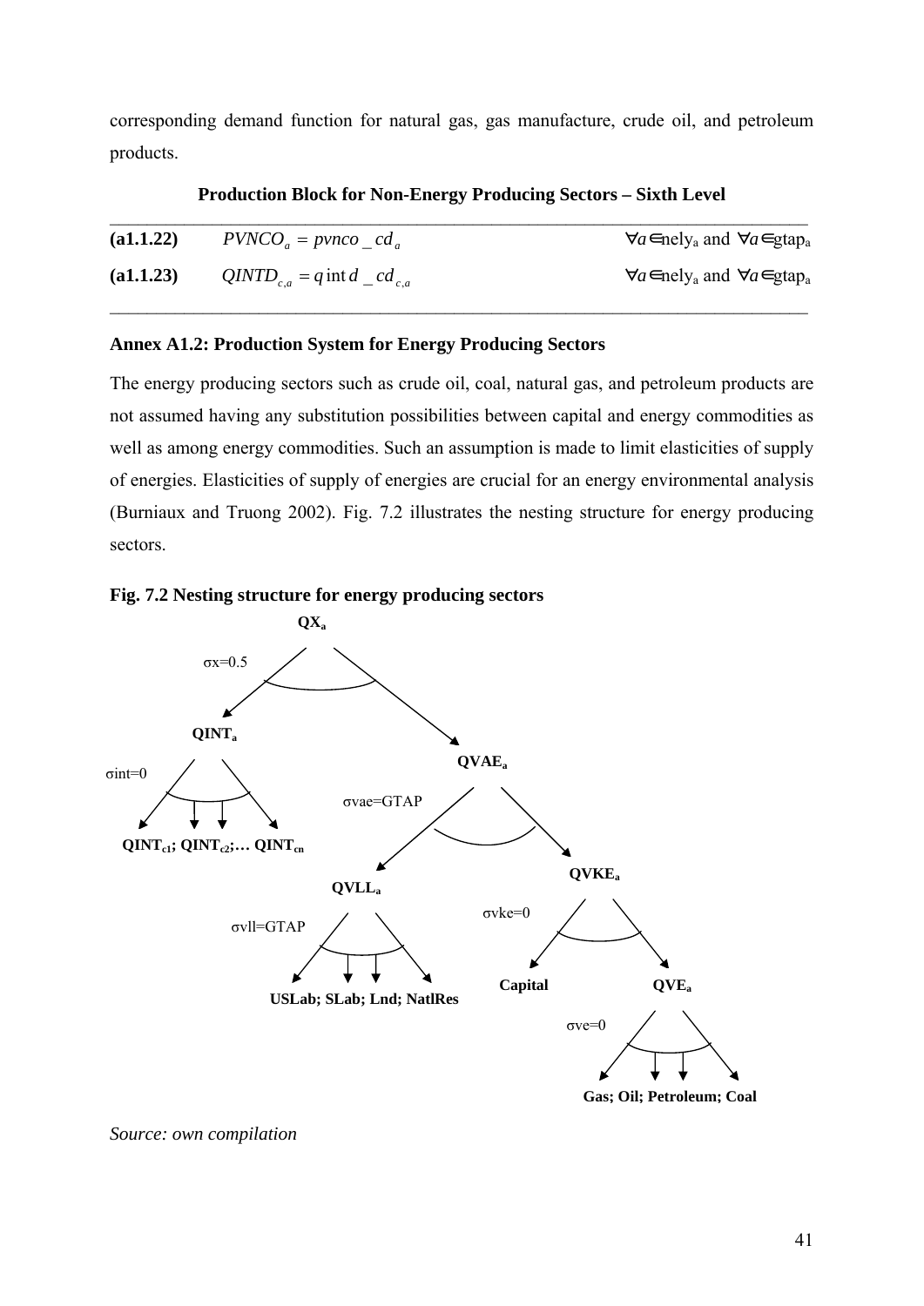corresponding demand function for natural gas, gas manufacture, crude oil, and petroleum products.

**Production Block for Non-Energy Producing Sectors – Sixth Level**

| | | |
|---|---|---|
| **(a1.1.22)** | $PVNCO_a = pvnco\_cd_a$ | $\forall a \in$nely$_a$ and $\forall a \in$gtap$_a$ |
| **(a1.1.23)** | $QINTD_{c,a} = q\text{int}d\_cd_{c,a}$ | $\forall a \in$nely$_a$ and $\forall a \in$gtap$_a$ |

**Annex A1.2: Production System for Energy Producing Sectors**

The energy producing sectors such as crude oil, coal, natural gas, and petroleum products are not assumed having any substitution possibilities between capital and energy commodities as well as among energy commodities. Such an assumption is made to limit elasticities of supply of energies. Elasticities of supply of energies are crucial for an energy environmental analysis (Burniaux and Truong 2002). Fig. 7.2 illustrates the nesting structure for energy producing sectors.

**Fig. 7.2 Nesting structure for energy producing sectors**

- $QX_a$ ($\sigma x=0.5$)
  - $QINT_a$ ($\sigma int=0$)
    - $QINT_{c1}$; $QINT_{c2}$;… $QINT_{cn}$
  - $QVAE_a$ ($\sigma vae=$GTAP)
    - $QVLL_a$ ($\sigma vll=$GTAP)
      - USLab; SLab; Lnd; NatlRes
    - $QVKE_a$ ($\sigma vke=0$)
      - Capital
      - $QVE_a$ ($\sigma ve=0$)
        - Gas; Oil; Petroleum; Coal

*Source: own compilation*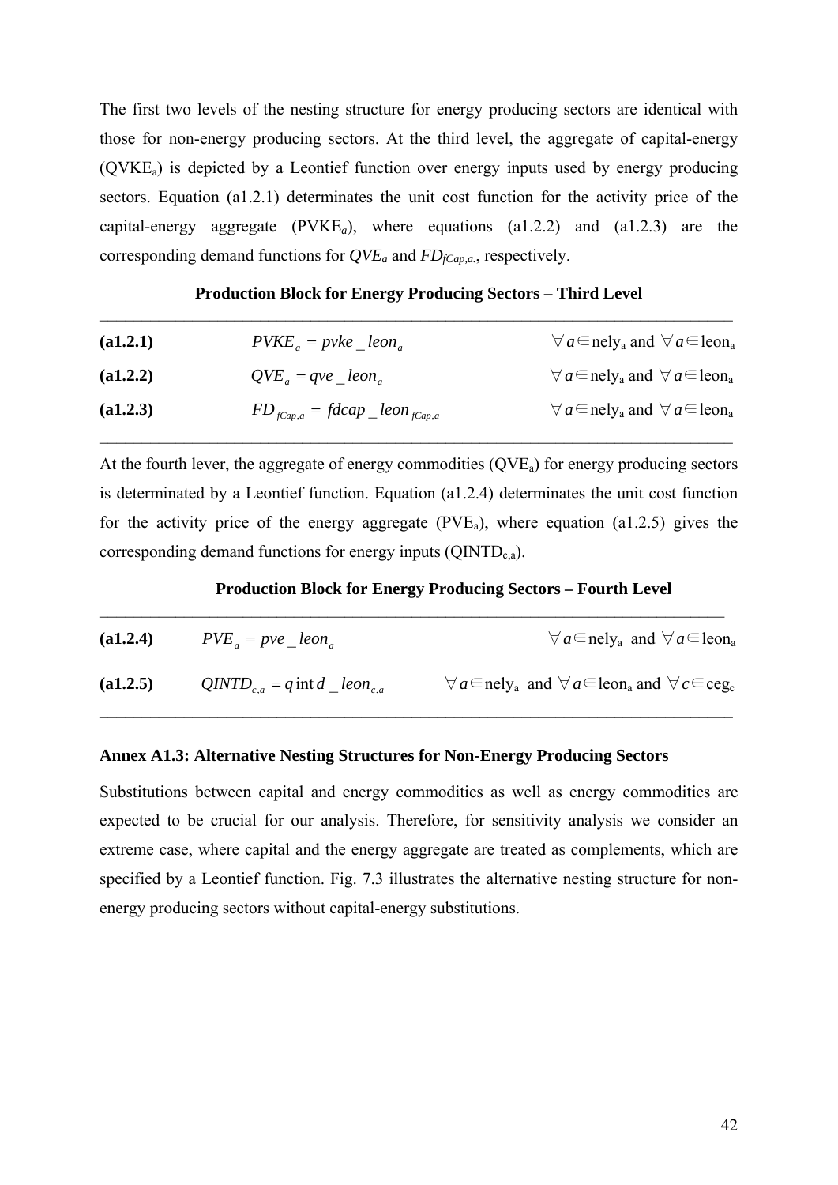The first two levels of the nesting structure for energy producing sectors are identical with those for non-energy producing sectors. At the third level, the aggregate of capital-energy ($QVKE_a$) is depicted by a Leontief function over energy inputs used by energy producing sectors. Equation (a1.2.1) determinates the unit cost function for the activity price of the capital-energy aggregate ($PVKE_a$), where equations (a1.2.2) and (a1.2.3) are the corresponding demand functions for $QVE_a$ and $FD_{fCap,a}$., respectively.

**Production Block for Energy Producing Sectors – Third Level**

| | | |
|---|---|---|
| **(a1.2.1)** | $PVKE_a = pvke\_leon_a$ | $\forall a \in nely_a$ and $\forall a \in leon_a$ |
| **(a1.2.2)** | $QVE_a = qve\_leon_a$ | $\forall a \in nely_a$ and $\forall a \in leon_a$ |
| **(a1.2.3)** | $FD_{fCap,a} = fdcap\_leon_{fCap,a}$ | $\forall a \in nely_a$ and $\forall a \in leon_a$ |

At the fourth lever, the aggregate of energy commodities ($QVE_a$) for energy producing sectors is determinated by a Leontief function. Equation (a1.2.4) determinates the unit cost function for the activity price of the energy aggregate ($PVE_a$), where equation (a1.2.5) gives the corresponding demand functions for energy inputs ($QINTD_{c,a}$).

**Production Block for Energy Producing Sectors – Fourth Level**

| | | |
|---|---|---|
| **(a1.2.4)** | $PVE_a = pve\_leon_a$ | $\forall a \in nely_a$ and $\forall a \in leon_a$ |
| **(a1.2.5)** | $QINTD_{c,a} = q\text{int}d\_leon_{c,a}$ | $\forall a \in nely_a$ and $\forall a \in leon_a$ and $\forall c \in ceg_c$ |

**Annex A1.3: Alternative Nesting Structures for Non-Energy Producing Sectors**

Substitutions between capital and energy commodities as well as energy commodities are expected to be crucial for our analysis. Therefore, for sensitivity analysis we consider an extreme case, where capital and the energy aggregate are treated as complements, which are specified by a Leontief function. Fig. 7.3 illustrates the alternative nesting structure for non-energy producing sectors without capital-energy substitutions.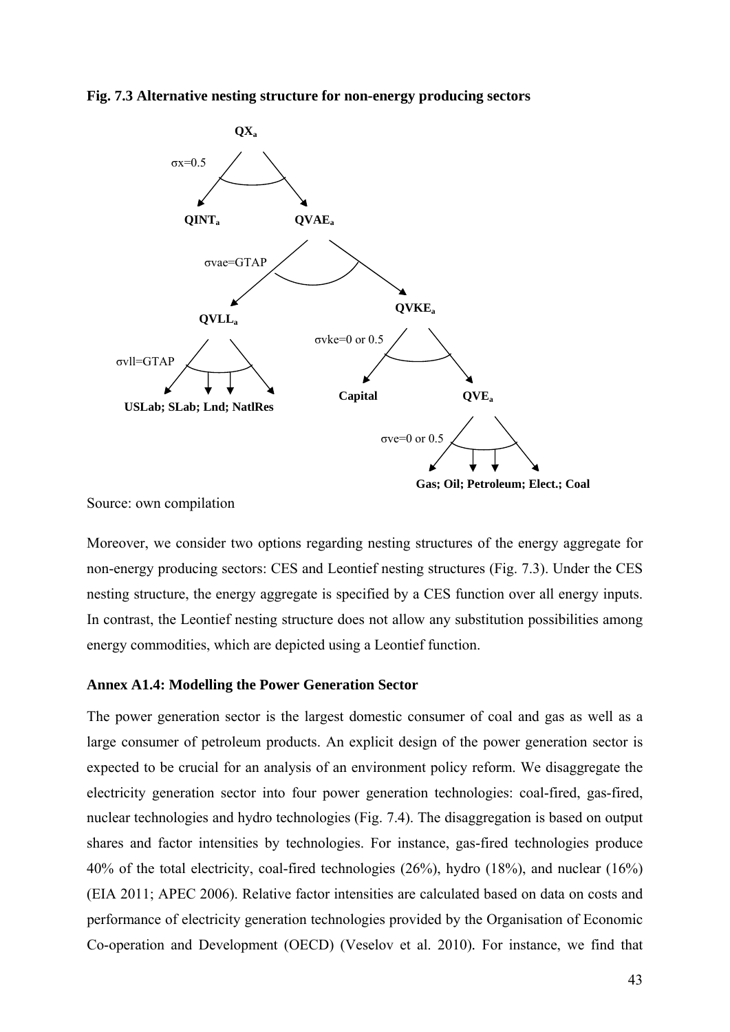**Fig. 7.3 Alternative nesting structure for non-energy producing sectors**

$QX_a$

σx=0.5

$QINT_a$ $QVAE_a$

σvae=GTAP

$QVLL_a$ $QVKE_a$

σvll=GTAP

USLab; SLab; Lnd; NatlRes

σvke=0 or 0.5

Capital $QVE_a$

σve=0 or 0.5

Gas; Oil; Petroleum; Elect.; Coal

Source: own compilation

Moreover, we consider two options regarding nesting structures of the energy aggregate for non-energy producing sectors: CES and Leontief nesting structures (Fig. 7.3). Under the CES nesting structure, the energy aggregate is specified by a CES function over all energy inputs. In contrast, the Leontief nesting structure does not allow any substitution possibilities among energy commodities, which are depicted using a Leontief function.

### Annex A1.4: Modelling the Power Generation Sector

The power generation sector is the largest domestic consumer of coal and gas as well as a large consumer of petroleum products. An explicit design of the power generation sector is expected to be crucial for an analysis of an environment policy reform. We disaggregate the electricity generation sector into four power generation technologies: coal-fired, gas-fired, nuclear technologies and hydro technologies (Fig. 7.4). The disaggregation is based on output shares and factor intensities by technologies. For instance, gas-fired technologies produce 40% of the total electricity, coal-fired technologies (26%), hydro (18%), and nuclear (16%) (EIA 2011; APEC 2006). Relative factor intensities are calculated based on data on costs and performance of electricity generation technologies provided by the Organisation of Economic Co-operation and Development (OECD) (Veselov et al. 2010). For instance, we find that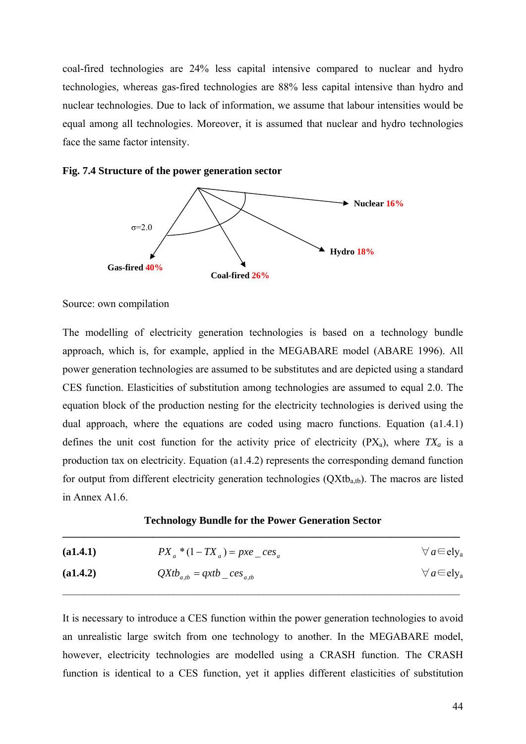coal-fired technologies are 24% less capital intensive compared to nuclear and hydro technologies, whereas gas-fired technologies are 88% less capital intensive than hydro and nuclear technologies. Due to lack of information, we assume that labour intensities would be equal among all technologies. Moreover, it is assumed that nuclear and hydro technologies face the same factor intensity.

**Fig. 7.4 Structure of the power generation sector**

σ=2.0

**Nuclear** 16%

**Hydro** 18%

**Gas-fired** 40%

**Coal-fired** 26%

Source: own compilation

The modelling of electricity generation technologies is based on a technology bundle approach, which is, for example, applied in the MEGABARE model (ABARE 1996). All power generation technologies are assumed to be substitutes and are depicted using a standard CES function. Elasticities of substitution among technologies are assumed to equal 2.0. The equation block of the production nesting for the electricity technologies is derived using the dual approach, where the equations are coded using macro functions. Equation (a1.4.1) defines the unit cost function for the activity price of electricity ($PX_a$), where $TX_a$ is a production tax on electricity. Equation (a1.4.2) represents the corresponding demand function for output from different electricity generation technologies ($QXtb_{a,tb}$). The macros are listed in Annex A1.6.

**Technology Bundle for the Power Generation Sector**

| | | |
|---|---|---|
| **(a1.4.1)** | $PX_a * (1 - TX_a) = pxe\_ces_a$ | $\forall a \in \text{ely}_a$ |
| **(a1.4.2)** | $QXtb_{a,tb} = qxtb\_ces_{a,tb}$ | $\forall a \in \text{ely}_a$ |

It is necessary to introduce a CES function within the power generation technologies to avoid an unrealistic large switch from one technology to another. In the MEGABARE model, however, electricity technologies are modelled using a CRASH function. The CRASH function is identical to a CES function, yet it applies different elasticities of substitution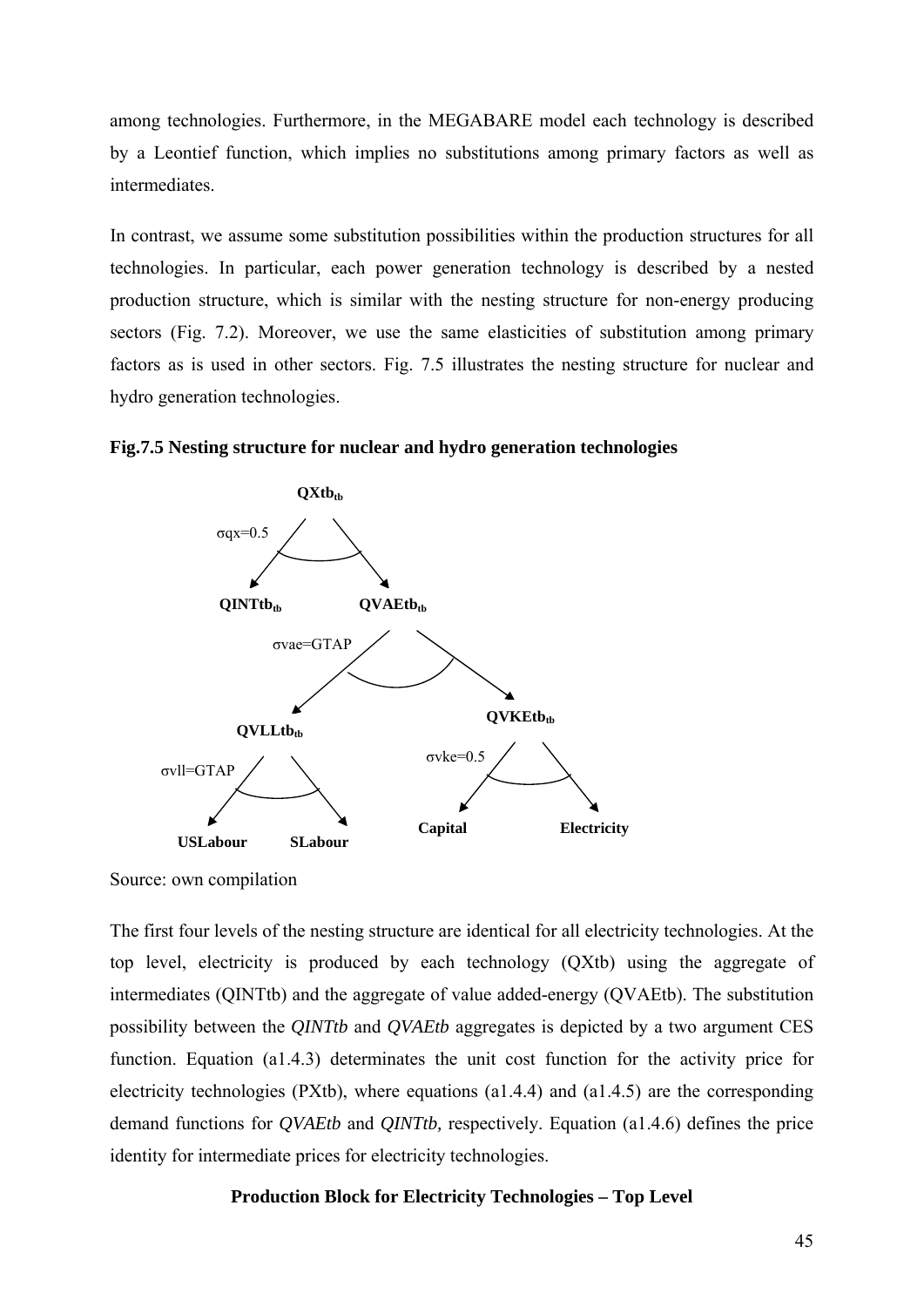among technologies. Furthermore, in the MEGABARE model each technology is described by a Leontief function, which implies no substitutions among primary factors as well as intermediates.

In contrast, we assume some substitution possibilities within the production structures for all technologies. In particular, each power generation technology is described by a nested production structure, which is similar with the nesting structure for non-energy producing sectors (Fig. 7.2). Moreover, we use the same elasticities of substitution among primary factors as is used in other sectors. Fig. 7.5 illustrates the nesting structure for nuclear and hydro generation technologies.

**Fig.7.5 Nesting structure for nuclear and hydro generation technologies**

$QXtb_{tb}$

$\sigma qx=0.5$

$QINTtb_{tb}$ $QVAEtb_{tb}$

$\sigma vae=GTAP$

$QVLLtb_{tb}$ $QVKEtb_{tb}$

$\sigma vll=GTAP$ $\sigma vke=0.5$

USLabour SLabour Capital Electricity

Source: own compilation

The first four levels of the nesting structure are identical for all electricity technologies. At the top level, electricity is produced by each technology (QXtb) using the aggregate of intermediates (QINTtb) and the aggregate of value added-energy (QVAEtb). The substitution possibility between the *QINTtb* and *QVAEtb* aggregates is depicted by a two argument CES function. Equation (a1.4.3) determinates the unit cost function for the activity price for electricity technologies (PXtb), where equations (a1.4.4) and (a1.4.5) are the corresponding demand functions for *QVAEtb* and *QINTtb,* respectively. Equation (a1.4.6) defines the price identity for intermediate prices for electricity technologies.

**Production Block for Electricity Technologies – Top Level**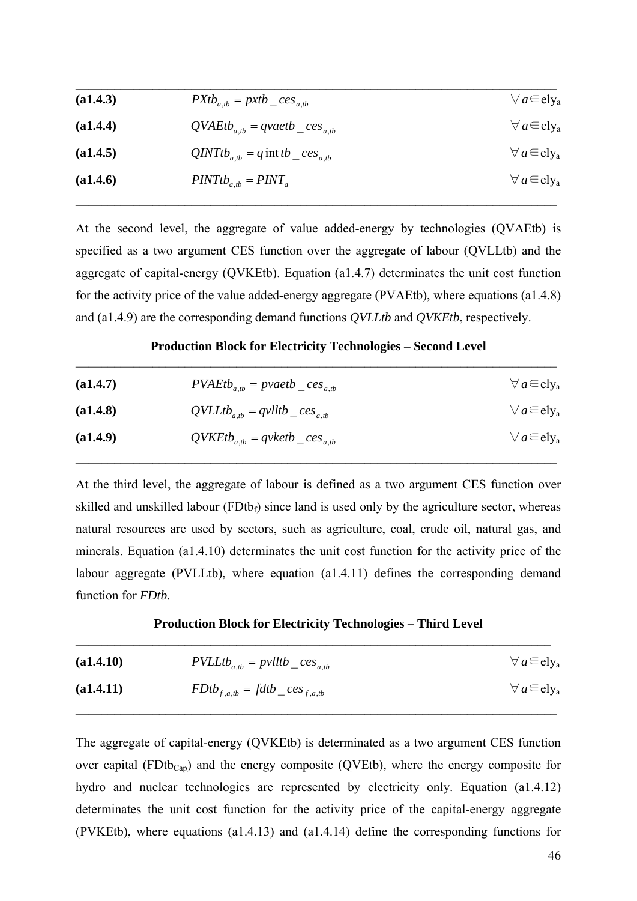| | | |
|---|---|---|
| **(a1.4.3)** | $PXtb_{a,tb} = pxtb\_ces_{a,tb}$ | $\forall a \in ely_a$ |
| **(a1.4.4)** | $QVAEtb_{a,tb} = qvaetb\_ces_{a,tb}$ | $\forall a \in ely_a$ |
| **(a1.4.5)** | $QINTtb_{a,tb} = q\text{int}tb\_ces_{a,tb}$ | $\forall a \in ely_a$ |
| **(a1.4.6)** | $PINTtb_{a,tb} = PINT_a$ | $\forall a \in ely_a$ |

At the second level, the aggregate of value added-energy by technologies (QVAEtb) is specified as a two argument CES function over the aggregate of labour (QVLLtb) and the aggregate of capital-energy (QVKEtb). Equation (a1.4.7) determinates the unit cost function for the activity price of the value added-energy aggregate (PVAEtb), where equations (a1.4.8) and (a1.4.9) are the corresponding demand functions *QVLLtb* and *QVKEtb*, respectively.

**Production Block for Electricity Technologies – Second Level**

| | | |
|---|---|---|
| **(a1.4.7)** | $PVAEtb_{a,tb} = pvaetb\_ces_{a,tb}$ | $\forall a \in ely_a$ |
| **(a1.4.8)** | $QVLLtb_{a,tb} = qvlltb\_ces_{a,tb}$ | $\forall a \in ely_a$ |
| **(a1.4.9)** | $QVKEtb_{a,tb} = qvketb\_ces_{a,tb}$ | $\forall a \in ely_a$ |

At the third level, the aggregate of labour is defined as a two argument CES function over skilled and unskilled labour ($FDtb_f$) since land is used only by the agriculture sector, whereas natural resources are used by sectors, such as agriculture, coal, crude oil, natural gas, and minerals. Equation (a1.4.10) determinates the unit cost function for the activity price of the labour aggregate (PVLLtb), where equation (a1.4.11) defines the corresponding demand function for *FDtb*.

**Production Block for Electricity Technologies – Third Level**

| | | |
|---|---|---|
| **(a1.4.10)** | $PVLLtb_{a,tb} = pvlltb\_ces_{a,tb}$ | $\forall a \in ely_a$ |
| **(a1.4.11)** | $FDtb_{f,a,tb} = fdtb\_ces_{f,a,tb}$ | $\forall a \in ely_a$ |

The aggregate of capital-energy (QVKEtb) is determinated as a two argument CES function over capital ($FDtb_{Cap}$) and the energy composite (QVEtb), where the energy composite for hydro and nuclear technologies are represented by electricity only. Equation (a1.4.12) determinates the unit cost function for the activity price of the capital-energy aggregate (PVKEtb), where equations (a1.4.13) and (a1.4.14) define the corresponding functions for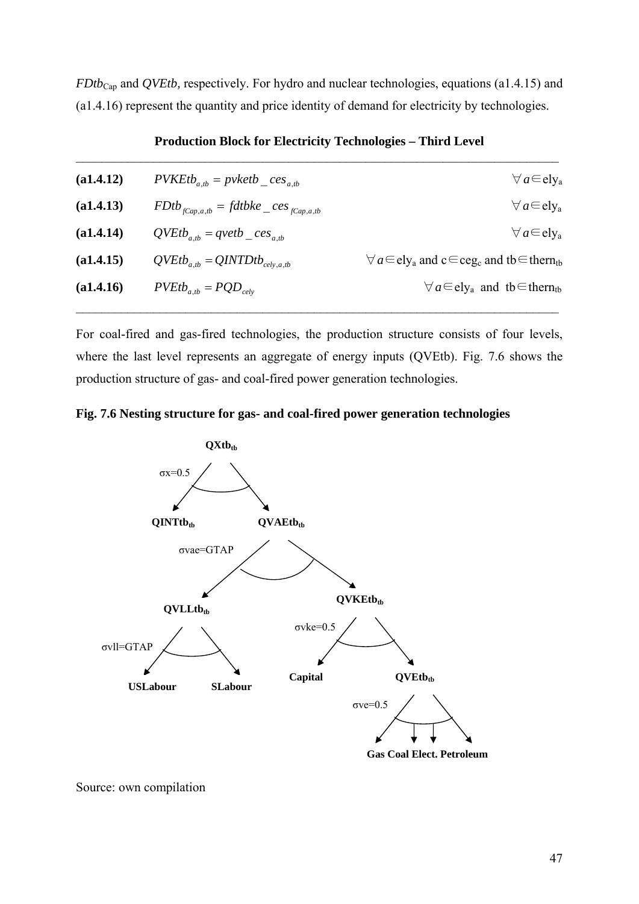$FDtb_{Cap}$ and *QVEtb*, respectively. For hydro and nuclear technologies, equations (a1.4.15) and (a1.4.16) represent the quantity and price identity of demand for electricity by technologies.

**Production Block for Electricity Technologies – Third Level**

| | | |
|---|---|---|
| **(a1.4.12)** | $PVKEtb_{a,tb} = pvketb\_ces_{a,tb}$ | $\forall a \in ely_a$ |
| **(a1.4.13)** | $FDtb_{fCap,a,tb} = fdtbke\_ces_{fCap,a,tb}$ | $\forall a \in ely_a$ |
| **(a1.4.14)** | $QVEtb_{a,tb} = qvetb\_ces_{a,tb}$ | $\forall a \in ely_a$ |
| **(a1.4.15)** | $QVEtb_{a,tb} = QINTDtb_{cely,a,tb}$ | $\forall a \in ely_a$ and $c \in ceg_c$ and $tb \in thern_{tb}$ |
| **(a1.4.16)** | $PVEtb_{a,tb} = PQD_{cely}$ | $\forall a \in ely_a$ and $tb \in thern_{tb}$ |

For coal-fired and gas-fired technologies, the production structure consists of four levels, where the last level represents an aggregate of energy inputs (QVEtb). Fig. 7.6 shows the production structure of gas- and coal-fired power generation technologies.

**Fig. 7.6 Nesting structure for gas- and coal-fired power generation technologies**

Source: own compilation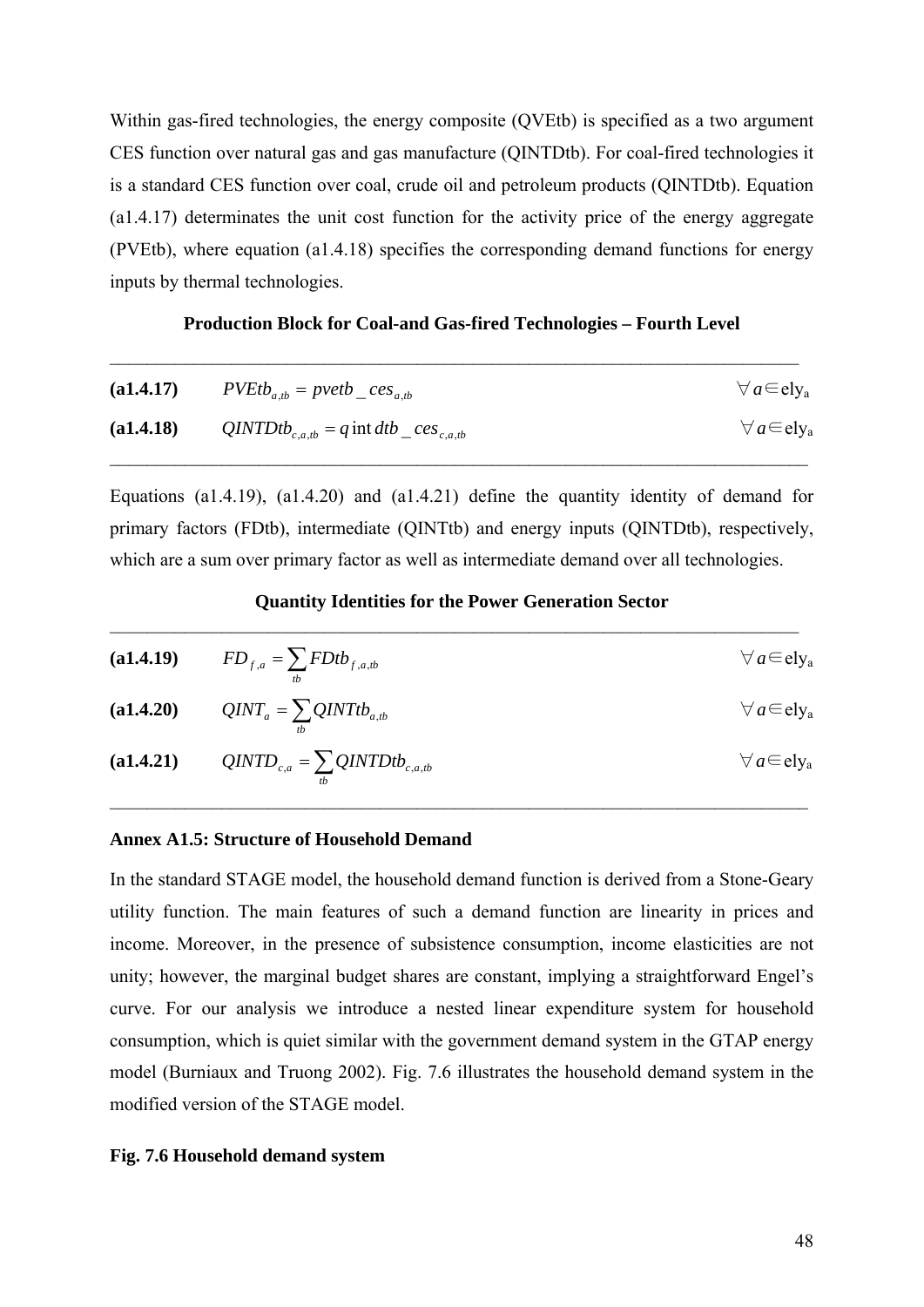Within gas-fired technologies, the energy composite (QVEtb) is specified as a two argument CES function over natural gas and gas manufacture (QINTDtb). For coal-fired technologies it is a standard CES function over coal, crude oil and petroleum products (QINTDtb). Equation (a1.4.17) determinates the unit cost function for the activity price of the energy aggregate (PVEtb), where equation (a1.4.18) specifies the corresponding demand functions for energy inputs by thermal technologies.

**Production Block for Coal-and Gas-fired Technologies – Fourth Level**

| | | |
|---|---|---|
| **(a1.4.17)** | $PVEtb_{a,tb} = pvetb\_ces_{a,tb}$ | $\forall a \in \text{ely}_a$ |
| **(a1.4.18)** | $QINTDtb_{c,a,tb} = q\text{int}\,dtb\_ces_{c,a,tb}$ | $\forall a \in \text{ely}_a$ |

Equations (a1.4.19), (a1.4.20) and (a1.4.21) define the quantity identity of demand for primary factors (FDtb), intermediate (QINTtb) and energy inputs (QINTDtb), respectively, which are a sum over primary factor as well as intermediate demand over all technologies.

**Quantity Identities for the Power Generation Sector**

| | | |
|---|---|---|
| **(a1.4.19)** | $FD_{f,a} = \sum_{tb} FDtb_{f,a,tb}$ | $\forall a \in \text{ely}_a$ |
| **(a1.4.20)** | $QINT_{a} = \sum_{tb} QINTtb_{a,tb}$ | $\forall a \in \text{ely}_a$ |
| **(a1.4.21)** | $QINTD_{c,a} = \sum_{tb} QINTDtb_{c,a,tb}$ | $\forall a \in \text{ely}_a$ |

### Annex A1.5: Structure of Household Demand

In the standard STAGE model, the household demand function is derived from a Stone-Geary utility function. The main features of such a demand function are linearity in prices and income. Moreover, in the presence of subsistence consumption, income elasticities are not unity; however, the marginal budget shares are constant, implying a straightforward Engel's curve. For our analysis we introduce a nested linear expenditure system for household consumption, which is quiet similar with the government demand system in the GTAP energy model (Burniaux and Truong 2002). Fig. 7.6 illustrates the household demand system in the modified version of the STAGE model.

**Fig. 7.6 Household demand system**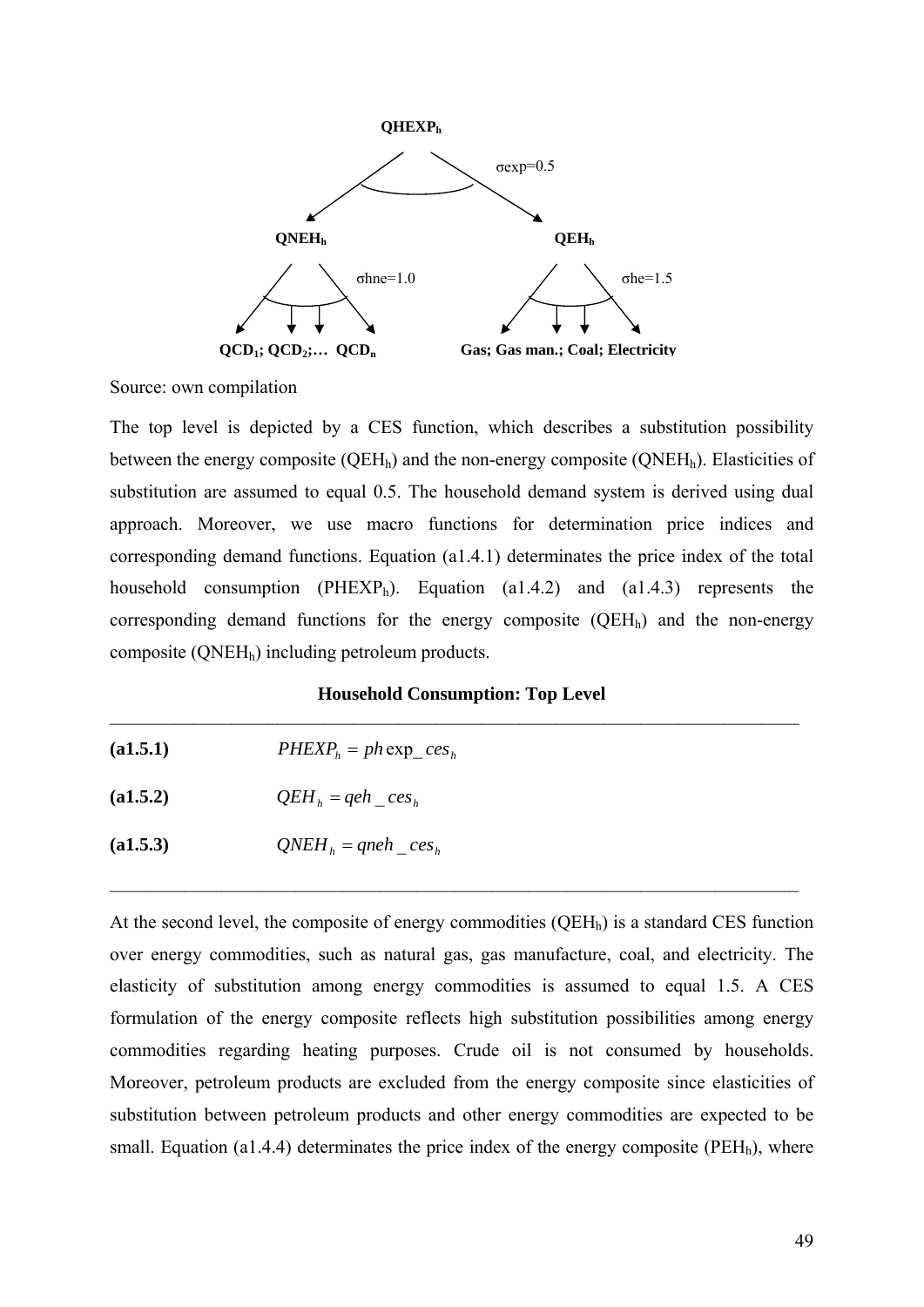QHEXP$_h$

σexp=0.5

QNEH$_h$ QEH$_h$

σhne=1.0 σhe=1.5

QCD$_1$; QCD$_2$;… QCD$_n$ Gas; Gas man.; Coal; Electricity

Source: own compilation

The top level is depicted by a CES function, which describes a substitution possibility between the energy composite ($QEH_h$) and the non-energy composite ($QNEH_h$). Elasticities of substitution are assumed to equal 0.5. The household demand system is derived using dual approach. Moreover, we use macro functions for determination price indices and corresponding demand functions. Equation (a1.4.1) determinates the price index of the total household consumption ($PHEXP_h$). Equation (a1.4.2) and (a1.4.3) represents the corresponding demand functions for the energy composite ($QEH_h$) and the non-energy composite ($QNEH_h$) including petroleum products.

**Household Consumption: Top Level**

**(a1.5.1)** $PHEXP_h = ph\exp\_ces_h$

**(a1.5.2)** $QEH_h = qeh\_ces_h$

**(a1.5.3)** $QNEH_h = qneh\_ces_h$

At the second level, the composite of energy commodities ($QEH_h$) is a standard CES function over energy commodities, such as natural gas, gas manufacture, coal, and electricity. The elasticity of substitution among energy commodities is assumed to equal 1.5. A CES formulation of the energy composite reflects high substitution possibilities among energy commodities regarding heating purposes. Crude oil is not consumed by households. Moreover, petroleum products are excluded from the energy composite since elasticities of substitution between petroleum products and other energy commodities are expected to be small. Equation (a1.4.4) determinates the price index of the energy composite ($PEH_h$), where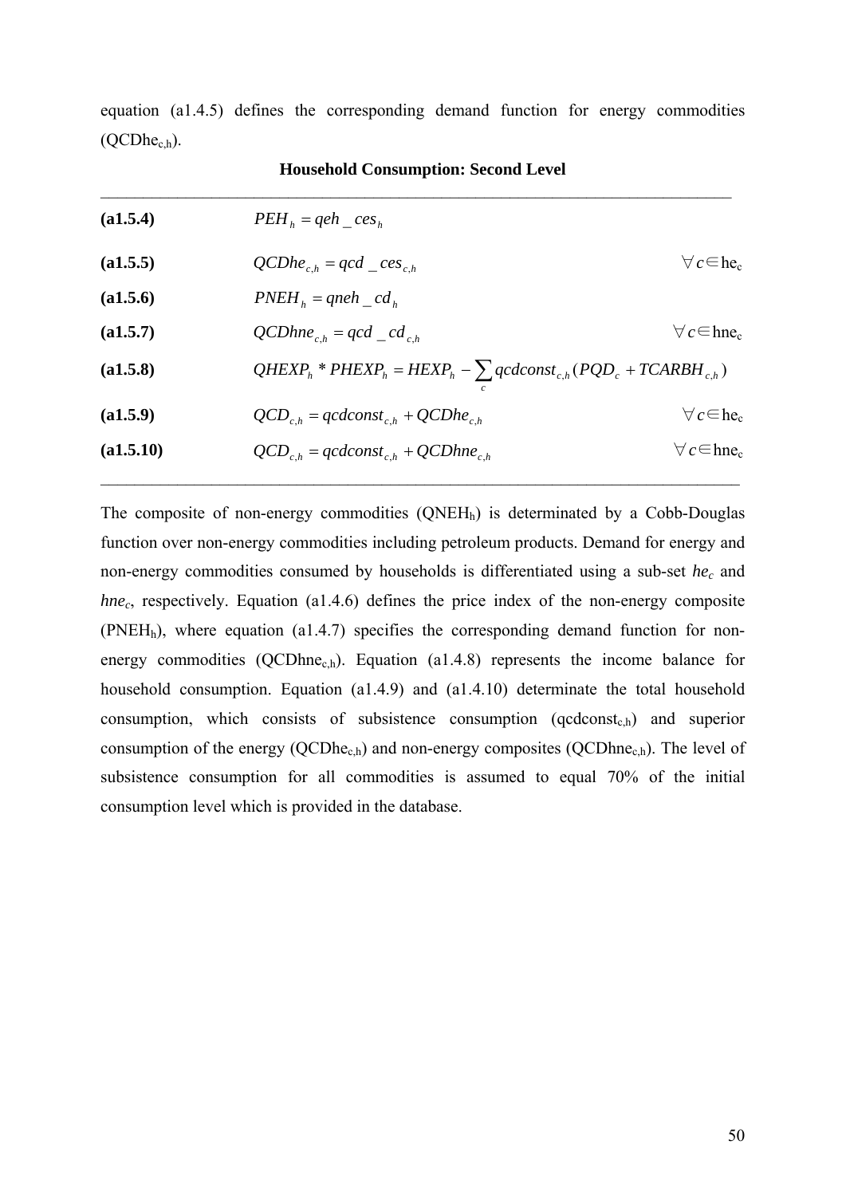equation (a1.4.5) defines the corresponding demand function for energy commodities ($QCDhe_{c,h}$).

**Household Consumption: Second Level**

---

| | | |
|---|---|---|
| **(a1.5.4)** | $PEH_h = qeh\_ces_h$ | |
| **(a1.5.5)** | $QCDhe_{c,h} = qcd\_ces_{c,h}$ | $\forall c \in he_c$ |
| **(a1.5.6)** | $PNEH_h = qneh\_cd_h$ | |
| **(a1.5.7)** | $QCDhne_{c,h} = qcd\_cd_{c,h}$ | $\forall c \in hne_c$ |
| **(a1.5.8)** | $QHEXP_h * PHEXP_h = HEXP_h - \sum_c qcdconst_{c,h}(PQD_c + TCARBH_{c,h})$ | |
| **(a1.5.9)** | $QCD_{c,h} = qcdconst_{c,h} + QCDhe_{c,h}$ | $\forall c \in he_c$ |
| **(a1.5.10)** | $QCD_{c,h} = qcdconst_{c,h} + QCDhne_{c,h}$ | $\forall c \in hne_c$ |

---

The composite of non-energy commodities ($QNEH_h$) is determinated by a Cobb-Douglas function over non-energy commodities including petroleum products. Demand for energy and non-energy commodities consumed by households is differentiated using a sub-set $he_c$ and $hne_c$, respectively. Equation (a1.4.6) defines the price index of the non-energy composite ($PNEH_h$), where equation (a1.4.7) specifies the corresponding demand function for non-energy commodities ($QCDhne_{c,h}$). Equation (a1.4.8) represents the income balance for household consumption. Equation (a1.4.9) and (a1.4.10) determinate the total household consumption, which consists of subsistence consumption ($qcdconst_{c,h}$) and superior consumption of the energy ($QCDhe_{c,h}$) and non-energy composites ($QCDhne_{c,h}$). The level of subsistence consumption for all commodities is assumed to equal 70% of the initial consumption level which is provided in the database.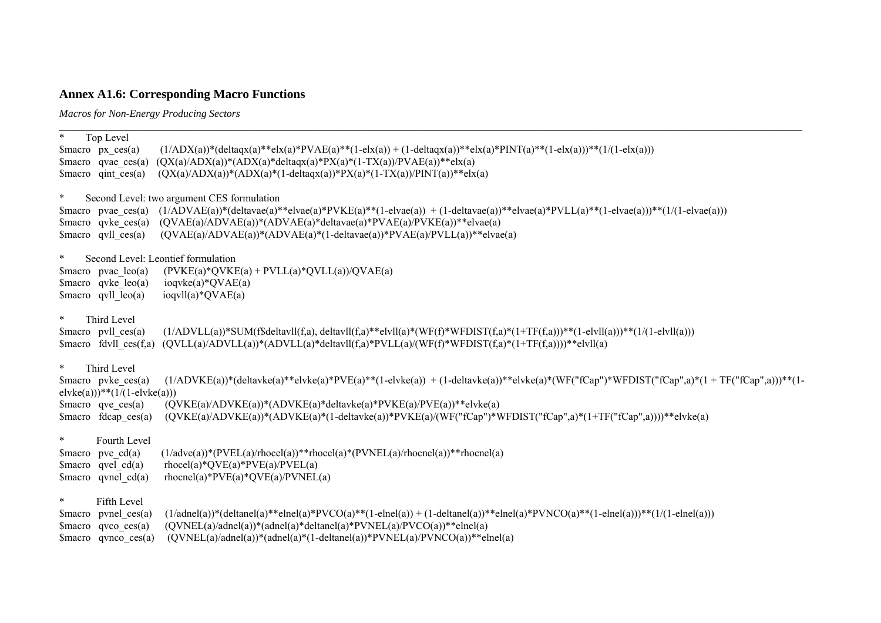### Annex A1.6: Corresponding Macro Functions

*Macros for Non-Energy Producing Sectors*

```
*       Top Level
$macro  px_ces(a)       (1/ADX(a))*(deltaqx(a)**elx(a)*PVAE(a)**(1-elx(a)) + (1-deltaqx(a))**elx(a)*PINT(a)**(1-elx(a)))**(1/(1-elx(a)))
$macro  qvae_ces(a)  (QX(a)/ADX(a))*(ADX(a)*deltaqx(a)*PX(a)*(1-TX(a))/PVAE(a))**elx(a)
$macro  qint_ces(a)     (QX(a)/ADX(a))*(ADX(a)*(1-deltaqx(a))*PX(a)*(1-TX(a))/PINT(a))**elx(a)

*       Second Level: two argument CES formulation
$macro  pvae_ces(a)    (1/ADVAE(a))*(deltavae(a)**elvae(a)*PVKE(a)**(1-elvae(a))  + (1-deltavae(a))**elvae(a)*PVLL(a)**(1-elvae(a)))**(1/(1-elvae(a)))
$macro  qvke_ces(a)    (QVAE(a)/ADVAE(a))*(ADVAE(a)*deltavae(a)*PVAE(a)/PVKE(a))**elvae(a)
$macro  qvll_ces(a)      (QVAE(a)/ADVAE(a))*(ADVAE(a)*(1-deltavae(a))*PVAE(a)/PVLL(a))**elvae(a)

*       Second Level: Leontief formulation
$macro  pvae_leo(a)      (PVKE(a)*QVKE(a) + PVLL(a)*QVLL(a))/QVAE(a)
$macro  qvke_leo(a)      ioqvke(a)*QVAE(a)
$macro  qvll_leo(a)       ioqvll(a)*QVAE(a)

*       Third Level
$macro  pvll_ces(a)       (1/ADVLL(a))*SUM(f$deltavll(f,a), deltavll(f,a)**elvll(a)*(WF(f)*WFDIST(f,a)*(1+TF(f,a)))**(1-elvll(a)))**(1/(1-elvll(a)))
$macro  fdvll_ces(f,a)  (QVLL(a)/ADVLL(a))*(ADVLL(a)*deltavll(f,a)*PVLL(a)/(WF(f)*WFDIST(f,a)*(1+TF(f,a))))**elvll(a)

*       Third Level
$macro  pvke_ces(a)      (1/ADVKE(a))*(deltavke(a)**elvke(a)*PVE(a)**(1-elvke(a))  + (1-deltavke(a))**elvke(a)*(WF("fCap")*WFDIST("fCap",a)*(1 + TF("fCap",a)))**(1-elvke(a)))**(1/(1-elvke(a)))
$macro  qve_ces(a)        (QVKE(a)/ADVKE(a))*(ADVKE(a)*deltavke(a)*PVKE(a)/PVE(a))**elvke(a)
$macro  fdcap_ces(a)     (QVKE(a)/ADVKE(a))*(ADVKE(a)*(1-deltavke(a))*PVKE(a)/(WF("fCap")*WFDIST("fCap",a)*(1+TF("fCap",a))))**elvke(a)

*       Fourth Level
$macro  pve_cd(a)        (1/adve(a))*(PVEL(a)/rhocel(a))**rhocel(a)*(PVNEL(a)/rhocnel(a))**rhocnel(a)
$macro  qvel_cd(a)        rhocel(a)*QVE(a)*PVE(a)/PVEL(a)
$macro  qvnel_cd(a)      rhocnel(a)*PVE(a)*QVE(a)/PVNEL(a)

*       Fifth Level
$macro  pvnel_ces(a)     (1/adnel(a))*(deltanel(a)**elnel(a)*PVCO(a)**(1-elnel(a)) + (1-deltanel(a))**elnel(a)*PVNCO(a)**(1-elnel(a)))**(1/(1-elnel(a)))
$macro  qvco_ces(a)      (QVNEL(a)/adnel(a))*(adnel(a)*deltanel(a)*PVNEL(a)/PVCO(a))**elnel(a)
$macro  qvnco_ces(a)     (QVNEL(a)/adnel(a))*(adnel(a)*(1-deltanel(a))*PVNEL(a)/PVNCO(a))**elnel(a)
```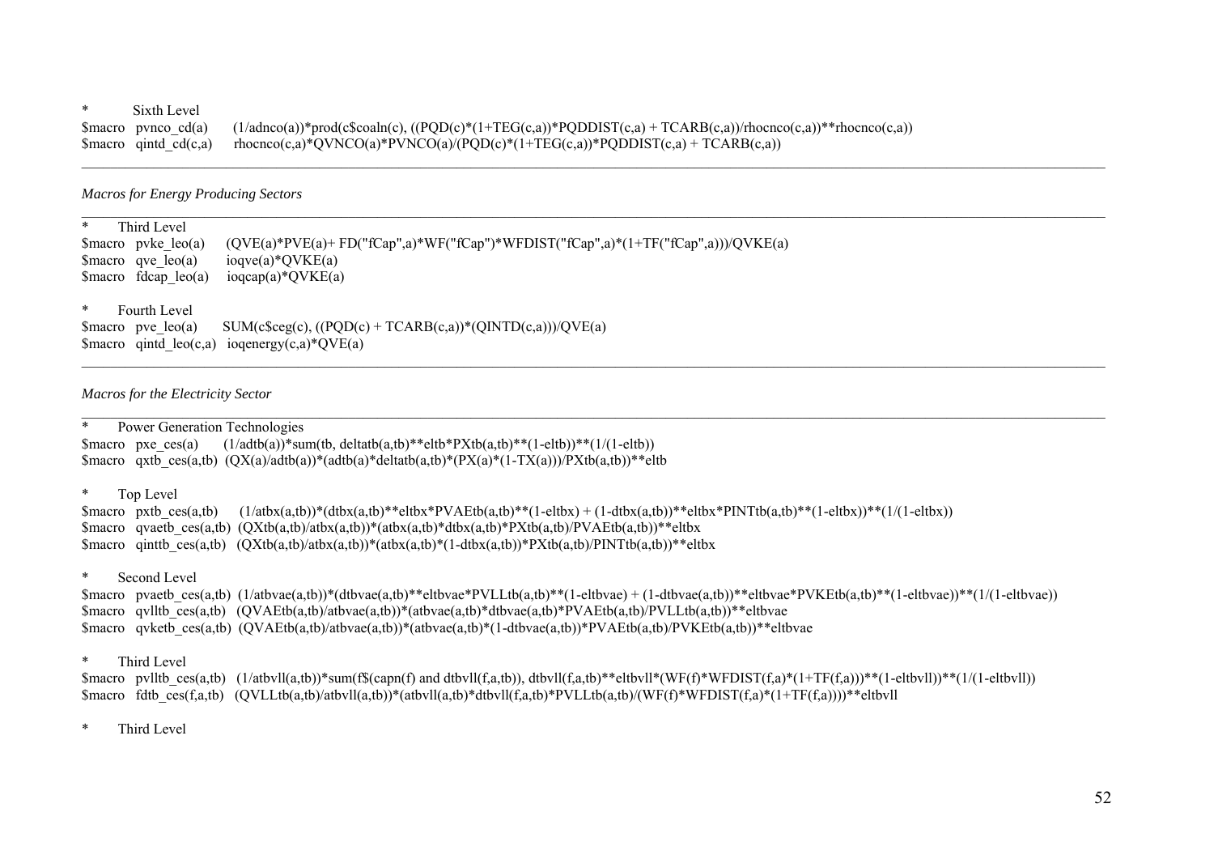```
*       Sixth Level
$macro  pvnco_cd(a)      (1/adnco(a))*prod(c$coaln(c), ((PQD(c)*(1+TEG(c,a))*PQDDIST(c,a) + TCARB(c,a))/rhocnco(c,a))**rhocnco(c,a))
$macro  qintd_cd(c,a)    rhocnco(c,a)*QVNCO(a)*PVNCO(a)/(PQD(c)*(1+TEG(c,a))*PQDDIST(c,a) + TCARB(c,a))
```

---

*Macros for Energy Producing Sectors*

---

```
*       Third Level
$macro  pvke_leo(a)      (QVE(a)*PVE(a)+ FD("fCap",a)*WF("fCap")*WFDIST("fCap",a)*(1+TF("fCap",a)))/QVKE(a)
$macro  qve_leo(a)       ioqve(a)*QVKE(a)
$macro  fdcap_leo(a)     ioqcap(a)*QVKE(a)

*       Fourth Level
$macro  pve_leo(a)       SUM(c$ceg(c), ((PQD(c) + TCARB(c,a))*(QINTD(c,a)))/QVE(a)
$macro  qintd_leo(c,a)   ioqenergy(c,a)*QVE(a)
```

---

*Macros for the Electricity Sector*

---

```
*       Power Generation Technologies
$macro  pxe_ces(a)       (1/adtb(a))*sum(tb, deltatb(a,tb)**eltb*PXtb(a,tb)**(1-eltb))**(1/(1-eltb))
$macro  qxtb_ces(a,tb)   (QX(a)/adtb(a))*(adtb(a)*deltatb(a,tb)*(PX(a)*(1-TX(a)))/PXtb(a,tb))**eltb

*       Top Level
$macro  pxtb_ces(a,tb)      (1/atbx(a,tb))*(dtbx(a,tb)**eltbx*PVAEtb(a,tb)**(1-eltbx) + (1-dtbx(a,tb))**eltbx*PINTtb(a,tb)**(1-eltbx))**(1/(1-eltbx))
$macro  qvaetb_ces(a,tb)    (QXtb(a,tb)/atbx(a,tb))*(atbx(a,tb)*dtbx(a,tb)*PXtb(a,tb)/PVAEtb(a,tb))**eltbx
$macro  qinttb_ces(a,tb)    (QXtb(a,tb)/atbx(a,tb))*(atbx(a,tb)*(1-dtbx(a,tb))*PXtb(a,tb)/PINTtb(a,tb))**eltbx

*       Second Level
$macro  pvaetb_ces(a,tb)    (1/atbvae(a,tb))*(dtbvae(a,tb)**eltbvae*PVLLtb(a,tb)**(1-eltbvae) + (1-dtbvae(a,tb))**eltbvae*PVKEtb(a,tb)**(1-eltbvae))**(1/(1-eltbvae))
$macro  qvlltb_ces(a,tb)    (QVAEtb(a,tb)/atbvae(a,tb))*(atbvae(a,tb)*dtbvae(a,tb)*PVAEtb(a,tb)/PVLLtb(a,tb))**eltbvae
$macro  qvketb_ces(a,tb)    (QVAEtb(a,tb)/atbvae(a,tb))*(atbvae(a,tb)*(1-dtbvae(a,tb))*PVAEtb(a,tb)/PVKEtb(a,tb))**eltbvae

*       Third Level
$macro  pvlltb_ces(a,tb)    (1/atbvll(a,tb))*sum(f$(capn(f) and dtbvll(f,a,tb)), dtbvll(f,a,tb)**eltbvll*(WF(f)*WFDIST(f,a)*(1+TF(f,a)))**(1-eltbvll))**(1/(1-eltbvll))
$macro  fdtb_ces(f,a,tb)    (QVLLtb(a,tb)/atbvll(a,tb))*(atbvll(a,tb)*dtbvll(f,a,tb)*PVLLtb(a,tb)/(WF(f)*WFDIST(f,a)*(1+TF(f,a))))**eltbvll

*       Third Level
```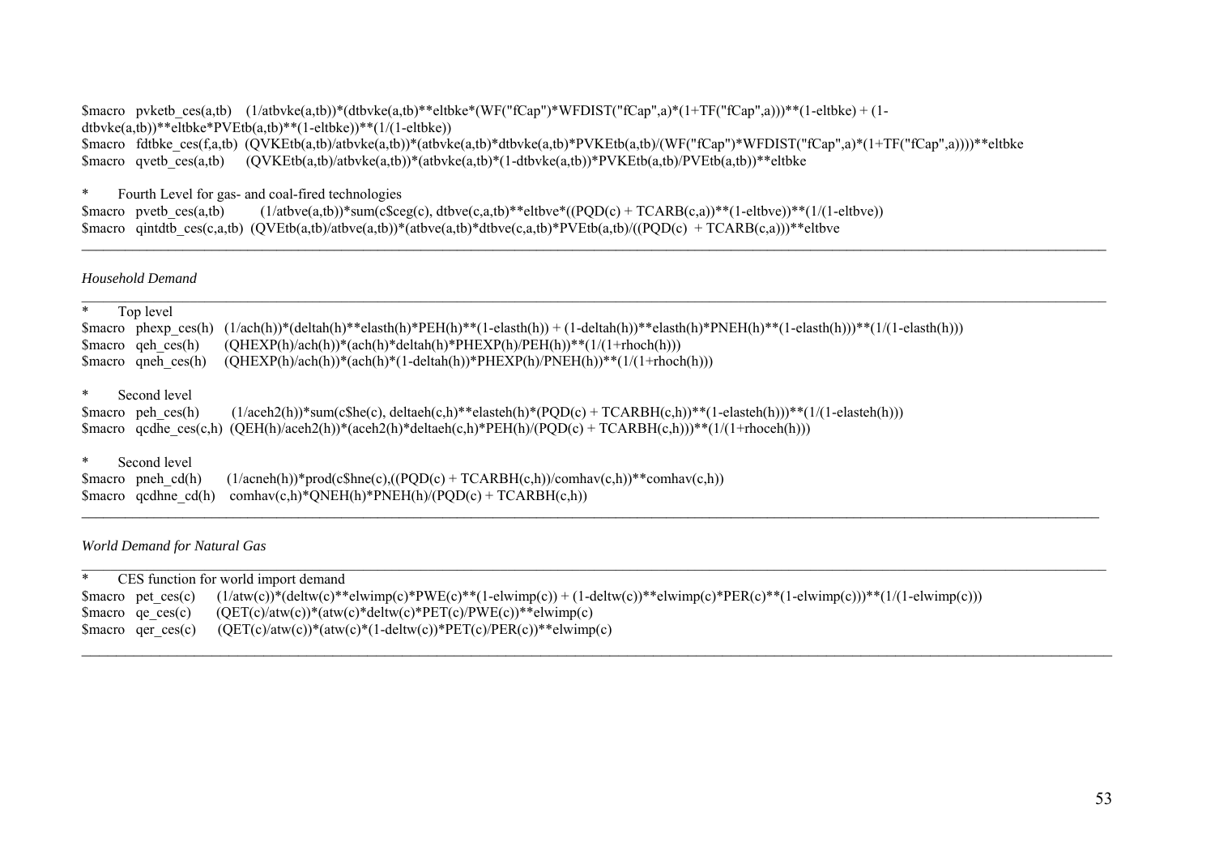```
$macro  pvketb_ces(a,tb)    (1/atbvke(a,tb))*(dtbvke(a,tb)**eltbke*(WF("fCap")*WFDIST("fCap",a)*(1+TF("fCap",a)))**(1-eltbke) + (1-dtbvke(a,tb))**eltbke*PVEtb(a,tb)**(1-eltbke))**(1/(1-eltbke))
$macro  fdtbke_ces(f,a,tb)  (QVKEtb(a,tb)/atbvke(a,tb))*(atbvke(a,tb)*dtbvke(a,tb)*PVKEtb(a,tb)/(WF("fCap")*WFDIST("fCap",a)*(1+TF("fCap",a))))**eltbke
$macro  qvetb_ces(a,tb)     (QVKEtb(a,tb)/atbvke(a,tb))*(atbvke(a,tb)*(1-dtbvke(a,tb))*PVKEtb(a,tb)/PVEtb(a,tb))**eltbke

*       Fourth Level for gas- and coal-fired technologies
$macro  pvetb_ces(a,tb)         (1/atbve(a,tb))*sum(c$ceg(c), dtbve(c,a,tb)**eltbve*((PQD(c) + TCARB(c,a))**(1-eltbve))**(1/(1-eltbve))
$macro  qintdtb_ces(c,a,tb)  (QVEtb(a,tb)/atbve(a,tb))*(atbve(a,tb)*dtbve(c,a,tb)*PVEtb(a,tb)/((PQD(c)  + TCARB(c,a)))**eltbve
```

---

*Household Demand*

---

```
*       Top level
$macro  phexp_ces(h)   (1/ach(h))*(deltah(h)**elasth(h)*PEH(h)**(1-elasth(h)) + (1-deltah(h))**elasth(h)*PNEH(h)**(1-elasth(h)))**(1/(1-elasth(h)))
$macro  qeh_ces(h)       (QHEXP(h)/ach(h))*(ach(h)*deltah(h)*PHEXP(h)/PEH(h))**(1/(1+rhoch(h)))
$macro  qneh_ces(h)     (QHEXP(h)/ach(h))*(ach(h)*(1-deltah(h))*PHEXP(h)/PNEH(h))**(1/(1+rhoch(h)))

*       Second level
$macro  peh_ces(h)        (1/aceh2(h))*sum(c$he(c), deltaeh(c,h)**elasteh(h)*(PQD(c) + TCARBH(c,h))**(1-elasteh(h)))**(1/(1-elasteh(h)))
$macro  qcdhe_ces(c,h)  (QEH(h)/aceh2(h))*(aceh2(h)*deltaeh(c,h)*PEH(h)/(PQD(c) + TCARBH(c,h)))**(1/(1+rhoceh(h)))

*       Second level
$macro  pneh_cd(h)       (1/acneh(h))*prod(c$hne(c),((PQD(c) + TCARBH(c,h))/comhav(c,h))**comhav(c,h))
$macro  qcdhne_cd(h)    comhav(c,h)*QNEH(h)*PNEH(h)/(PQD(c) + TCARBH(c,h))
```

---

*World Demand for Natural Gas*

---

```
*       CES function for world import demand
$macro  pet_ces(c)      (1/atw(c))*(deltw(c)**elwimp(c)*PWE(c)**(1-elwimp(c)) + (1-deltw(c))**elwimp(c)*PER(c)**(1-elwimp(c)))**(1/(1-elwimp(c)))
$macro  qe_ces(c)       (QET(c)/atw(c))*(atw(c)*deltw(c)*PET(c)/PWE(c))**elwimp(c)
$macro  qer_ces(c)      (QET(c)/atw(c))*(atw(c)*(1-deltw(c))*PET(c)/PER(c))**elwimp(c)
```

---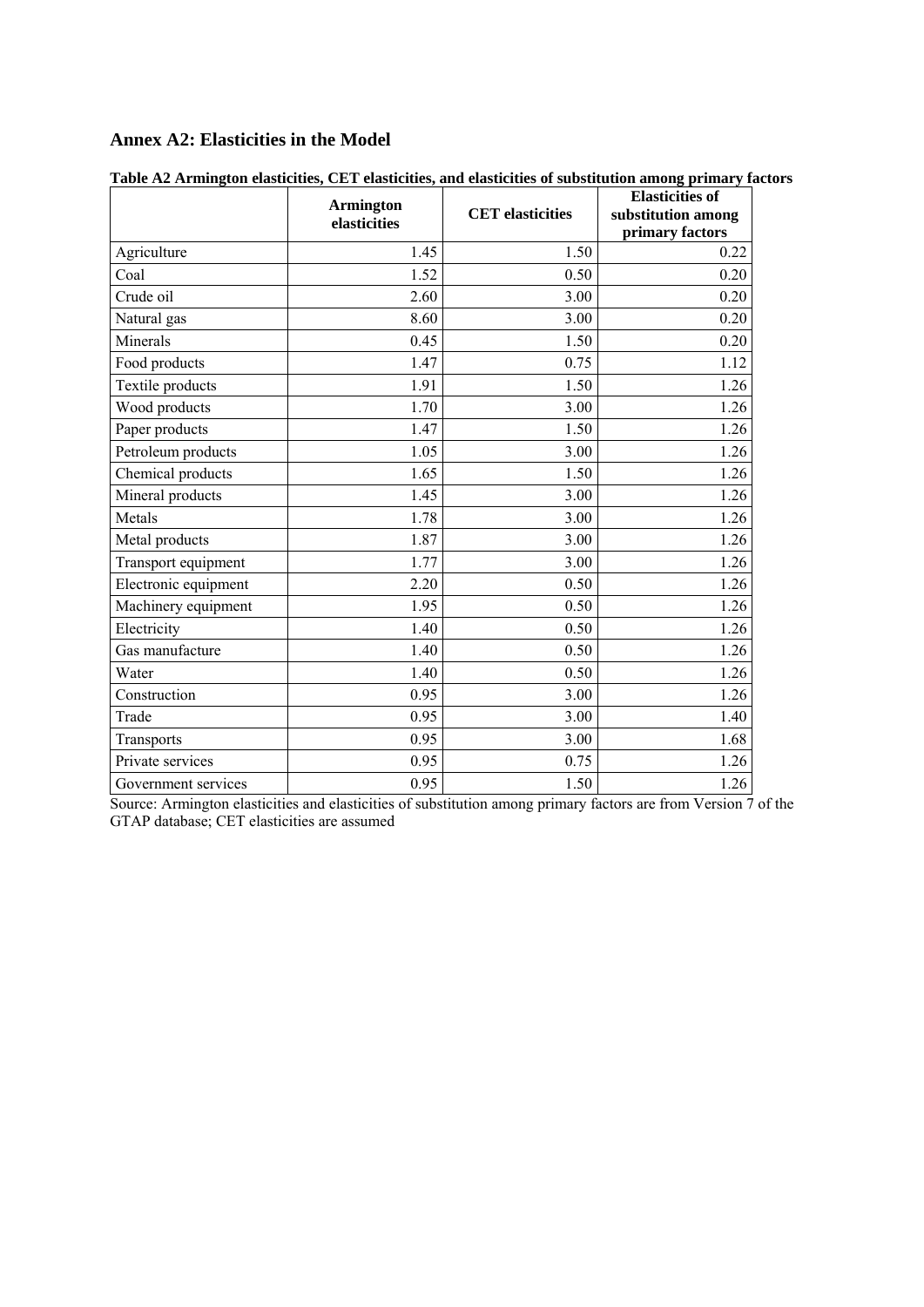## Annex A2: Elasticities in the Model

**Table A2 Armington elasticities, CET elasticities, and elasticities of substitution among primary factors**

| | Armington elasticities | CET elasticities | Elasticities of substitution among primary factors |
|---|---|---|---|
| Agriculture | 1.45 | 1.50 | 0.22 |
| Coal | 1.52 | 0.50 | 0.20 |
| Crude oil | 2.60 | 3.00 | 0.20 |
| Natural gas | 8.60 | 3.00 | 0.20 |
| Minerals | 0.45 | 1.50 | 0.20 |
| Food products | 1.47 | 0.75 | 1.12 |
| Textile products | 1.91 | 1.50 | 1.26 |
| Wood products | 1.70 | 3.00 | 1.26 |
| Paper products | 1.47 | 1.50 | 1.26 |
| Petroleum products | 1.05 | 3.00 | 1.26 |
| Chemical products | 1.65 | 1.50 | 1.26 |
| Mineral products | 1.45 | 3.00 | 1.26 |
| Metals | 1.78 | 3.00 | 1.26 |
| Metal products | 1.87 | 3.00 | 1.26 |
| Transport equipment | 1.77 | 3.00 | 1.26 |
| Electronic equipment | 2.20 | 0.50 | 1.26 |
| Machinery equipment | 1.95 | 0.50 | 1.26 |
| Electricity | 1.40 | 0.50 | 1.26 |
| Gas manufacture | 1.40 | 0.50 | 1.26 |
| Water | 1.40 | 0.50 | 1.26 |
| Construction | 0.95 | 3.00 | 1.26 |
| Trade | 0.95 | 3.00 | 1.40 |
| Transports | 0.95 | 3.00 | 1.68 |
| Private services | 0.95 | 0.75 | 1.26 |
| Government services | 0.95 | 1.50 | 1.26 |

Source: Armington elasticities and elasticities of substitution among primary factors are from Version 7 of the GTAP database; CET elasticities are assumed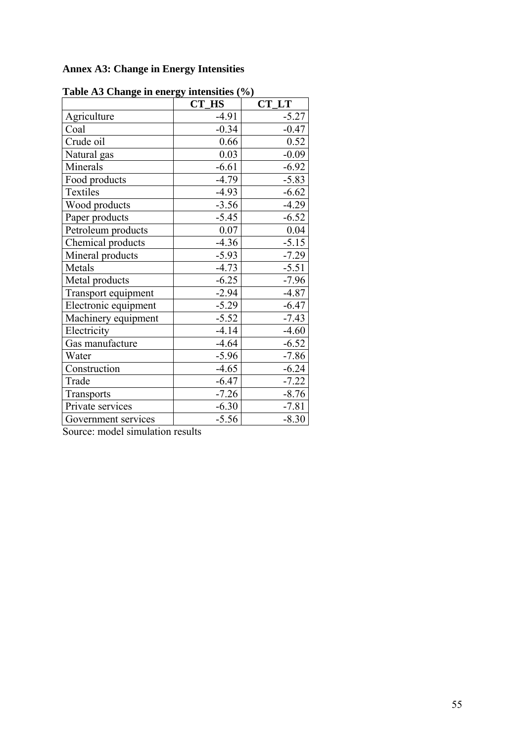**Annex A3: Change in Energy Intensities**

**Table A3 Change in energy intensities (%)**

| | CT_HS | CT_LT |
|---|---|---|
| Agriculture | -4.91 | -5.27 |
| Coal | -0.34 | -0.47 |
| Crude oil | 0.66 | 0.52 |
| Natural gas | 0.03 | -0.09 |
| Minerals | -6.61 | -6.92 |
| Food products | -4.79 | -5.83 |
| Textiles | -4.93 | -6.62 |
| Wood products | -3.56 | -4.29 |
| Paper products | -5.45 | -6.52 |
| Petroleum products | 0.07 | 0.04 |
| Chemical products | -4.36 | -5.15 |
| Mineral products | -5.93 | -7.29 |
| Metals | -4.73 | -5.51 |
| Metal products | -6.25 | -7.96 |
| Transport equipment | -2.94 | -4.87 |
| Electronic equipment | -5.29 | -6.47 |
| Machinery equipment | -5.52 | -7.43 |
| Electricity | -4.14 | -4.60 |
| Gas manufacture | -4.64 | -6.52 |
| Water | -5.96 | -7.86 |
| Construction | -4.65 | -6.24 |
| Trade | -6.47 | -7.22 |
| Transports | -7.26 | -8.76 |
| Private services | -6.30 | -7.81 |
| Government services | -5.56 | -8.30 |

Source: model simulation results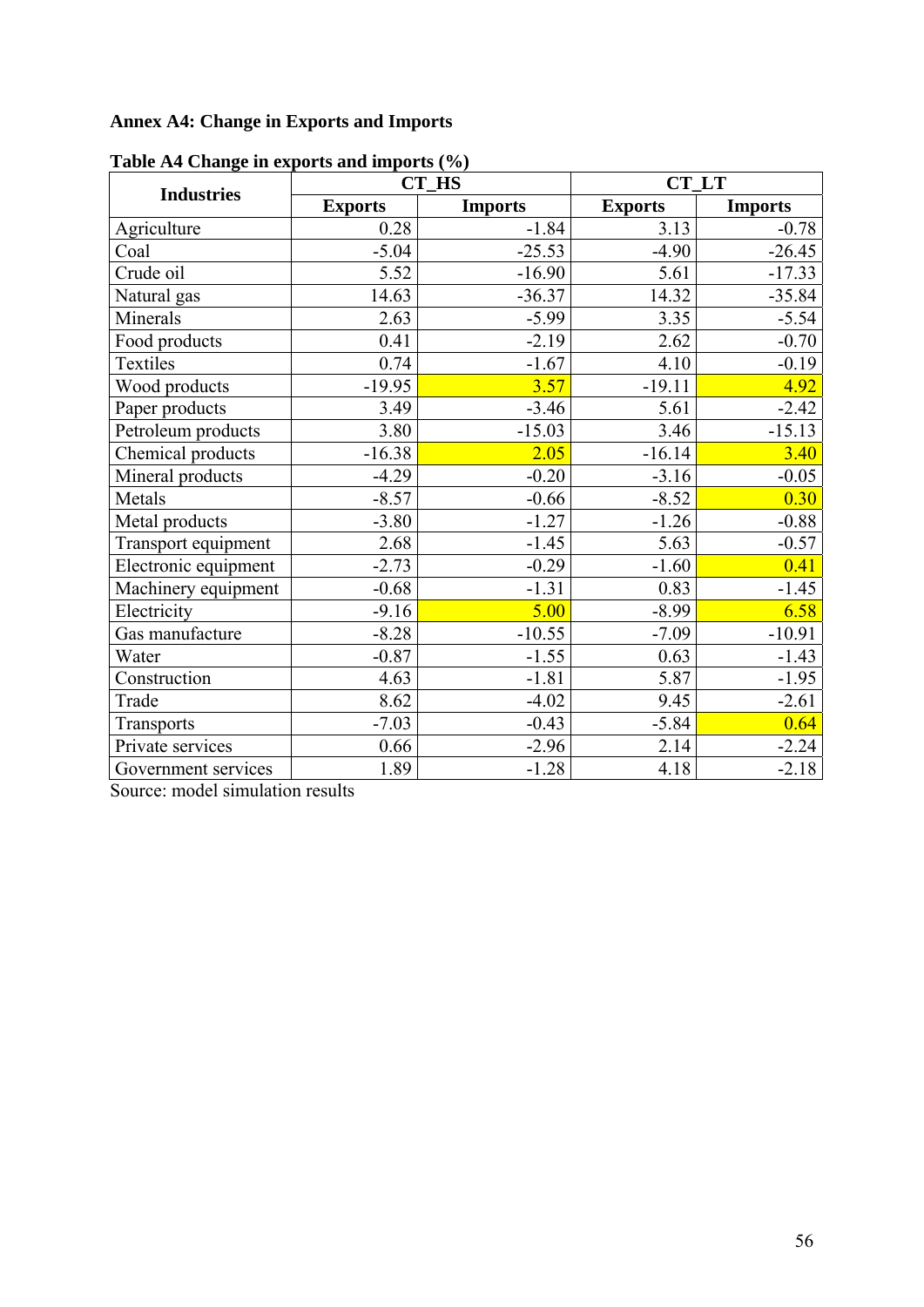**Annex A4: Change in Exports and Imports**

**Table A4 Change in exports and imports (%)**

| Industries | CT_HS | | CT_LT | |
|---|---|---|---|---|
| | **Exports** | **Imports** | **Exports** | **Imports** |
| Agriculture | 0.28 | -1.84 | 3.13 | -0.78 |
| Coal | -5.04 | -25.53 | -4.90 | -26.45 |
| Crude oil | 5.52 | -16.90 | 5.61 | -17.33 |
| Natural gas | 14.63 | -36.37 | 14.32 | -35.84 |
| Minerals | 2.63 | -5.99 | 3.35 | -5.54 |
| Food products | 0.41 | -2.19 | 2.62 | -0.70 |
| Textiles | 0.74 | -1.67 | 4.10 | -0.19 |
| Wood products | -19.95 | 3.57 | -19.11 | 4.92 |
| Paper products | 3.49 | -3.46 | 5.61 | -2.42 |
| Petroleum products | 3.80 | -15.03 | 3.46 | -15.13 |
| Chemical products | -16.38 | 2.05 | -16.14 | 3.40 |
| Mineral products | -4.29 | -0.20 | -3.16 | -0.05 |
| Metals | -8.57 | -0.66 | -8.52 | 0.30 |
| Metal products | -3.80 | -1.27 | -1.26 | -0.88 |
| Transport equipment | 2.68 | -1.45 | 5.63 | -0.57 |
| Electronic equipment | -2.73 | -0.29 | -1.60 | 0.41 |
| Machinery equipment | -0.68 | -1.31 | 0.83 | -1.45 |
| Electricity | -9.16 | 5.00 | -8.99 | 6.58 |
| Gas manufacture | -8.28 | -10.55 | -7.09 | -10.91 |
| Water | -0.87 | -1.55 | 0.63 | -1.43 |
| Construction | 4.63 | -1.81 | 5.87 | -1.95 |
| Trade | 8.62 | -4.02 | 9.45 | -2.61 |
| Transports | -7.03 | -0.43 | -5.84 | 0.64 |
| Private services | 0.66 | -2.96 | 2.14 | -2.24 |
| Government services | 1.89 | -1.28 | 4.18 | -2.18 |

Source: model simulation results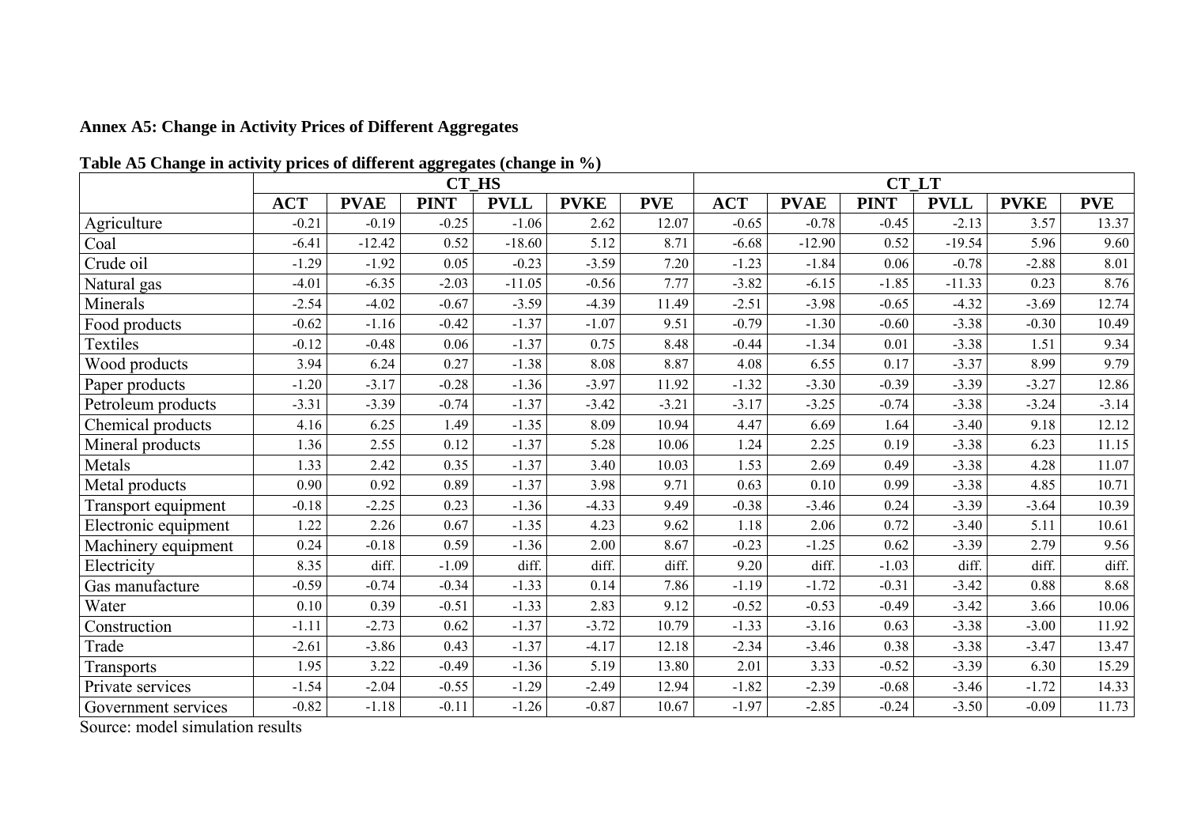## Annex A5: Change in Activity Prices of Different Aggregates

**Table A5 Change in activity prices of different aggregates (change in %)**

| | CT_HS | | | | | | CT_LT | | | | | |
|---|---|---|---|---|---|---|---|---|---|---|---|---|
| | **ACT** | **PVAE** | **PINT** | **PVLL** | **PVKE** | **PVE** | **ACT** | **PVAE** | **PINT** | **PVLL** | **PVKE** | **PVE** |
| Agriculture | -0.21 | -0.19 | -0.25 | -1.06 | 2.62 | 12.07 | -0.65 | -0.78 | -0.45 | -2.13 | 3.57 | 13.37 |
| Coal | -6.41 | -12.42 | 0.52 | -18.60 | 5.12 | 8.71 | -6.68 | -12.90 | 0.52 | -19.54 | 5.96 | 9.60 |
| Crude oil | -1.29 | -1.92 | 0.05 | -0.23 | -3.59 | 7.20 | -1.23 | -1.84 | 0.06 | -0.78 | -2.88 | 8.01 |
| Natural gas | -4.01 | -6.35 | -2.03 | -11.05 | -0.56 | 7.77 | -3.82 | -6.15 | -1.85 | -11.33 | 0.23 | 8.76 |
| Minerals | -2.54 | -4.02 | -0.67 | -3.59 | -4.39 | 11.49 | -2.51 | -3.98 | -0.65 | -4.32 | -3.69 | 12.74 |
| Food products | -0.62 | -1.16 | -0.42 | -1.37 | -1.07 | 9.51 | -0.79 | -1.30 | -0.60 | -3.38 | -0.30 | 10.49 |
| Textiles | -0.12 | -0.48 | 0.06 | -1.37 | 0.75 | 8.48 | -0.44 | -1.34 | 0.01 | -3.38 | 1.51 | 9.34 |
| Wood products | 3.94 | 6.24 | 0.27 | -1.38 | 8.08 | 8.87 | 4.08 | 6.55 | 0.17 | -3.37 | 8.99 | 9.79 |
| Paper products | -1.20 | -3.17 | -0.28 | -1.36 | -3.97 | 11.92 | -1.32 | -3.30 | -0.39 | -3.39 | -3.27 | 12.86 |
| Petroleum products | -3.31 | -3.39 | -0.74 | -1.37 | -3.42 | -3.21 | -3.17 | -3.25 | -0.74 | -3.38 | -3.24 | -3.14 |
| Chemical products | 4.16 | 6.25 | 1.49 | -1.35 | 8.09 | 10.94 | 4.47 | 6.69 | 1.64 | -3.40 | 9.18 | 12.12 |
| Mineral products | 1.36 | 2.55 | 0.12 | -1.37 | 5.28 | 10.06 | 1.24 | 2.25 | 0.19 | -3.38 | 6.23 | 11.15 |
| Metals | 1.33 | 2.42 | 0.35 | -1.37 | 3.40 | 10.03 | 1.53 | 2.69 | 0.49 | -3.38 | 4.28 | 11.07 |
| Metal products | 0.90 | 0.92 | 0.89 | -1.37 | 3.98 | 9.71 | 0.63 | 0.10 | 0.99 | -3.38 | 4.85 | 10.71 |
| Transport equipment | -0.18 | -2.25 | 0.23 | -1.36 | -4.33 | 9.49 | -0.38 | -3.46 | 0.24 | -3.39 | -3.64 | 10.39 |
| Electronic equipment | 1.22 | 2.26 | 0.67 | -1.35 | 4.23 | 9.62 | 1.18 | 2.06 | 0.72 | -3.40 | 5.11 | 10.61 |
| Machinery equipment | 0.24 | -0.18 | 0.59 | -1.36 | 2.00 | 8.67 | -0.23 | -1.25 | 0.62 | -3.39 | 2.79 | 9.56 |
| Electricity | 8.35 | diff. | -1.09 | diff. | diff. | diff. | 9.20 | diff. | -1.03 | diff. | diff. | diff. |
| Gas manufacture | -0.59 | -0.74 | -0.34 | -1.33 | 0.14 | 7.86 | -1.19 | -1.72 | -0.31 | -3.42 | 0.88 | 8.68 |
| Water | 0.10 | 0.39 | -0.51 | -1.33 | 2.83 | 9.12 | -0.52 | -0.53 | -0.49 | -3.42 | 3.66 | 10.06 |
| Construction | -1.11 | -2.73 | 0.62 | -1.37 | -3.72 | 10.79 | -1.33 | -3.16 | 0.63 | -3.38 | -3.00 | 11.92 |
| Trade | -2.61 | -3.86 | 0.43 | -1.37 | -4.17 | 12.18 | -2.34 | -3.46 | 0.38 | -3.38 | -3.47 | 13.47 |
| Transports | 1.95 | 3.22 | -0.49 | -1.36 | 5.19 | 13.80 | 2.01 | 3.33 | -0.52 | -3.39 | 6.30 | 15.29 |
| Private services | -1.54 | -2.04 | -0.55 | -1.29 | -2.49 | 12.94 | -1.82 | -2.39 | -0.68 | -3.46 | -1.72 | 14.33 |
| Government services | -0.82 | -1.18 | -0.11 | -1.26 | -0.87 | 10.67 | -1.97 | -2.85 | -0.24 | -3.50 | -0.09 | 11.73 |

Source: model simulation results